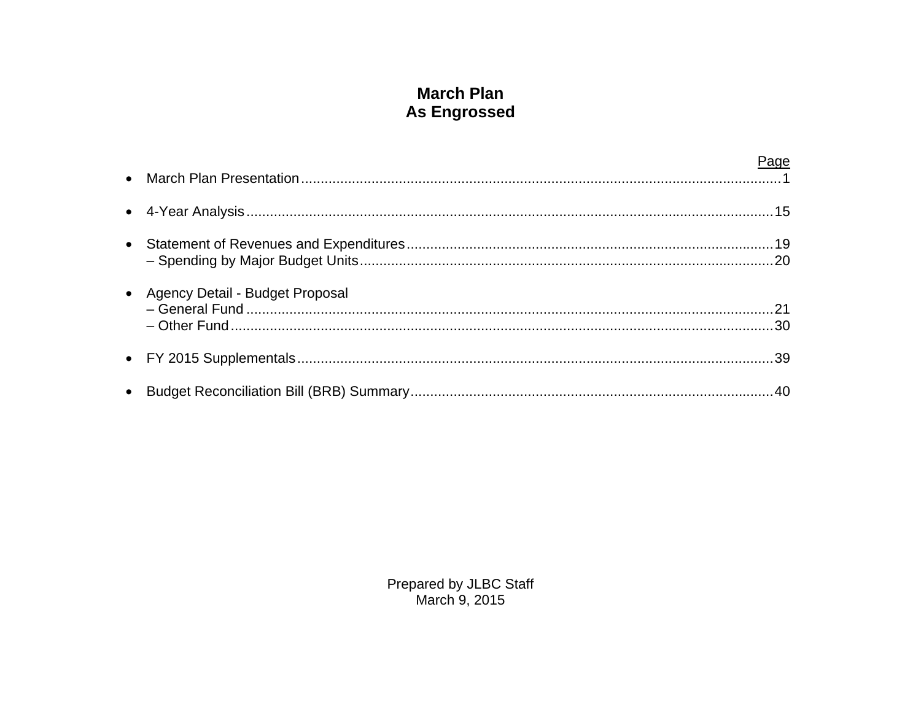# March Plan
# As Engrossed

| | Page |
|---|---|
| • March Plan Presentation | 1 |
| • 4-Year Analysis | 15 |
| • Statement of Revenues and Expenditures | 19 |
| – Spending by Major Budget Units | 20 |
| • Agency Detail - Budget Proposal | |
| – General Fund | 21 |
| – Other Fund | 30 |
| • FY 2015 Supplementals | 39 |
| • Budget Reconciliation Bill (BRB) Summary | 40 |

Prepared by JLBC Staff
March 9, 2015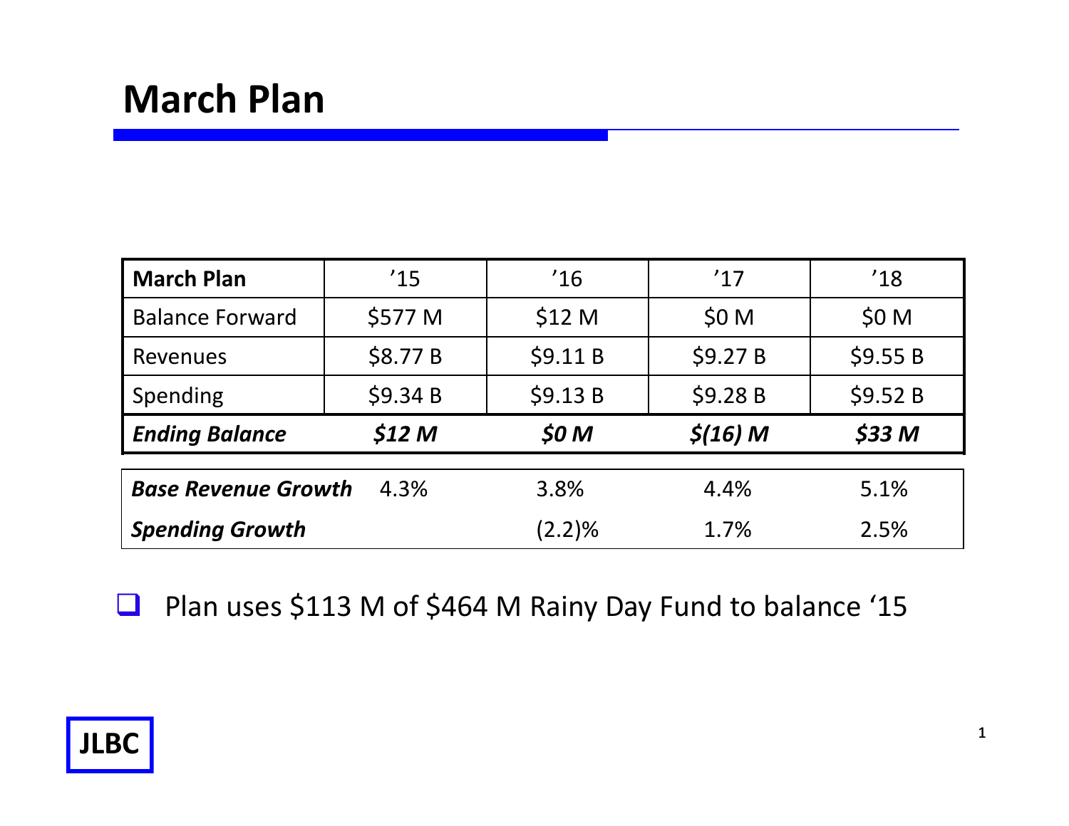# March Plan

| March Plan | '15 | '16 | '17 | '18 |
|---|---|---|---|---|
| Balance Forward | $577 M | $12 M | $0 M | $0 M |
| Revenues | $8.77 B | $9.11 B | $9.27 B | $9.55 B |
| Spending | $9.34 B | $9.13 B | $9.28 B | $9.52 B |
| ***Ending Balance*** | ***$12 M*** | ***$0 M*** | ***$(16) M*** | ***$33 M*** |

| | '15 | '16 | '17 | '18 |
|---|---|---|---|---|
| ***Base Revenue Growth*** | 4.3% | 3.8% | 4.4% | 5.1% |
| ***Spending Growth*** | | (2.2)% | 1.7% | 2.5% |

- Plan uses $113 M of $464 M Rainy Day Fund to balance '15

JLBC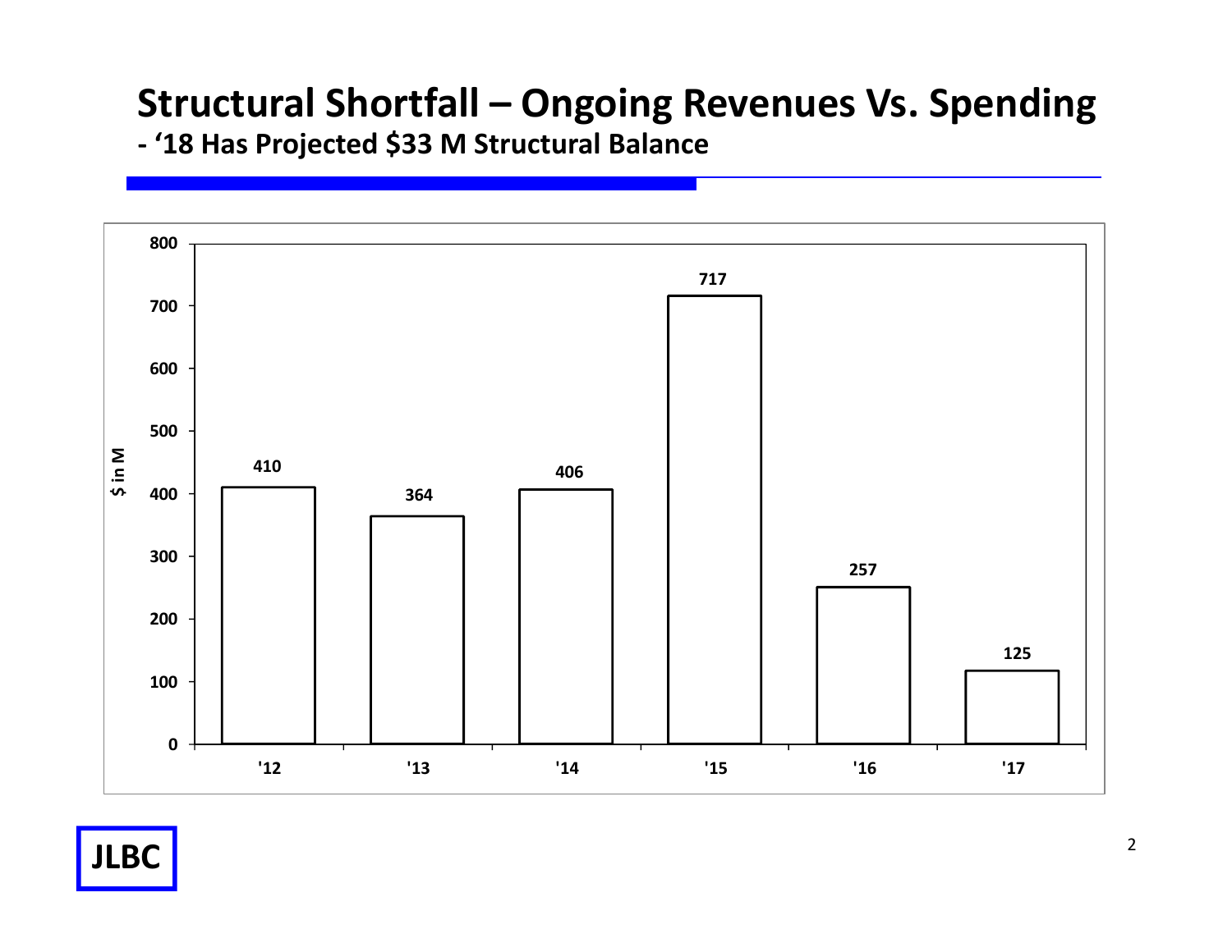# Structural Shortfall – Ongoing Revenues Vs. Spending

## - '18 Has Projected $33 M Structural Balance

| Year | $ in M |
| --- | --- |
| '12 | 410 |
| '13 | 364 |
| '14 | 406 |
| '15 | 717 |
| '16 | 257 |
| '17 | 125 |

JLBC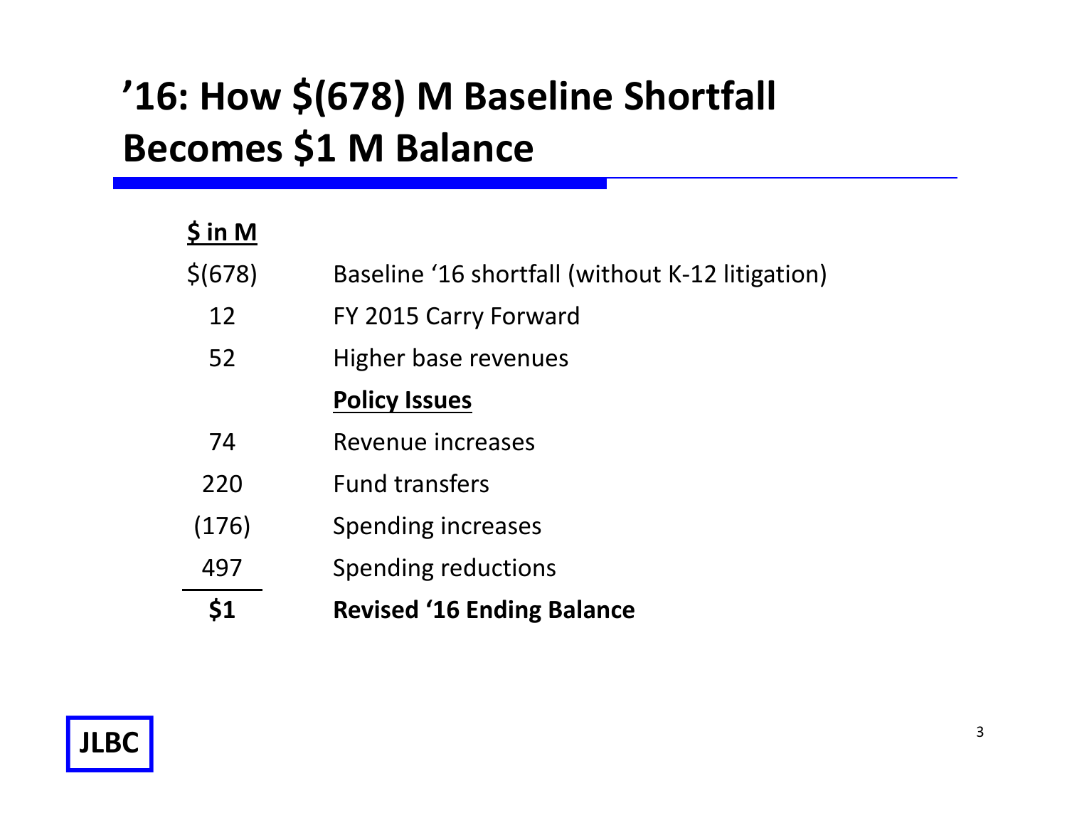# '16: How $(678) M Baseline Shortfall Becomes $1 M Balance

| $ in M | |
|---|---|
| $(678) | Baseline '16 shortfall (without K-12 litigation) |
| 12 | FY 2015 Carry Forward |
| 52 | Higher base revenues |
| | **Policy Issues** |
| 74 | Revenue increases |
| 220 | Fund transfers |
| (176) | Spending increases |
| 497 | Spending reductions |
| **$1** | **Revised '16 Ending Balance** |

JLBC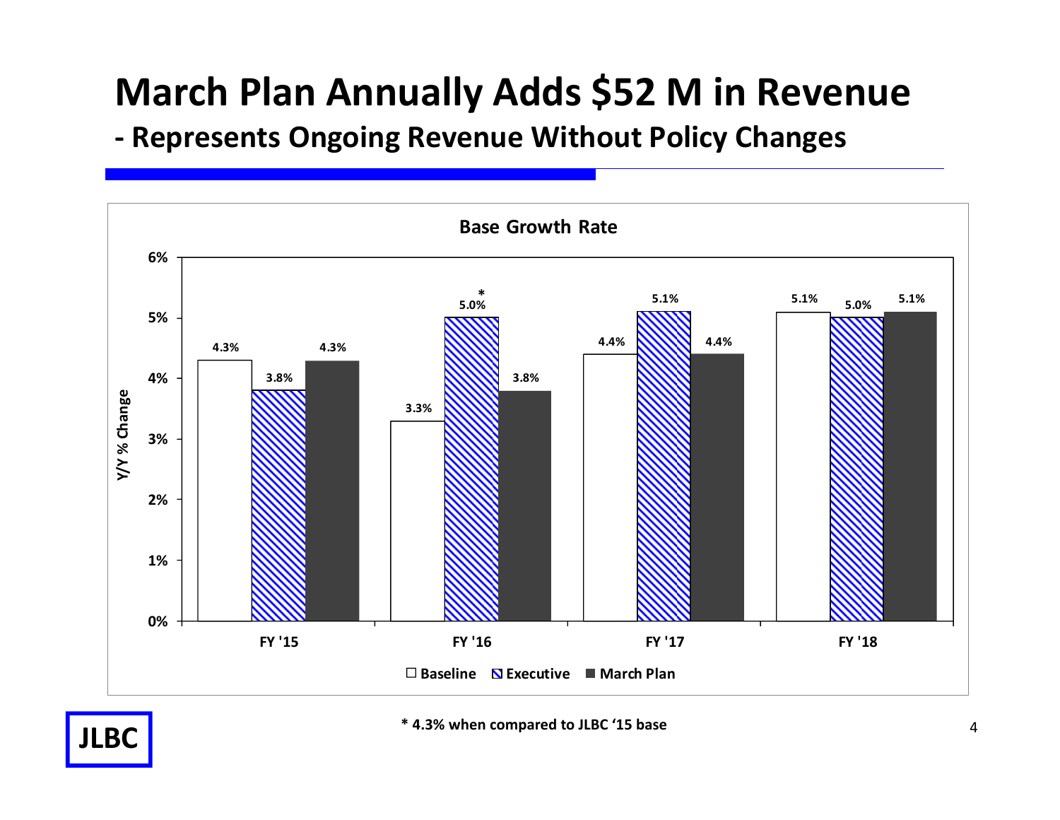# March Plan Annually Adds $52 M in Revenue

## - Represents Ongoing Revenue Without Policy Changes

**Base Growth Rate**

| Y/Y % Change | Baseline | Executive | March Plan |
| --- | --- | --- | --- |
| FY '15 | 4.3% | 3.8% | 4.3% |
| FY '16 | 3.3% | 5.0%* | 3.8% |
| FY '17 | 4.4% | 5.1% | 4.4% |
| FY '18 | 5.1% | 5.0% | 5.1% |

\* 4.3% when compared to JLBC '15 base

JLBC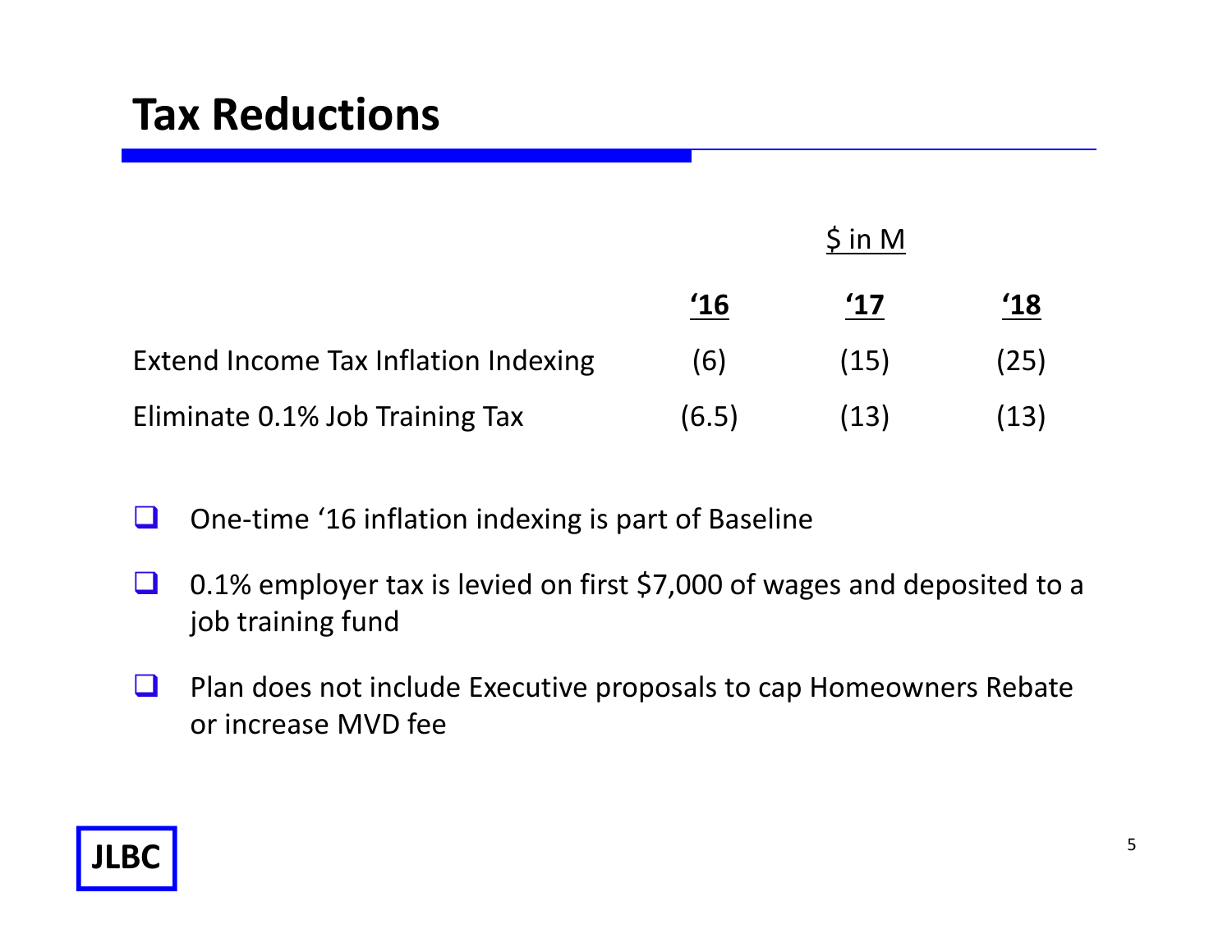# Tax Reductions

| | $ in M | | |
|---|---|---|---|
| | **'16** | **'17** | **'18** |
| Extend Income Tax Inflation Indexing | (6) | (15) | (25) |
| Eliminate 0.1% Job Training Tax | (6.5) | (13) | (13) |

- One-time '16 inflation indexing is part of Baseline
- 0.1% employer tax is levied on first $7,000 of wages and deposited to a job training fund
- Plan does not include Executive proposals to cap Homeowners Rebate or increase MVD fee

JLBC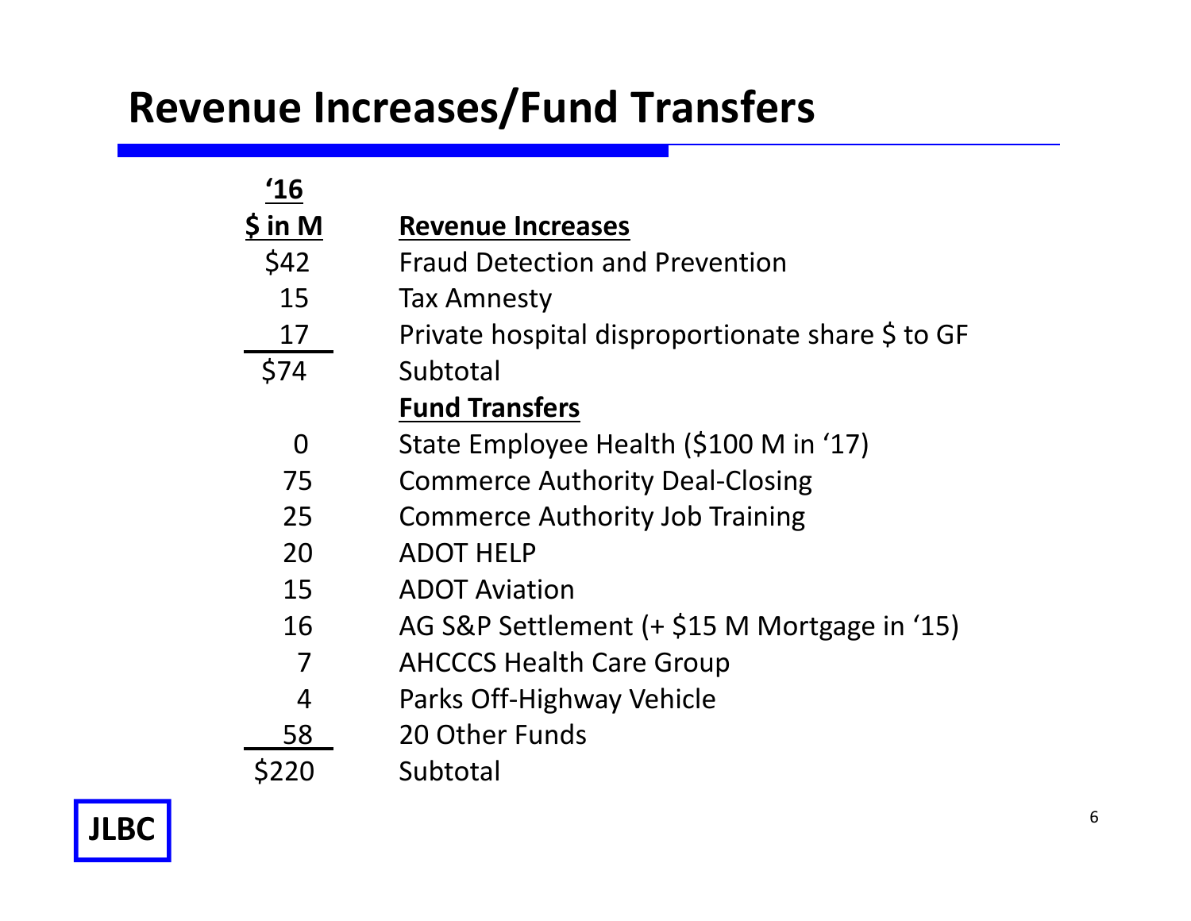# Revenue Increases/Fund Transfers

| '16 $ in M | Revenue Increases |
|---|---|
| $42 | Fraud Detection and Prevention |
| 15 | Tax Amnesty |
| 17 | Private hospital disproportionate share $ to GF |
| $74 | Subtotal |
| | **Fund Transfers** |
| 0 | State Employee Health ($100 M in '17) |
| 75 | Commerce Authority Deal-Closing |
| 25 | Commerce Authority Job Training |
| 20 | ADOT HELP |
| 15 | ADOT Aviation |
| 16 | AG S&P Settlement (+ $15 M Mortgage in '15) |
| 7 | AHCCCS Health Care Group |
| 4 | Parks Off-Highway Vehicle |
| 58 | 20 Other Funds |
| $220 | Subtotal |

JLBC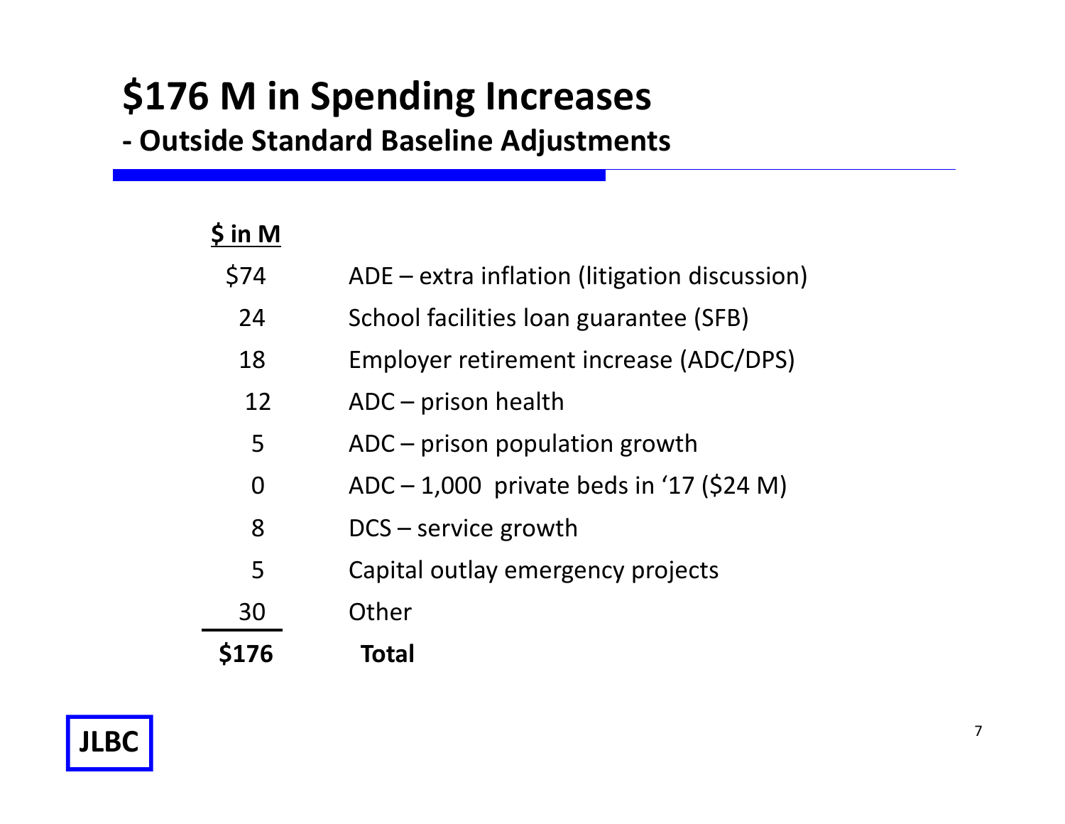# $176 M in Spending Increases

## - Outside Standard Baseline Adjustments

| $ in M | |
|---|---|
| $74 | ADE – extra inflation (litigation discussion) |
| 24 | School facilities loan guarantee (SFB) |
| 18 | Employer retirement increase (ADC/DPS) |
| 12 | ADC – prison health |
| 5 | ADC – prison population growth |
| 0 | ADC – 1,000 private beds in '17 ($24 M) |
| 8 | DCS – service growth |
| 5 | Capital outlay emergency projects |
| 30 | Other |
| **$176** | **Total** |

JLBC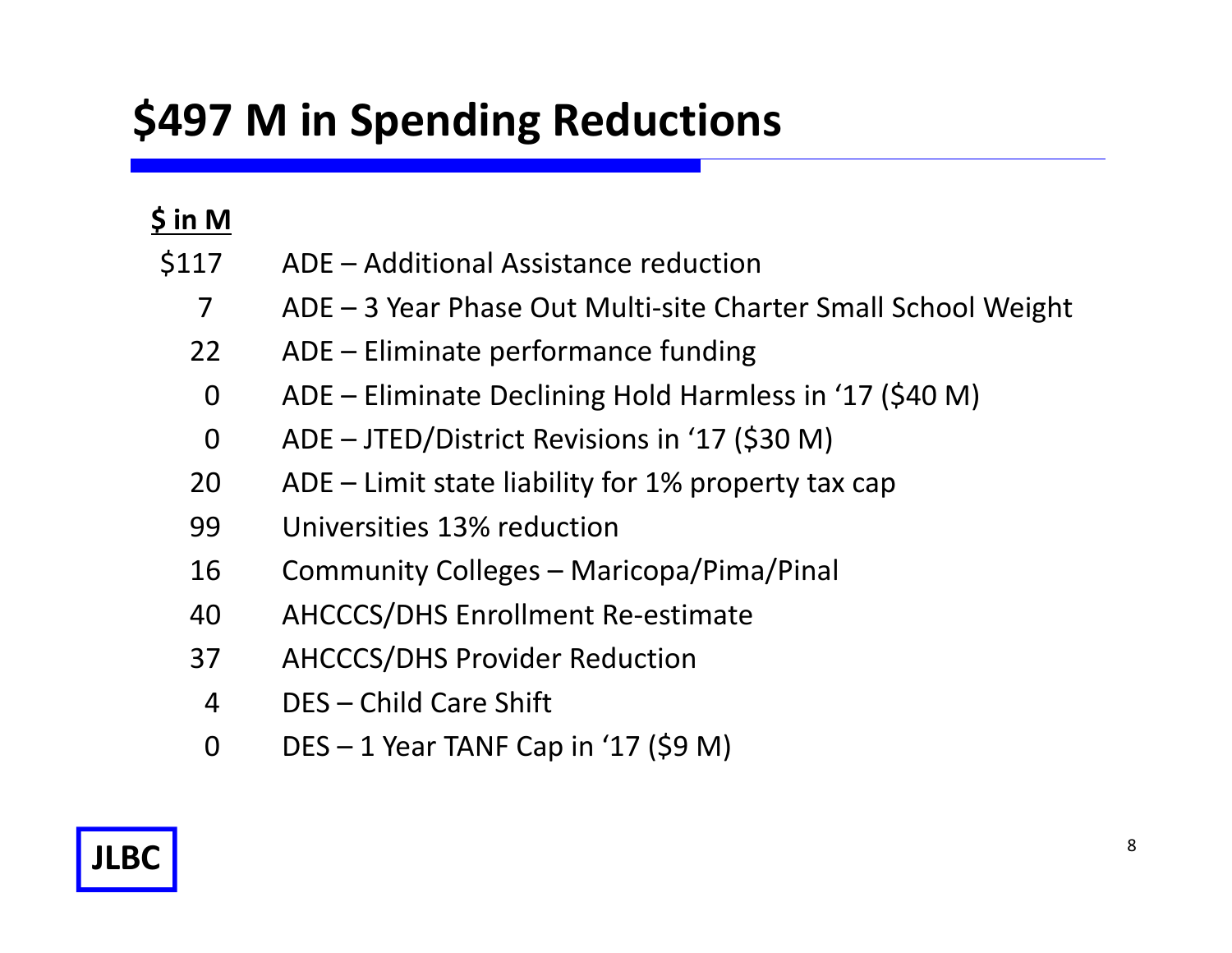# $497 M in Spending Reductions

| $ in M | |
|---|---|
| $117 | ADE – Additional Assistance reduction |
| 7 | ADE – 3 Year Phase Out Multi-site Charter Small School Weight |
| 22 | ADE – Eliminate performance funding |
| 0 | ADE – Eliminate Declining Hold Harmless in '17 ($40 M) |
| 0 | ADE – JTED/District Revisions in '17 ($30 M) |
| 20 | ADE – Limit state liability for 1% property tax cap |
| 99 | Universities 13% reduction |
| 16 | Community Colleges – Maricopa/Pima/Pinal |
| 40 | AHCCCS/DHS Enrollment Re-estimate |
| 37 | AHCCCS/DHS Provider Reduction |
| 4 | DES – Child Care Shift |
| 0 | DES – 1 Year TANF Cap in '17 ($9 M) |

JLBC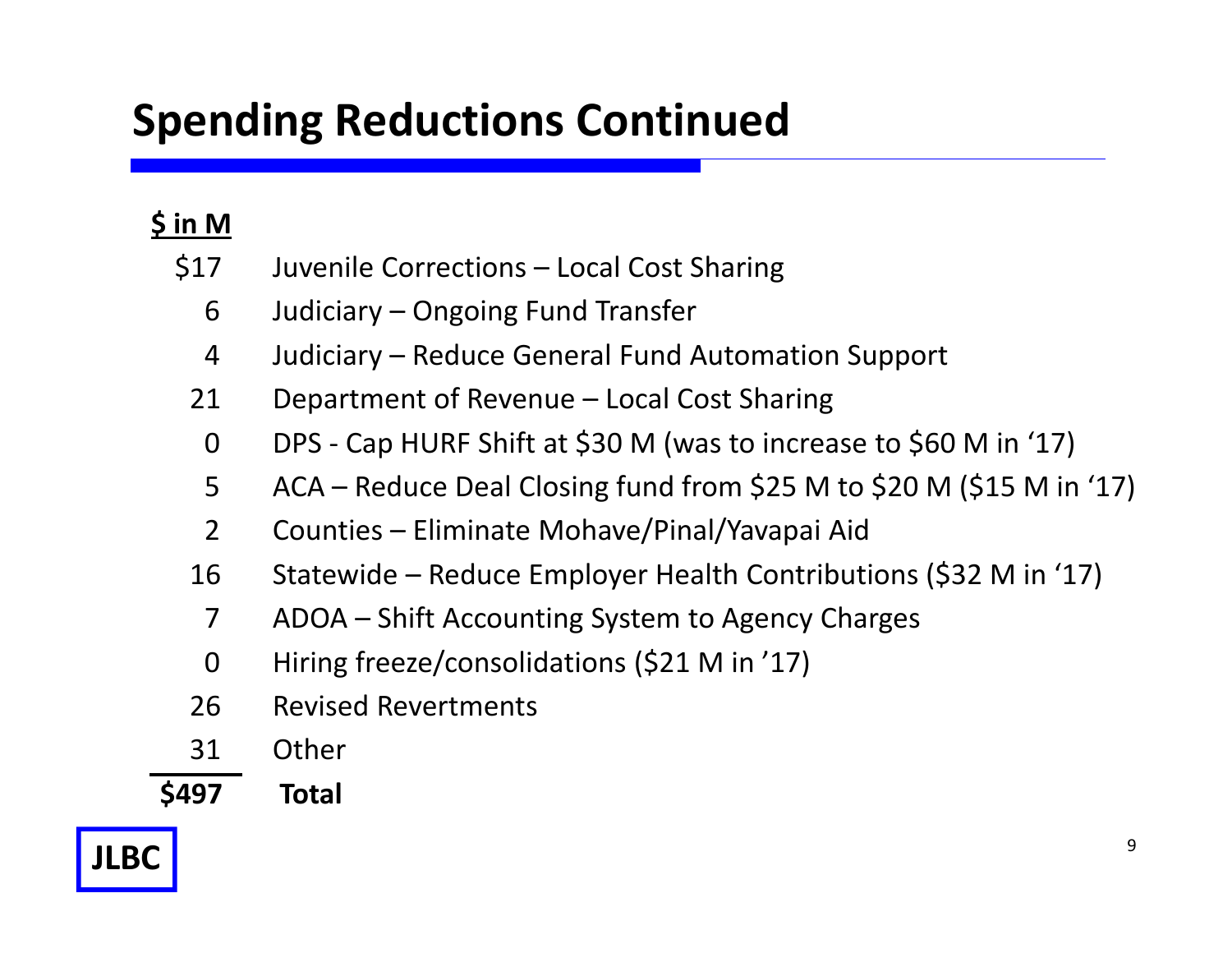# Spending Reductions Continued

| $ in M | |
|---|---|
| $17 | Juvenile Corrections – Local Cost Sharing |
| 6 | Judiciary – Ongoing Fund Transfer |
| 4 | Judiciary – Reduce General Fund Automation Support |
| 21 | Department of Revenue – Local Cost Sharing |
| 0 | DPS - Cap HURF Shift at $30 M (was to increase to $60 M in '17) |
| 5 | ACA – Reduce Deal Closing fund from $25 M to $20 M ($15 M in '17) |
| 2 | Counties – Eliminate Mohave/Pinal/Yavapai Aid |
| 16 | Statewide – Reduce Employer Health Contributions ($32 M in '17) |
| 7 | ADOA – Shift Accounting System to Agency Charges |
| 0 | Hiring freeze/consolidations ($21 M in '17) |
| 26 | Revised Revertments |
| 31 | Other |
| **$497** | **Total** |

JLBC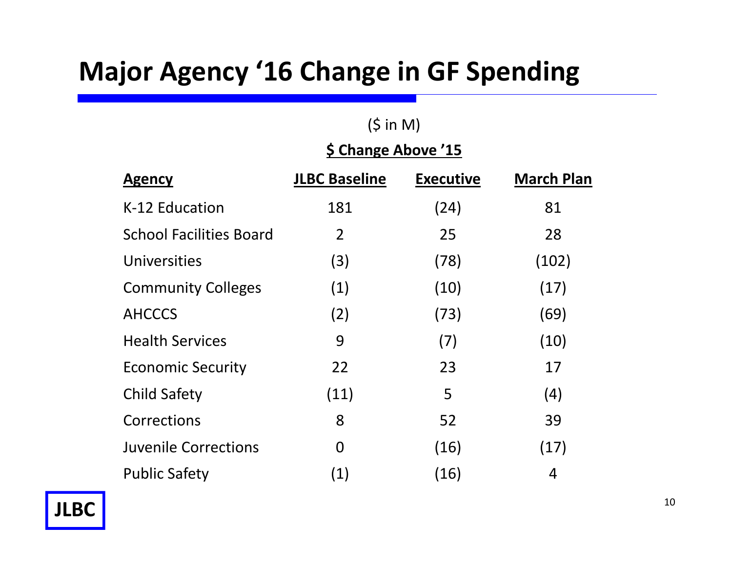# Major Agency '16 Change in GF Spending

($ in M)

| Agency | JLBC Baseline | Executive | March Plan |
|---|---|---|---|
| | **$ Change Above '15** | | |
| K-12 Education | 181 | (24) | 81 |
| School Facilities Board | 2 | 25 | 28 |
| Universities | (3) | (78) | (102) |
| Community Colleges | (1) | (10) | (17) |
| AHCCCS | (2) | (73) | (69) |
| Health Services | 9 | (7) | (10) |
| Economic Security | 22 | 23 | 17 |
| Child Safety | (11) | 5 | (4) |
| Corrections | 8 | 52 | 39 |
| Juvenile Corrections | 0 | (16) | (17) |
| Public Safety | (1) | (16) | 4 |

JLBC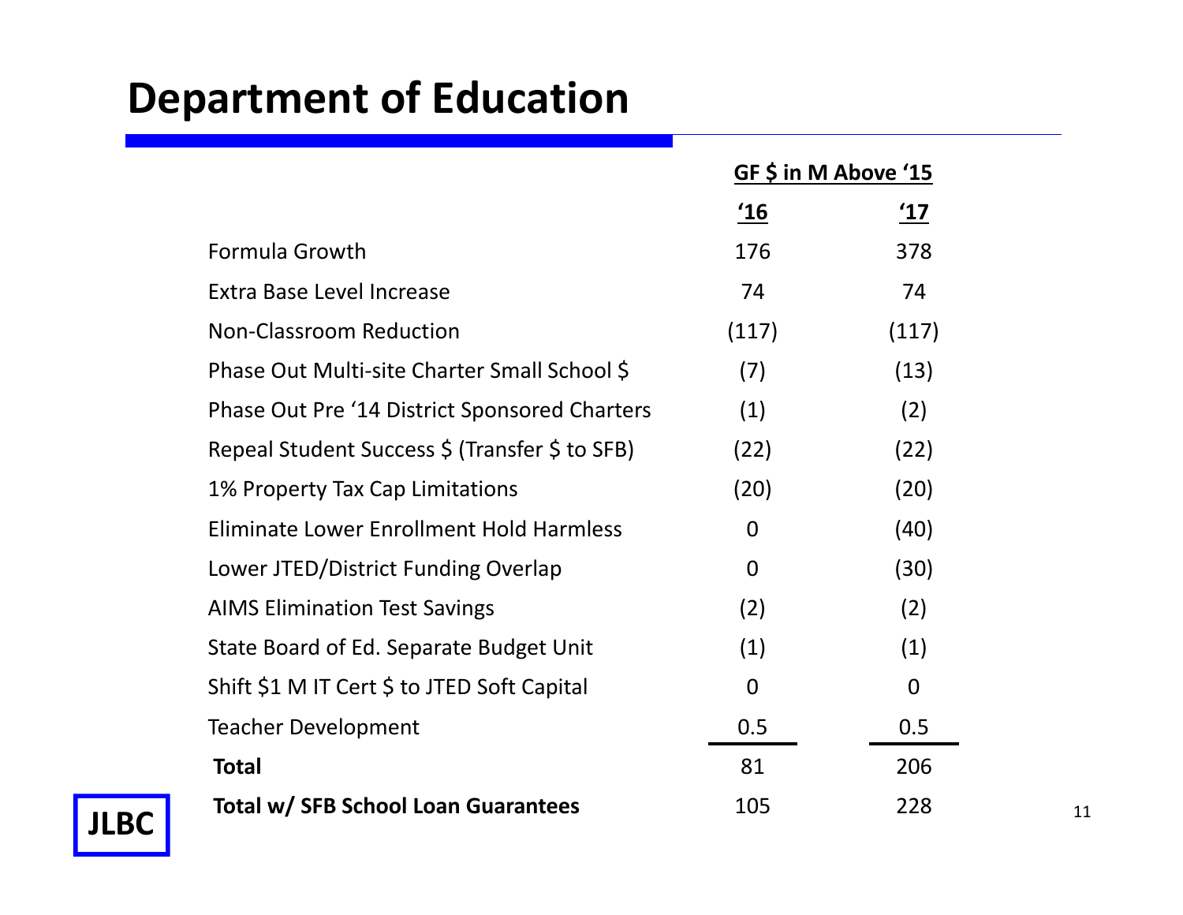# Department of Education

| | GF $ in M Above '15 | |
|---|---|---|
| | '16 | '17 |
| Formula Growth | 176 | 378 |
| Extra Base Level Increase | 74 | 74 |
| Non-Classroom Reduction | (117) | (117) |
| Phase Out Multi-site Charter Small School $ | (7) | (13) |
| Phase Out Pre '14 District Sponsored Charters | (1) | (2) |
| Repeal Student Success $ (Transfer $ to SFB) | (22) | (22) |
| 1% Property Tax Cap Limitations | (20) | (20) |
| Eliminate Lower Enrollment Hold Harmless | 0 | (40) |
| Lower JTED/District Funding Overlap | 0 | (30) |
| AIMS Elimination Test Savings | (2) | (2) |
| State Board of Ed. Separate Budget Unit | (1) | (1) |
| Shift $1 M IT Cert $ to JTED Soft Capital | 0 | 0 |
| Teacher Development | 0.5 | 0.5 |
| **Total** | 81 | 206 |
| **Total w/ SFB School Loan Guarantees** | 105 | 228 |

JLBC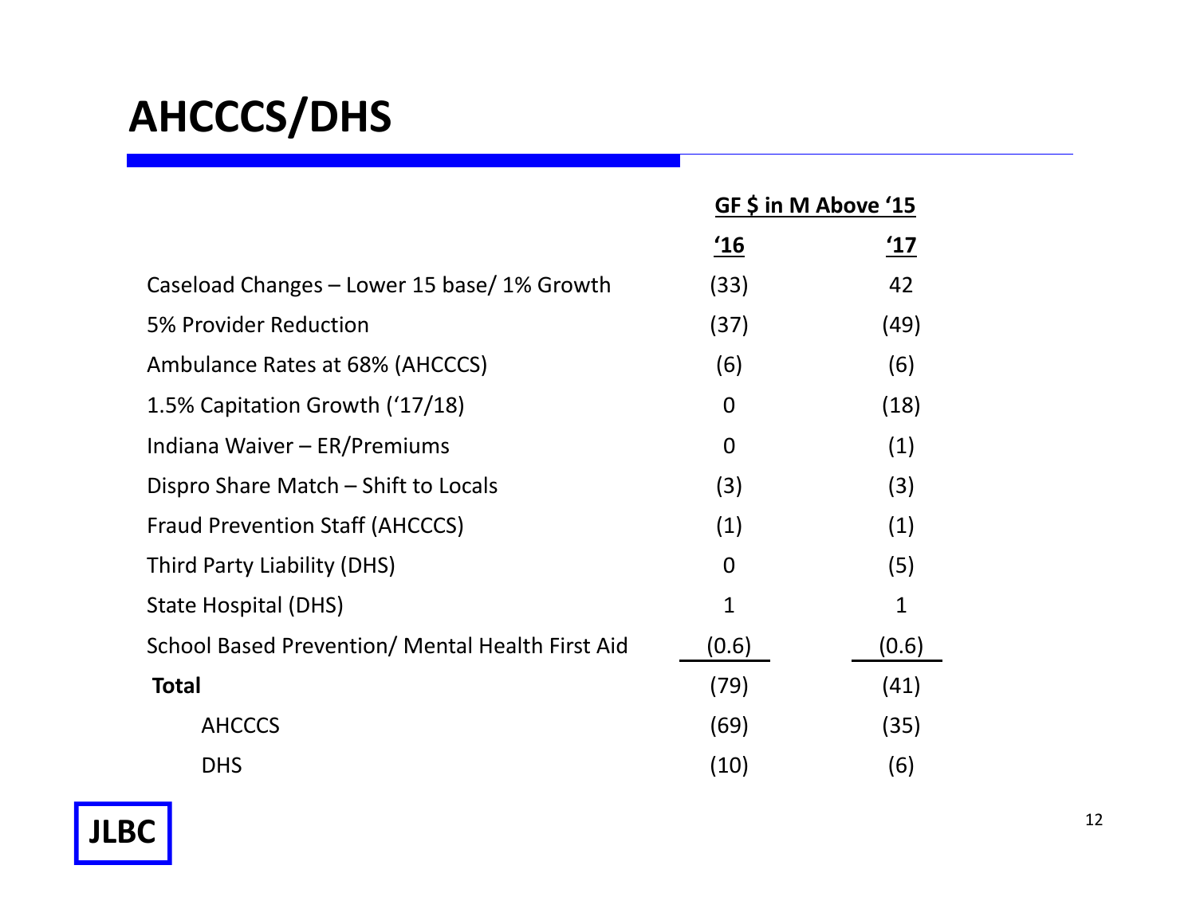# AHCCCS/DHS

| | GF $ in M Above '15 | |
|---|---|---|
| | '16 | '17 |
| Caseload Changes – Lower 15 base/ 1% Growth | (33) | 42 |
| 5% Provider Reduction | (37) | (49) |
| Ambulance Rates at 68% (AHCCCS) | (6) | (6) |
| 1.5% Capitation Growth ('17/18) | 0 | (18) |
| Indiana Waiver – ER/Premiums | 0 | (1) |
| Dispro Share Match – Shift to Locals | (3) | (3) |
| Fraud Prevention Staff (AHCCCS) | (1) | (1) |
| Third Party Liability (DHS) | 0 | (5) |
| State Hospital (DHS) | 1 | 1 |
| School Based Prevention/ Mental Health First Aid | (0.6) | (0.6) |
| **Total** | (79) | (41) |
| AHCCCS | (69) | (35) |
| DHS | (10) | (6) |

JLBC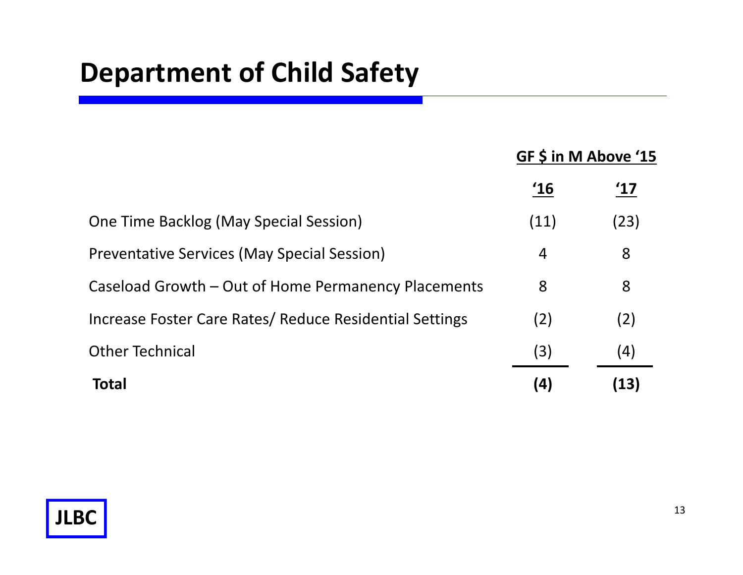# Department of Child Safety

| | GF $ in M Above '15 | |
|---|---|---|
| | **'16** | **'17** |
| One Time Backlog (May Special Session) | (11) | (23) |
| Preventative Services (May Special Session) | 4 | 8 |
| Caseload Growth – Out of Home Permanency Placements | 8 | 8 |
| Increase Foster Care Rates/ Reduce Residential Settings | (2) | (2) |
| Other Technical | (3) | (4) |
| **Total** | **(4)** | **(13)** |

JLBC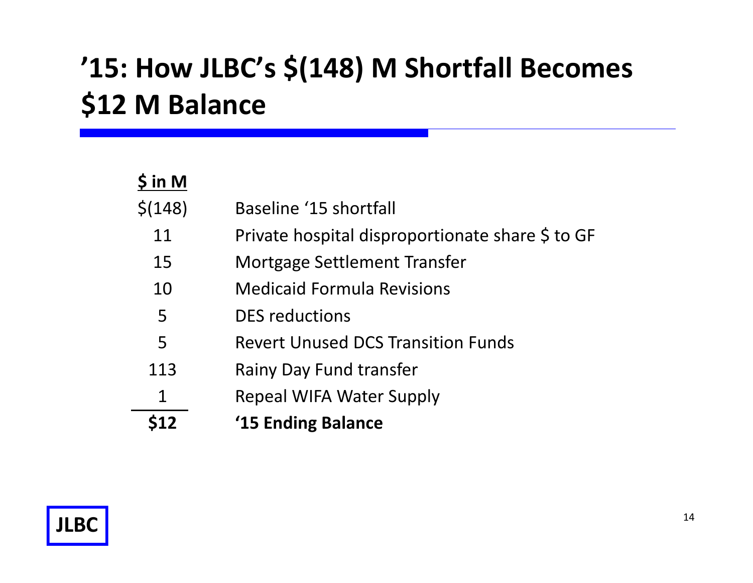# '15: How JLBC's $(148) M Shortfall Becomes $12 M Balance

| $ in M | |
|---|---|
| $(148) | Baseline '15 shortfall |
| 11 | Private hospital disproportionate share $ to GF |
| 15 | Mortgage Settlement Transfer |
| 10 | Medicaid Formula Revisions |
| 5 | DES reductions |
| 5 | Revert Unused DCS Transition Funds |
| 113 | Rainy Day Fund transfer |
| 1 | Repeal WIFA Water Supply |
| **$12** | **'15 Ending Balance** |

JLBC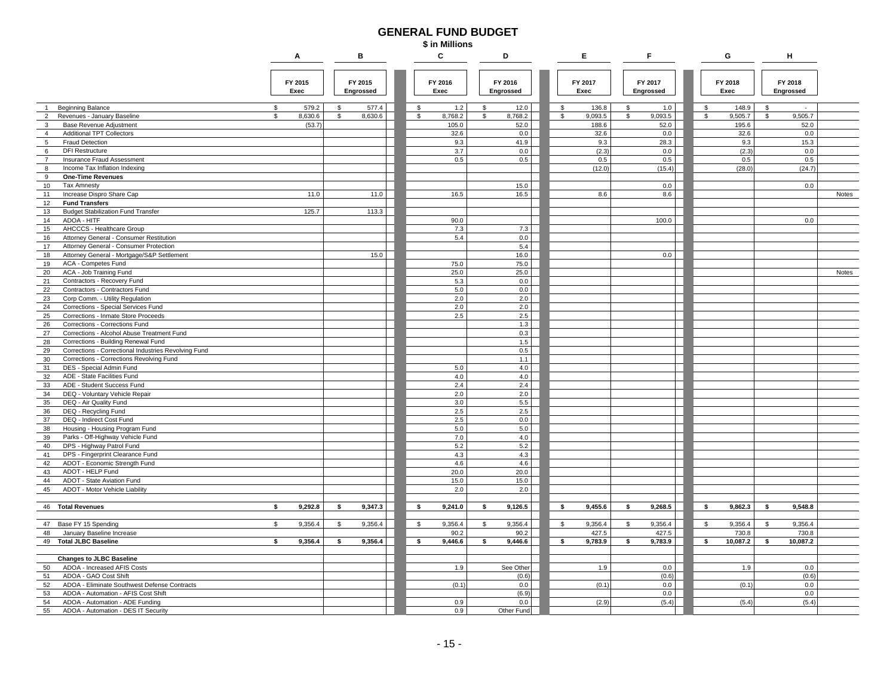# GENERAL FUND BUDGET

**$ in Millions**

| | | A | B | C | D | E | F | G | H | |
|---|---|---|---|---|---|---|---|---|---|---|
| | | **FY 2015 Exec** | **FY 2015 Engrossed** | **FY 2016 Exec** | **FY 2016 Engrossed** | **FY 2017 Exec** | **FY 2017 Engrossed** | **FY 2018 Exec** | **FY 2018 Engrossed** | |
| 1 | Beginning Balance | $ 579.2 | $ 577.4 | $ 1.2 | $ 12.0 | $ 136.8 | $ 1.0 | $ 148.9 | $ - | |
| 2 | Revenues - January Baseline | $ 8,630.6 | $ 8,630.6 | $ 8,768.2 | $ 8,768.2 | $ 9,093.5 | $ 9,093.5 | $ 9,505.7 | $ 9,505.7 | |
| 3 | Base Revenue Adjustment | (53.7) | | 105.0 | 52.0 | 188.6 | 52.0 | 195.6 | 52.0 | |
| 4 | Additional TPT Collectors | | | 32.6 | 0.0 | 32.6 | 0.0 | 32.6 | 0.0 | |
| 5 | Fraud Detection | | | 9.3 | 41.9 | 9.3 | 28.3 | 9.3 | 15.3 | |
| 6 | DFI Restructure | | | 3.7 | 0.0 | (2.3) | 0.0 | (2.3) | 0.0 | |
| 7 | Insurance Fraud Assessment | | | 0.5 | 0.5 | 0.5 | 0.5 | 0.5 | 0.5 | |
| 8 | Income Tax Inflation Indexing | | | | | (12.0) | (15.4) | (28.0) | (24.7) | |
| 9 | **One-Time Revenues** | | | | | | | | | |
| 10 | Tax Amnesty | | | | 15.0 | | 0.0 | | 0.0 | |
| 11 | Increase Dispro Share Cap | 11.0 | 11.0 | 16.5 | 16.5 | 8.6 | 8.6 | | | Notes |
| 12 | **Fund Transfers** | | | | | | | | | |
| 13 | Budget Stabilization Fund Transfer | 125.7 | 113.3 | | | | | | | |
| 14 | ADOA - HITF | | | 90.0 | | | 100.0 | | 0.0 | |
| 15 | AHCCCS - Healthcare Group | | | 7.3 | 7.3 | | | | | |
| 16 | Attorney General - Consumer Restitution | | | 5.4 | 0.0 | | | | | |
| 17 | Attorney General - Consumer Protection | | | | 5.4 | | | | | |
| 18 | Attorney General - Mortgage/S&P Settlement | | 15.0 | | 16.0 | | 0.0 | | | |
| 19 | ACA - Competes Fund | | | 75.0 | 75.0 | | | | | |
| 20 | ACA - Job Training Fund | | | 25.0 | 25.0 | | | | | Notes |
| 21 | Contractors - Recovery Fund | | | 5.3 | 0.0 | | | | | |
| 22 | Contractors - Contractors Fund | | | 5.0 | 0.0 | | | | | |
| 23 | Corp Comm. - Utility Regulation | | | 2.0 | 2.0 | | | | | |
| 24 | Corrections - Special Services Fund | | | 2.0 | 2.0 | | | | | |
| 25 | Corrections - Inmate Store Proceeds | | | 2.5 | 2.5 | | | | | |
| 26 | Corrections - Corrections Fund | | | | 1.3 | | | | | |
| 27 | Corrections - Alcohol Abuse Treatment Fund | | | | 0.3 | | | | | |
| 28 | Corrections - Building Renewal Fund | | | | 1.5 | | | | | |
| 29 | Corrections - Correctional Industries Revolving Fund | | | | 0.5 | | | | | |
| 30 | Corrections - Corrections Revolving Fund | | | | 1.1 | | | | | |
| 31 | DES - Special Admin Fund | | | 5.0 | 4.0 | | | | | |
| 32 | ADE - State Facilities Fund | | | 4.0 | 4.0 | | | | | |
| 33 | ADE - Student Success Fund | | | 2.4 | 2.4 | | | | | |
| 34 | DEQ - Voluntary Vehicle Repair | | | 2.0 | 2.0 | | | | | |
| 35 | DEQ - Air Quality Fund | | | 3.0 | 5.5 | | | | | |
| 36 | DEQ - Recycling Fund | | | 2.5 | 2.5 | | | | | |
| 37 | DEQ - Indirect Cost Fund | | | 2.5 | 0.0 | | | | | |
| 38 | Housing - Housing Program Fund | | | 5.0 | 5.0 | | | | | |
| 39 | Parks - Off-Highway Vehicle Fund | | | 7.0 | 4.0 | | | | | |
| 40 | DPS - Highway Patrol Fund | | | 5.2 | 5.2 | | | | | |
| 41 | DPS - Fingerprint Clearance Fund | | | 4.3 | 4.3 | | | | | |
| 42 | ADOT - Economic Strength Fund | | | 4.6 | 4.6 | | | | | |
| 43 | ADOT - HELP Fund | | | 20.0 | 20.0 | | | | | |
| 44 | ADOT - State Aviation Fund | | | 15.0 | 15.0 | | | | | |
| 45 | ADOT - Motor Vehicle Liability | | | 2.0 | 2.0 | | | | | |
| 46 | **Total Revenues** | **$ 9,292.8** | **$ 9,347.3** | **$ 9,241.0** | **$ 9,126.5** | **$ 9,455.6** | **$ 9,268.5** | **$ 9,862.3** | **$ 9,548.8** | |
| 47 | Base FY 15 Spending | $ 9,356.4 | $ 9,356.4 | $ 9,356.4 | $ 9,356.4 | $ 9,356.4 | $ 9,356.4 | $ 9,356.4 | $ 9,356.4 | |
| 48 | January Baseline Increase | | | 90.2 | 90.2 | 427.5 | 427.5 | 730.8 | 730.8 | |
| 49 | **Total JLBC Baseline** | **$ 9,356.4** | **$ 9,356.4** | **$ 9,446.6** | **$ 9,446.6** | **$ 9,783.9** | **$ 9,783.9** | **$ 10,087.2** | **$ 10,087.2** | |
| | **Changes to JLBC Baseline** | | | | | | | | | |
| 50 | ADOA - Increased AFIS Costs | | | 1.9 | See Other | 1.9 | 0.0 | 1.9 | 0.0 | |
| 51 | ADOA - GAO Cost Shift | | | | (0.6) | | (0.6) | | (0.6) | |
| 52 | ADOA - Eliminate Southwest Defense Contracts | | | (0.1) | 0.0 | (0.1) | 0.0 | (0.1) | 0.0 | |
| 53 | ADOA - Automation - AFIS Cost Shift | | | | (6.9) | | 0.0 | | 0.0 | |
| 54 | ADOA - Automation - ADE Funding | | | 0.9 | 0.0 | (2.9) | (5.4) | (5.4) | (5.4) | |
| 55 | ADOA - Automation - DES IT Security | | | 0.9 | Other Fund | | | | | |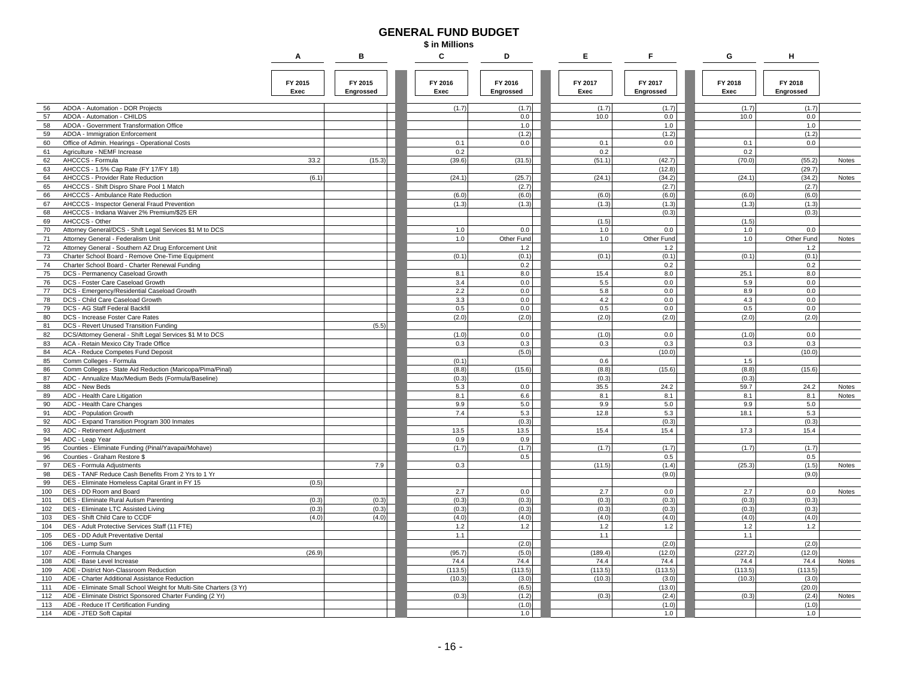# GENERAL FUND BUDGET

**$ in Millions**

| | | A | B | C | D | E | F | G | H | |
|---|---|---|---|---|---|---|---|---|---|---|
| | | FY 2015 Exec | FY 2015 Engrossed | FY 2016 Exec | FY 2016 Engrossed | FY 2017 Exec | FY 2017 Engrossed | FY 2018 Exec | FY 2018 Engrossed | |
| 56 | ADOA - Automation - DOR Projects | | | (1.7) | (1.7) | (1.7) | (1.7) | (1.7) | (1.7) | |
| 57 | ADOA - Automation - CHILDS | | | | 0.0 | 10.0 | 0.0 | 10.0 | 0.0 | |
| 58 | ADOA - Government Transformation Office | | | | 1.0 | | 1.0 | | 1.0 | |
| 59 | ADOA - Immigration Enforcement | | | | (1.2) | | (1.2) | | (1.2) | |
| 60 | Office of Admin. Hearings - Operational Costs | | | 0.1 | 0.0 | 0.1 | 0.0 | 0.1 | 0.0 | |
| 61 | Agriculture - NEMF Increase | | | 0.2 | | 0.2 | | 0.2 | | |
| 62 | AHCCCS - Formula | 33.2 | (15.3) | (39.6) | (31.5) | (51.1) | (42.7) | (70.0) | (55.2) | Notes |
| 63 | AHCCCS - 1.5% Cap Rate (FY 17/FY 18) | | | | | | (12.8) | | (29.7) | |
| 64 | AHCCCS - Provider Rate Reduction | (6.1) | | (24.1) | (25.7) | (24.1) | (34.2) | (24.1) | (34.2) | Notes |
| 65 | AHCCCS - Shift Dispro Share Pool 1 Match | | | | (2.7) | | (2.7) | | (2.7) | |
| 66 | AHCCCS - Ambulance Rate Reduction | | | (6.0) | (6.0) | (6.0) | (6.0) | (6.0) | (6.0) | |
| 67 | AHCCCS - Inspector General Fraud Prevention | | | (1.3) | (1.3) | (1.3) | (1.3) | (1.3) | (1.3) | |
| 68 | AHCCCS - Indiana Waiver 2% Premium/$25 ER | | | | | | (0.3) | | (0.3) | |
| 69 | AHCCCS - Other | | | | | (1.5) | | (1.5) | | |
| 70 | Attorney General/DCS - Shift Legal Services $1 M to DCS | | | 1.0 | 0.0 | 1.0 | 0.0 | 1.0 | 0.0 | |
| 71 | Attorney General - Federalism Unit | | | 1.0 | Other Fund | 1.0 | Other Fund | 1.0 | Other Fund | Notes |
| 72 | Attorney General - Southern AZ Drug Enforcement Unit | | | | 1.2 | | 1.2 | | 1.2 | |
| 73 | Charter School Board - Remove One-Time Equipment | | | (0.1) | (0.1) | (0.1) | (0.1) | (0.1) | (0.1) | |
| 74 | Charter School Board - Charter Renewal Funding | | | | 0.2 | | 0.2 | | 0.2 | |
| 75 | DCS - Permanency Caseload Growth | | | 8.1 | 8.0 | 15.4 | 8.0 | 25.1 | 8.0 | |
| 76 | DCS - Foster Care Caseload Growth | | | 3.4 | 0.0 | 5.5 | 0.0 | 5.9 | 0.0 | |
| 77 | DCS - Emergency/Residential Caseload Growth | | | 2.2 | 0.0 | 5.8 | 0.0 | 8.9 | 0.0 | |
| 78 | DCS - Child Care Caseload Growth | | | 3.3 | 0.0 | 4.2 | 0.0 | 4.3 | 0.0 | |
| 79 | DCS - AG Staff Federal Backfill | | | 0.5 | 0.0 | 0.5 | 0.0 | 0.5 | 0.0 | |
| 80 | DCS - Increase Foster Care Rates | | | (2.0) | (2.0) | (2.0) | (2.0) | (2.0) | (2.0) | |
| 81 | DCS - Revert Unused Transition Funding | | (5.5) | | | | | | | |
| 82 | DCS/Attorney General - Shift Legal Services $1 M to DCS | | | (1.0) | 0.0 | (1.0) | 0.0 | (1.0) | 0.0 | |
| 83 | ACA - Retain Mexico City Trade Office | | | 0.3 | 0.3 | 0.3 | 0.3 | 0.3 | 0.3 | |
| 84 | ACA - Reduce Competes Fund Deposit | | | | (5.0) | | (10.0) | | (10.0) | |
| 85 | Comm Colleges - Formula | | | (0.1) | | 0.6 | | 1.5 | | |
| 86 | Comm Colleges - State Aid Reduction (Maricopa/Pima/Pinal) | | | (8.8) | (15.6) | (8.8) | (15.6) | (8.8) | (15.6) | |
| 87 | ADC - Annualize Max/Medium Beds (Formula/Baseline) | | | (0.3) | | (0.3) | | (0.3) | | |
| 88 | ADC - New Beds | | | 5.3 | 0.0 | 35.5 | 24.2 | 59.7 | 24.2 | Notes |
| 89 | ADC - Health Care Litigation | | | 8.1 | 6.6 | 8.1 | 8.1 | 8.1 | 8.1 | Notes |
| 90 | ADC - Health Care Changes | | | 9.9 | 5.0 | 9.9 | 5.0 | 9.9 | 5.0 | |
| 91 | ADC - Population Growth | | | 7.4 | 5.3 | 12.8 | 5.3 | 18.1 | 5.3 | |
| 92 | ADC - Expand Transition Program 300 Inmates | | | | (0.3) | | (0.3) | | (0.3) | |
| 93 | ADC - Retirement Adjustment | | | 13.5 | 13.5 | 15.4 | 15.4 | 17.3 | 15.4 | |
| 94 | ADC - Leap Year | | | 0.9 | 0.9 | | | | | |
| 95 | Counties - Eliminate Funding (Pinal/Yavapai/Mohave) | | | (1.7) | (1.7) | (1.7) | (1.7) | (1.7) | (1.7) | |
| 96 | Counties - Graham Restore $ | | | | 0.5 | | 0.5 | | 0.5 | |
| 97 | DES - Formula Adjustments | | 7.9 | 0.3 | | (11.5) | (1.4) | (25.3) | (1.5) | Notes |
| 98 | DES - TANF Reduce Cash Benefits From 2 Yrs to 1 Yr | | | | | | (9.0) | | (9.0) | |
| 99 | DES - Eliminate Homeless Capital Grant in FY 15 | (0.5) | | | | | | | | |
| 100 | DES - DD Room and Board | | | 2.7 | 0.0 | 2.7 | 0.0 | 2.7 | 0.0 | Notes |
| 101 | DES - Eliminate Rural Autism Parenting | (0.3) | (0.3) | (0.3) | (0.3) | (0.3) | (0.3) | (0.3) | (0.3) | |
| 102 | DES - Eliminate LTC Assisted Living | (0.3) | (0.3) | (0.3) | (0.3) | (0.3) | (0.3) | (0.3) | (0.3) | |
| 103 | DES - Shift Child Care to CCDF | (4.0) | (4.0) | (4.0) | (4.0) | (4.0) | (4.0) | (4.0) | (4.0) | |
| 104 | DES - Adult Protective Services Staff (11 FTE) | | | 1.2 | 1.2 | 1.2 | 1.2 | 1.2 | 1.2 | |
| 105 | DES - DD Adult Preventative Dental | | | 1.1 | | 1.1 | | 1.1 | | |
| 106 | DES - Lump Sum | | | | (2.0) | | (2.0) | | (2.0) | |
| 107 | ADE - Formula Changes | (26.9) | | (95.7) | (5.0) | (189.4) | (12.0) | (227.2) | (12.0) | |
| 108 | ADE - Base Level Increase | | | 74.4 | 74.4 | 74.4 | 74.4 | 74.4 | 74.4 | Notes |
| 109 | ADE - District Non-Classroom Reduction | | | (113.5) | (113.5) | (113.5) | (113.5) | (113.5) | (113.5) | |
| 110 | ADE - Charter Additional Assistance Reduction | | | (10.3) | (3.0) | (10.3) | (3.0) | (10.3) | (3.0) | |
| 111 | ADE - Eliminate Small School Weight for Multi-Site Charters (3 Yr) | | | | (6.5) | | (13.0) | | (20.0) | |
| 112 | ADE - Eliminate District Sponsored Charter Funding (2 Yr) | | | (0.3) | (1.2) | (0.3) | (2.4) | (0.3) | (2.4) | Notes |
| 113 | ADE - Reduce IT Certification Funding | | | | (1.0) | | (1.0) | | (1.0) | |
| 114 | ADE - JTED Soft Capital | | | | 1.0 | | 1.0 | | 1.0 | |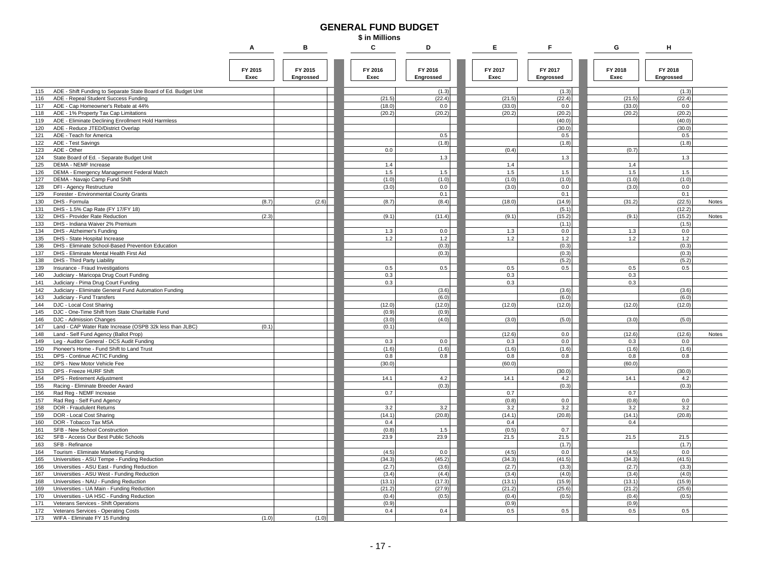# GENERAL FUND BUDGET

**$ in Millions**

| | | A | B | C | D | E | F | G | H | |
|---|---|---|---|---|---|---|---|---|---|---|
| | | FY 2015 Exec | FY 2015 Engrossed | FY 2016 Exec | FY 2016 Engrossed | FY 2017 Exec | FY 2017 Engrossed | FY 2018 Exec | FY 2018 Engrossed | |
| 115 | ADE - Shift Funding to Separate State Board of Ed. Budget Unit | | | | (1.3) | | (1.3) | | (1.3) | |
| 116 | ADE - Repeal Student Success Funding | | | (21.5) | (22.4) | (21.5) | (22.4) | (21.5) | (22.4) | |
| 117 | ADE - Cap Homeowner's Rebate at 44% | | | (18.0) | 0.0 | (33.0) | 0.0 | (33.0) | 0.0 | |
| 118 | ADE - 1% Property Tax Cap Limitations | | | (20.2) | (20.2) | (20.2) | (20.2) | (20.2) | (20.2) | |
| 119 | ADE - Eliminate Declining Enrollment Hold Harmless | | | | | | (40.0) | | (40.0) | |
| 120 | ADE - Reduce JTED/District Overlap | | | | | | (30.0) | | (30.0) | |
| 121 | ADE - Teach for America | | | | 0.5 | | 0.5 | | 0.5 | |
| 122 | ADE - Test Savings | | | | (1.8) | | (1.8) | | (1.8) | |
| 123 | ADE - Other | | | 0.0 | | (0.4) | | (0.7) | | |
| 124 | State Board of Ed. - Separate Budget Unit | | | | 1.3 | | 1.3 | | 1.3 | |
| 125 | DEMA - NEMF Increase | | | 1.4 | | 1.4 | | 1.4 | | |
| 126 | DEMA - Emergency Management Federal Match | | | 1.5 | 1.5 | 1.5 | 1.5 | 1.5 | 1.5 | |
| 127 | DEMA - Navajo Camp Fund Shift | | | (1.0) | (1.0) | (1.0) | (1.0) | (1.0) | (1.0) | |
| 128 | DFI - Agency Restructure | | | (3.0) | 0.0 | (3.0) | 0.0 | (3.0) | 0.0 | |
| 129 | Forester - Environmental County Grants | | | | 0.1 | | 0.1 | | 0.1 | |
| 130 | DHS - Formula | (8.7) | (2.6) | (8.7) | (8.4) | (18.0) | (14.9) | (31.2) | (22.5) | Notes |
| 131 | DHS - 1.5% Cap Rate (FY 17/FY 18) | | | | | | (5.1) | | (12.2) | |
| 132 | DHS - Provider Rate Reduction | (2.3) | | (9.1) | (11.4) | (9.1) | (15.2) | (9.1) | (15.2) | Notes |
| 133 | DHS - Indiana Waiver 2% Premium | | | | | | (1.1) | | (1.5) | |
| 134 | DHS - Alzheimer's Funding | | | 1.3 | 0.0 | 1.3 | 0.0 | 1.3 | 0.0 | |
| 135 | DHS - State Hospital Increase | | | 1.2 | 1.2 | 1.2 | 1.2 | 1.2 | 1.2 | |
| 136 | DHS - Eliminate School-Based Prevention Education | | | | (0.3) | | (0.3) | | (0.3) | |
| 137 | DHS - Eliminate Mental Health First Aid | | | | (0.3) | | (0.3) | | (0.3) | |
| 138 | DHS - Third Party Liability | | | | | | (5.2) | | (5.2) | |
| 139 | Insurance - Fraud Investigations | | | 0.5 | 0.5 | 0.5 | 0.5 | 0.5 | 0.5 | |
| 140 | Judiciary - Maricopa Drug Court Funding | | | 0.3 | | 0.3 | | 0.3 | | |
| 141 | Judiciary - Pima Drug Court Funding | | | 0.3 | | 0.3 | | 0.3 | | |
| 142 | Judiciary - Eliminate General Fund Automation Funding | | | | (3.6) | | (3.6) | | (3.6) | |
| 143 | Judiciary - Fund Transfers | | | | (6.0) | | (6.0) | | (6.0) | |
| 144 | DJC - Local Cost Sharing | | | (12.0) | (12.0) | (12.0) | (12.0) | (12.0) | (12.0) | |
| 145 | DJC - One-Time Shift from State Charitable Fund | | | (0.9) | (0.9) | | | | | |
| 146 | DJC - Admission Changes | | | (3.0) | (4.0) | (3.0) | (5.0) | (3.0) | (5.0) | |
| 147 | Land - CAP Water Rate Increase (OSPB 32k less than JLBC) | (0.1) | | (0.1) | | | | | | |
| 148 | Land - Self Fund Agency (Ballot Prop) | | | | | (12.6) | 0.0 | (12.6) | (12.6) | Notes |
| 149 | Leg - Auditor General - DCS Audit Funding | | | 0.3 | 0.0 | 0.3 | 0.0 | 0.3 | 0.0 | |
| 150 | Pioneer's Home - Fund Shift to Land Trust | | | (1.6) | (1.6) | (1.6) | (1.6) | (1.6) | (1.6) | |
| 151 | DPS - Continue ACTIC Funding | | | 0.8 | 0.8 | 0.8 | 0.8 | 0.8 | 0.8 | |
| 152 | DPS - New Motor Vehicle Fee | | | (30.0) | | (60.0) | | (60.0) | | |
| 153 | DPS - Freeze HURF Shift | | | | | | (30.0) | | (30.0) | |
| 154 | DPS - Retirement Adjustment | | | 14.1 | 4.2 | 14.1 | 4.2 | 14.1 | 4.2 | |
| 155 | Racing - Eliminate Breeder Award | | | | (0.3) | | (0.3) | | (0.3) | |
| 156 | Rad Reg - NEMF Increase | | | 0.7 | | 0.7 | | 0.7 | | |
| 157 | Rad Reg - Self Fund Agency | | | | | (0.8) | 0.0 | (0.8) | 0.0 | |
| 158 | DOR - Fraudulent Returns | | | 3.2 | 3.2 | 3.2 | 3.2 | 3.2 | 3.2 | |
| 159 | DOR - Local Cost Sharing | | | (14.1) | (20.8) | (14.1) | (20.8) | (14.1) | (20.8) | |
| 160 | DOR - Tobacco Tax MSA | | | 0.4 | | 0.4 | | 0.4 | | |
| 161 | SFB - New School Construction | | | (0.8) | 1.5 | (0.5) | 0.7 | | | |
| 162 | SFB - Access Our Best Public Schools | | | 23.9 | 23.9 | 21.5 | 21.5 | 21.5 | 21.5 | |
| 163 | SFB - Refinance | | | | | | (1.7) | | (1.7) | |
| 164 | Tourism - Eliminate Marketing Funding | | | (4.5) | 0.0 | (4.5) | 0.0 | (4.5) | 0.0 | |
| 165 | Universities - ASU Tempe - Funding Reduction | | | (34.3) | (45.2) | (34.3) | (41.5) | (34.3) | (41.5) | |
| 166 | Universities - ASU East - Funding Reduction | | | (2.7) | (3.6) | (2.7) | (3.3) | (2.7) | (3.3) | |
| 167 | Universities - ASU West - Funding Reduction | | | (3.4) | (4.4) | (3.4) | (4.0) | (3.4) | (4.0) | |
| 168 | Universities - NAU - Funding Reduction | | | (13.1) | (17.3) | (13.1) | (15.9) | (13.1) | (15.9) | |
| 169 | Universities - UA Main - Funding Reduction | | | (21.2) | (27.9) | (21.2) | (25.6) | (21.2) | (25.6) | |
| 170 | Universities - UA HSC - Funding Reduction | | | (0.4) | (0.5) | (0.4) | (0.5) | (0.4) | (0.5) | |
| 171 | Veterans Services - Shift Operations | | | (0.9) | | (0.9) | | (0.9) | | |
| 172 | Veterans Services - Operating Costs | | | 0.4 | 0.4 | 0.5 | 0.5 | 0.5 | 0.5 | |
| 173 | WIFA - Eliminate FY 15 Funding | (1.0) | (1.0) | | | | | | | |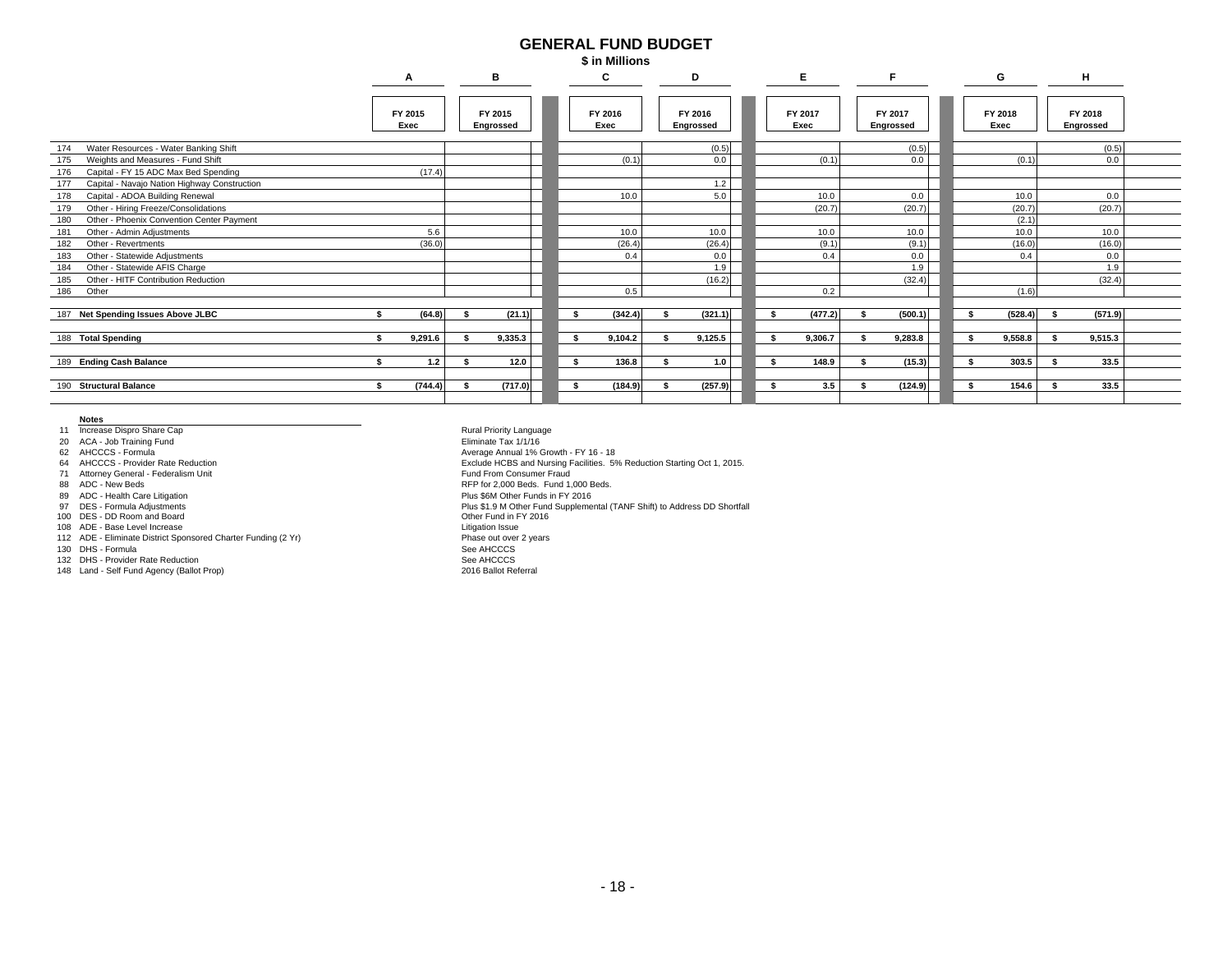# GENERAL FUND BUDGET

**$ in Millions**

| | | A | B | C | D | E | F | G | H |
|---|---|---|---|---|---|---|---|---|---|
| | | FY 2015 Exec | FY 2015 Engrossed | FY 2016 Exec | FY 2016 Engrossed | FY 2017 Exec | FY 2017 Engrossed | FY 2018 Exec | FY 2018 Engrossed |
| 174 | Water Resources - Water Banking Shift | | | | (0.5) | | (0.5) | | (0.5) |
| 175 | Weights and Measures - Fund Shift | | | (0.1) | 0.0 | (0.1) | 0.0 | (0.1) | 0.0 |
| 176 | Capital - FY 15 ADC Max Bed Spending | (17.4) | | | | | | | |
| 177 | Capital - Navajo Nation Highway Construction | | | | 1.2 | | | | |
| 178 | Capital - ADOA Building Renewal | | | 10.0 | 5.0 | 10.0 | 0.0 | 10.0 | 0.0 |
| 179 | Other - Hiring Freeze/Consolidations | | | | | (20.7) | (20.7) | (20.7) | (20.7) |
| 180 | Other - Phoenix Convention Center Payment | | | | | | | (2.1) | |
| 181 | Other - Admin Adjustments | 5.6 | | 10.0 | 10.0 | 10.0 | 10.0 | 10.0 | 10.0 |
| 182 | Other - Revertments | (36.0) | | (26.4) | (26.4) | (9.1) | (9.1) | (16.0) | (16.0) |
| 183 | Other - Statewide Adjustments | | | 0.4 | 0.0 | 0.4 | 0.0 | 0.4 | 0.0 |
| 184 | Other - Statewide AFIS Charge | | | | 1.9 | | 1.9 | | 1.9 |
| 185 | Other - HITF Contribution Reduction | | | | (16.2) | | (32.4) | | (32.4) |
| 186 | Other | | | 0.5 | | 0.2 | | (1.6) | |
| 187 | **Net Spending Issues Above JLBC** | **$ (64.8)** | **$ (21.1)** | **$ (342.4)** | **$ (321.1)** | **$ (477.2)** | **$ (500.1)** | **$ (528.4)** | **$ (571.9)** |
| 188 | **Total Spending** | **$ 9,291.6** | **$ 9,335.3** | **$ 9,104.2** | **$ 9,125.5** | **$ 9,306.7** | **$ 9,283.8** | **$ 9,558.8** | **$ 9,515.3** |
| 189 | **Ending Cash Balance** | **$ 1.2** | **$ 12.0** | **$ 136.8** | **$ 1.0** | **$ 148.9** | **$ (15.3)** | **$ 303.5** | **$ 33.5** |
| 190 | **Structural Balance** | **$ (744.4)** | **$ (717.0)** | **$ (184.9)** | **$ (257.9)** | **$ 3.5** | **$ (124.9)** | **$ 154.6** | **$ 33.5** |

**Notes**

| | | |
|---|---|---|
| 11 | Increase Dispro Share Cap | Rural Priority Language |
| 20 | ACA - Job Training Fund | Eliminate Tax 1/1/16 |
| 62 | AHCCCS - Formula | Average Annual 1% Growth - FY 16 - 18 |
| 64 | AHCCCS - Provider Rate Reduction | Exclude HCBS and Nursing Facilities. 5% Reduction Starting Oct 1, 2015. |
| 71 | Attorney General - Federalism Unit | Fund From Consumer Fraud |
| 88 | ADC - New Beds | RFP for 2,000 Beds. Fund 1,000 Beds. |
| 89 | ADC - Health Care Litigation | Plus $6M Other Funds in FY 2016 |
| 97 | DES - Formula Adjustments | Plus $1.9 M Other Fund Supplemental (TANF Shift) to Address DD Shortfall |
| 100 | DES - DD Room and Board | Other Fund in FY 2016 |
| 108 | ADE - Base Level Increase | Litigation Issue |
| 112 | ADE - Eliminate District Sponsored Charter Funding (2 Yr) | Phase out over 2 years |
| 130 | DHS - Formula | See AHCCCS |
| 132 | DHS - Provider Rate Reduction | See AHCCCS |
| 148 | Land - Self Fund Agency (Ballot Prop) | 2016 Ballot Referral |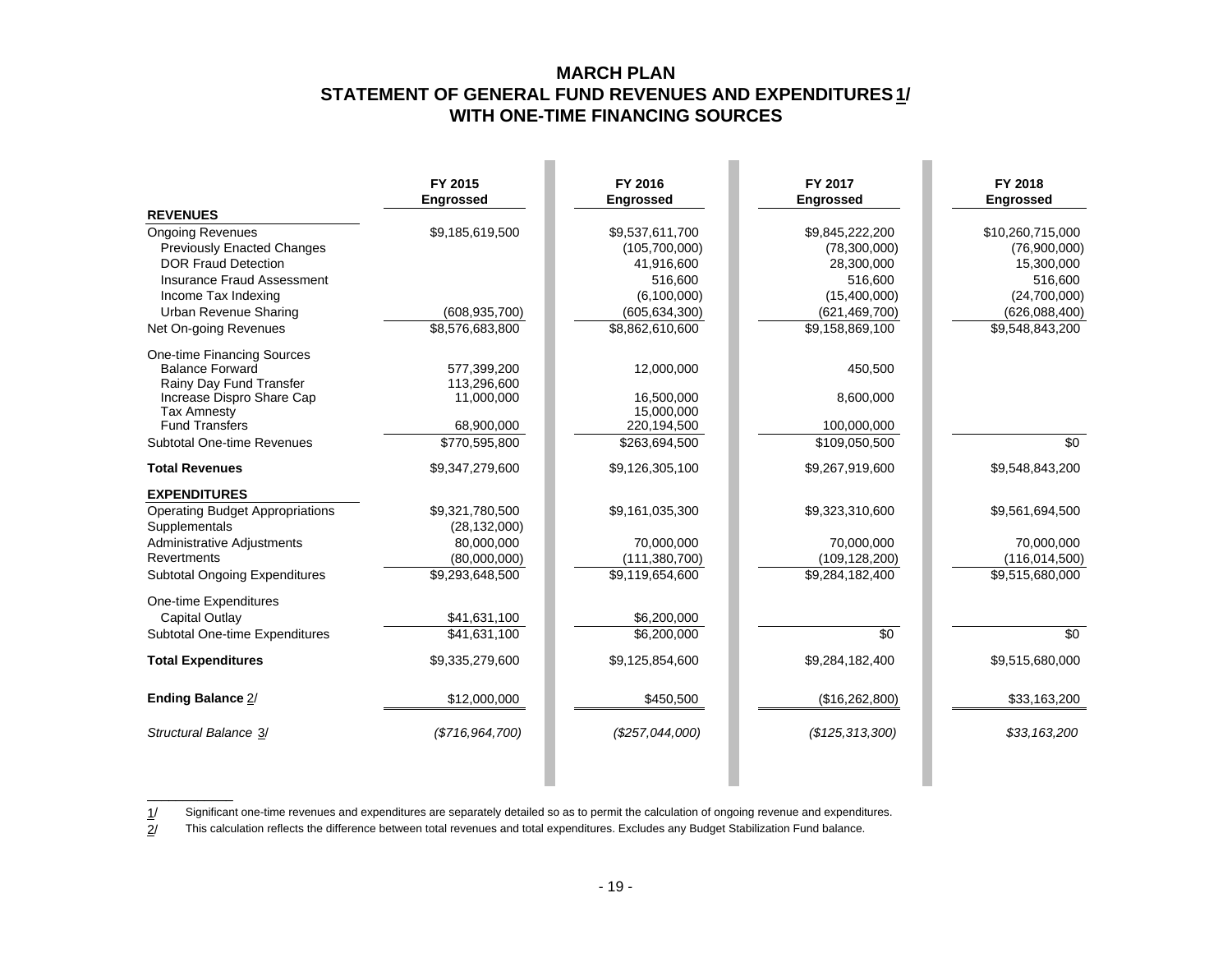# MARCH PLAN
## STATEMENT OF GENERAL FUND REVENUES AND EXPENDITURES 1/
## WITH ONE-TIME FINANCING SOURCES

| | FY 2015 Engrossed | FY 2016 Engrossed | FY 2017 Engrossed | FY 2018 Engrossed |
|---|---|---|---|---|
| **REVENUES** | | | | |
| Ongoing Revenues | $9,185,619,500 | $9,537,611,700 | $9,845,222,200 | $10,260,715,000 |
| Previously Enacted Changes | | (105,700,000) | (78,300,000) | (76,900,000) |
| DOR Fraud Detection | | 41,916,600 | 28,300,000 | 15,300,000 |
| Insurance Fraud Assessment | | 516,600 | 516,600 | 516,600 |
| Income Tax Indexing | | (6,100,000) | (15,400,000) | (24,700,000) |
| Urban Revenue Sharing | (608,935,700) | (605,634,300) | (621,469,700) | (626,088,400) |
| Net On-going Revenues | $8,576,683,800 | $8,862,610,600 | $9,158,869,100 | $9,548,843,200 |
| One-time Financing Sources | | | | |
| Balance Forward | 577,399,200 | 12,000,000 | 450,500 | |
| Rainy Day Fund Transfer | 113,296,600 | | | |
| Increase Dispro Share Cap | 11,000,000 | 16,500,000 | 8,600,000 | |
| Tax Amnesty | | 15,000,000 | | |
| Fund Transfers | 68,900,000 | 220,194,500 | 100,000,000 | |
| Subtotal One-time Revenues | $770,595,800 | $263,694,500 | $109,050,500 | $0 |
| **Total Revenues** | $9,347,279,600 | $9,126,305,100 | $9,267,919,600 | $9,548,843,200 |
| **EXPENDITURES** | | | | |
| Operating Budget Appropriations | $9,321,780,500 | $9,161,035,300 | $9,323,310,600 | $9,561,694,500 |
| Supplementals | (28,132,000) | | | |
| Administrative Adjustments | 80,000,000 | 70,000,000 | 70,000,000 | 70,000,000 |
| Revertments | (80,000,000) | (111,380,700) | (109,128,200) | (116,014,500) |
| Subtotal Ongoing Expenditures | $9,293,648,500 | $9,119,654,600 | $9,284,182,400 | $9,515,680,000 |
| One-time Expenditures | | | | |
| Capital Outlay | $41,631,100 | $6,200,000 | | |
| Subtotal One-time Expenditures | $41,631,100 | $6,200,000 | $0 | $0 |
| **Total Expenditures** | $9,335,279,600 | $9,125,854,600 | $9,284,182,400 | $9,515,680,000 |
| **Ending Balance** 2/ | $12,000,000 | $450,500 | ($16,262,800) | $33,163,200 |
| *Structural Balance* 3/ | *($716,964,700)* | *($257,044,000)* | *($125,313,300)* | *$33,163,200* |

1/ Significant one-time revenues and expenditures are separately detailed so as to permit the calculation of ongoing revenue and expenditures.

2/ This calculation reflects the difference between total revenues and total expenditures. Excludes any Budget Stabilization Fund balance.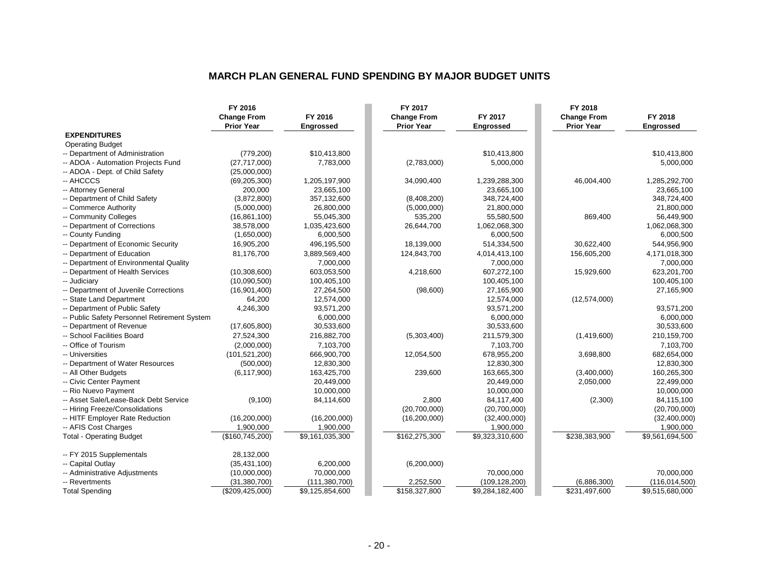## MARCH PLAN GENERAL FUND SPENDING BY MAJOR BUDGET UNITS

| | FY 2016 Change From Prior Year | FY 2016 Engrossed | FY 2017 Change From Prior Year | FY 2017 Engrossed | FY 2018 Change From Prior Year | FY 2018 Engrossed |
|---|---|---|---|---|---|---|
| **EXPENDITURES** | | | | | | |
| Operating Budget | | | | | | |
| -- Department of Administration | (779,200) | $10,413,800 | | $10,413,800 | | $10,413,800 |
| -- ADOA - Automation Projects Fund | (27,717,000) | 7,783,000 | (2,783,000) | 5,000,000 | | 5,000,000 |
| -- ADOA - Dept. of Child Safety | (25,000,000) | | | | | |
| -- AHCCCS | (69,205,300) | 1,205,197,900 | 34,090,400 | 1,239,288,300 | 46,004,400 | 1,285,292,700 |
| -- Attorney General | 200,000 | 23,665,100 | | 23,665,100 | | 23,665,100 |
| -- Department of Child Safety | (3,872,800) | 357,132,600 | (8,408,200) | 348,724,400 | | 348,724,400 |
| -- Commerce Authority | (5,000,000) | 26,800,000 | (5,000,000) | 21,800,000 | | 21,800,000 |
| -- Community Colleges | (16,861,100) | 55,045,300 | 535,200 | 55,580,500 | 869,400 | 56,449,900 |
| -- Department of Corrections | 38,578,000 | 1,035,423,600 | 26,644,700 | 1,062,068,300 | | 1,062,068,300 |
| -- County Funding | (1,650,000) | 6,000,500 | | 6,000,500 | | 6,000,500 |
| -- Department of Economic Security | 16,905,200 | 496,195,500 | 18,139,000 | 514,334,500 | 30,622,400 | 544,956,900 |
| -- Department of Education | 81,176,700 | 3,889,569,400 | 124,843,700 | 4,014,413,100 | 156,605,200 | 4,171,018,300 |
| -- Department of Environmental Quality | | 7,000,000 | | 7,000,000 | | 7,000,000 |
| -- Department of Health Services | (10,308,600) | 603,053,500 | 4,218,600 | 607,272,100 | 15,929,600 | 623,201,700 |
| -- Judiciary | (10,090,500) | 100,405,100 | | 100,405,100 | | 100,405,100 |
| -- Department of Juvenile Corrections | (16,901,400) | 27,264,500 | (98,600) | 27,165,900 | | 27,165,900 |
| -- State Land Department | 64,200 | 12,574,000 | | 12,574,000 | (12,574,000) | |
| -- Department of Public Safety | 4,246,300 | 93,571,200 | | 93,571,200 | | 93,571,200 |
| -- Public Safety Personnel Retirement System | | 6,000,000 | | 6,000,000 | | 6,000,000 |
| -- Department of Revenue | (17,605,800) | 30,533,600 | | 30,533,600 | | 30,533,600 |
| -- School Facilities Board | 27,524,300 | 216,882,700 | (5,303,400) | 211,579,300 | (1,419,600) | 210,159,700 |
| -- Office of Tourism | (2,000,000) | 7,103,700 | | 7,103,700 | | 7,103,700 |
| -- Universities | (101,521,200) | 666,900,700 | 12,054,500 | 678,955,200 | 3,698,800 | 682,654,000 |
| -- Department of Water Resources | (500,000) | 12,830,300 | | 12,830,300 | | 12,830,300 |
| -- All Other Budgets | (6,117,900) | 163,425,700 | 239,600 | 163,665,300 | (3,400,000) | 160,265,300 |
| -- Civic Center Payment | | 20,449,000 | | 20,449,000 | 2,050,000 | 22,499,000 |
| -- Rio Nuevo Payment | | 10,000,000 | | 10,000,000 | | 10,000,000 |
| -- Asset Sale/Lease-Back Debt Service | (9,100) | 84,114,600 | 2,800 | 84,117,400 | (2,300) | 84,115,100 |
| -- Hiring Freeze/Consolidations | | | (20,700,000) | (20,700,000) | | (20,700,000) |
| -- HITF Employer Rate Reduction | (16,200,000) | (16,200,000) | (16,200,000) | (32,400,000) | | (32,400,000) |
| -- AFIS Cost Charges | 1,900,000 | 1,900,000 | | 1,900,000 | | 1,900,000 |
| Total - Operating Budget | ($160,745,200) | $9,161,035,300 | $162,275,300 | $9,323,310,600 | $238,383,900 | $9,561,694,500 |
| | | | | | | |
| -- FY 2015 Supplementals | 28,132,000 | | | | | |
| -- Capital Outlay | (35,431,100) | 6,200,000 | (6,200,000) | | | |
| -- Administrative Adjustments | (10,000,000) | 70,000,000 | | 70,000,000 | | 70,000,000 |
| -- Revertments | (31,380,700) | (111,380,700) | 2,252,500 | (109,128,200) | (6,886,300) | (116,014,500) |
| Total Spending | ($209,425,000) | $9,125,854,600 | $158,327,800 | $9,284,182,400 | $231,497,600 | $9,515,680,000 |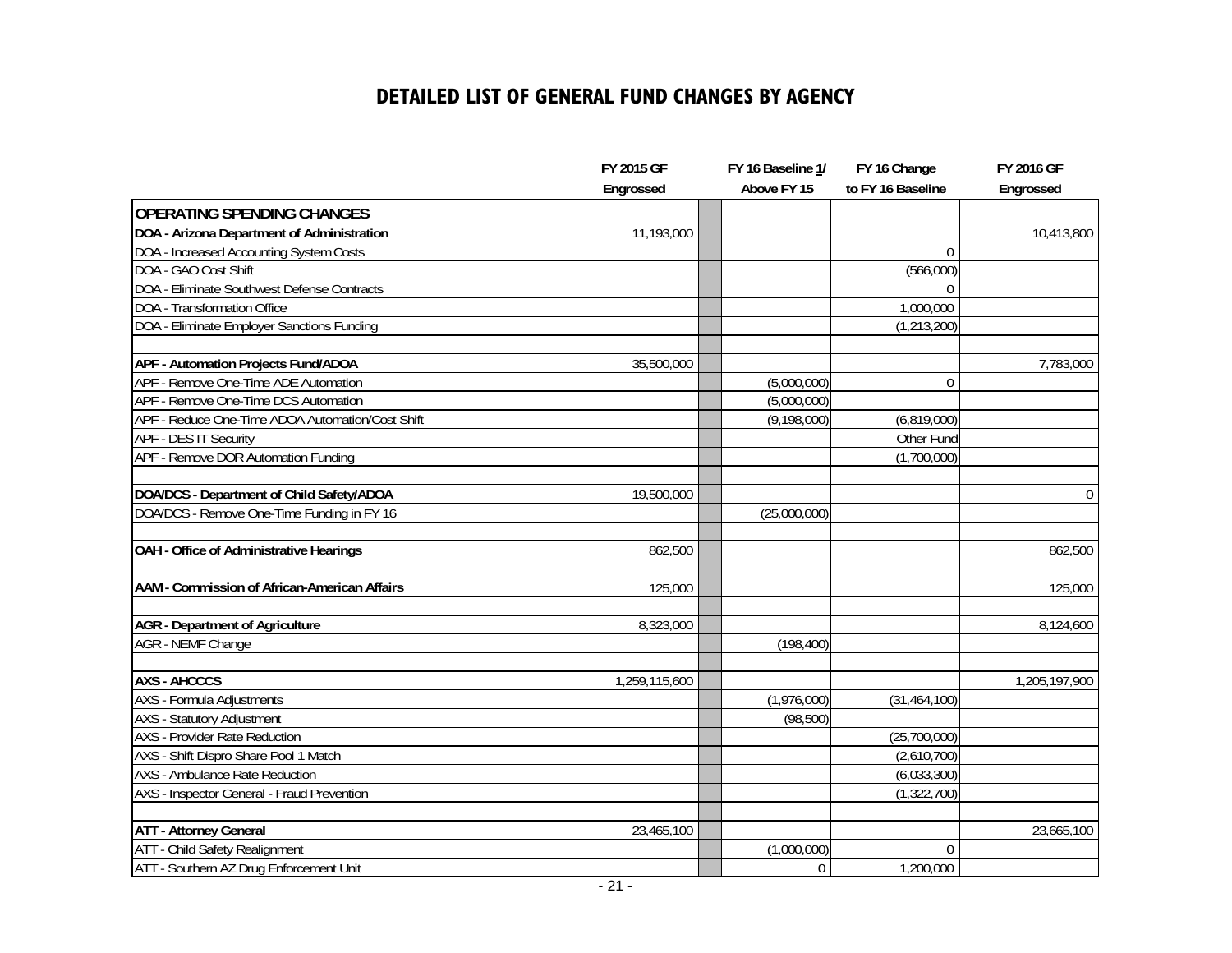# DETAILED LIST OF GENERAL FUND CHANGES BY AGENCY

| | FY 2015 GF Engrossed | | FY 16 Baseline 1/ Above FY 15 | FY 16 Change to FY 16 Baseline | FY 2016 GF Engrossed |
|---|---|---|---|---|---|
| **OPERATING SPENDING CHANGES** | | | | | |
| **DOA - Arizona Department of Administration** | 11,193,000 | | | | 10,413,800 |
| DOA - Increased Accounting System Costs | | | | 0 | |
| DOA - GAO Cost Shift | | | | (566,000) | |
| DOA - Eliminate Southwest Defense Contracts | | | | 0 | |
| DOA - Transformation Office | | | | 1,000,000 | |
| DOA - Eliminate Employer Sanctions Funding | | | | (1,213,200) | |
| | | | | | |
| **APF - Automation Projects Fund/ADOA** | 35,500,000 | | | | 7,783,000 |
| APF - Remove One-Time ADE Automation | | | (5,000,000) | 0 | |
| APF - Remove One-Time DCS Automation | | | (5,000,000) | | |
| APF - Reduce One-Time ADOA Automation/Cost Shift | | | (9,198,000) | (6,819,000) | |
| APF - DES IT Security | | | | Other Fund | |
| APF - Remove DOR Automation Funding | | | | (1,700,000) | |
| | | | | | |
| **DOA/DCS - Department of Child Safety/ADOA** | 19,500,000 | | | | 0 |
| DOA/DCS - Remove One-Time Funding in FY 16 | | | (25,000,000) | | |
| | | | | | |
| **OAH - Office of Administrative Hearings** | 862,500 | | | | 862,500 |
| | | | | | |
| **AAM - Commission of African-American Affairs** | 125,000 | | | | 125,000 |
| | | | | | |
| **AGR - Department of Agriculture** | 8,323,000 | | | | 8,124,600 |
| AGR - NEMF Change | | | (198,400) | | |
| | | | | | |
| **AXS - AHCCCS** | 1,259,115,600 | | | | 1,205,197,900 |
| AXS - Formula Adjustments | | | (1,976,000) | (31,464,100) | |
| AXS - Statutory Adjustment | | | (98,500) | | |
| AXS - Provider Rate Reduction | | | | (25,700,000) | |
| AXS - Shift Dispro Share Pool 1 Match | | | | (2,610,700) | |
| AXS - Ambulance Rate Reduction | | | | (6,033,300) | |
| AXS - Inspector General - Fraud Prevention | | | | (1,322,700) | |
| | | | | | |
| **ATT - Attorney General** | 23,465,100 | | | | 23,665,100 |
| ATT - Child Safety Realignment | | | (1,000,000) | 0 | |
| ATT - Southern AZ Drug Enforcement Unit | | | 0 | 1,200,000 | |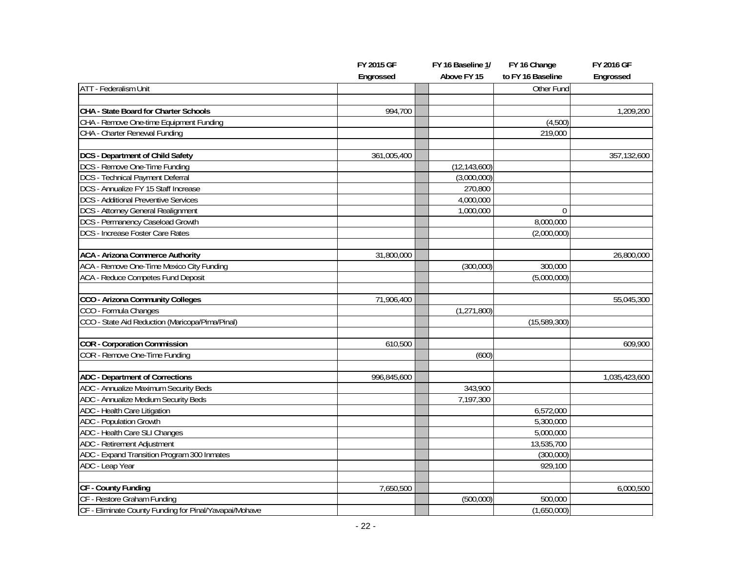| | FY 2015 GF Engrossed | | FY 16 Baseline 1/ Above FY 15 | FY 16 Change to FY 16 Baseline | FY 2016 GF Engrossed |
|---|---|---|---|---|---|
| ATT - Federalism Unit | | | | Other Fund | |
| | | | | | |
| **CHA - State Board for Charter Schools** | 994,700 | | | | 1,209,200 |
| CHA - Remove One-time Equipment Funding | | | | (4,500) | |
| CHA - Charter Renewal Funding | | | | 219,000 | |
| | | | | | |
| **DCS - Department of Child Safety** | 361,005,400 | | | | 357,132,600 |
| DCS - Remove One-Time Funding | | | (12,143,600) | | |
| DCS - Technical Payment Deferral | | | (3,000,000) | | |
| DCS - Annualize FY 15 Staff Increase | | | 270,800 | | |
| DCS - Additional Preventive Services | | | 4,000,000 | | |
| DCS - Attorney General Realignment | | | 1,000,000 | 0 | |
| DCS - Permanency Caseload Growth | | | | 8,000,000 | |
| DCS - Increase Foster Care Rates | | | | (2,000,000) | |
| | | | | | |
| **ACA - Arizona Commerce Authority** | 31,800,000 | | | | 26,800,000 |
| ACA - Remove One-Time Mexico City Funding | | | (300,000) | 300,000 | |
| ACA - Reduce Competes Fund Deposit | | | | (5,000,000) | |
| | | | | | |
| **CCO - Arizona Community Colleges** | 71,906,400 | | | | 55,045,300 |
| CCO - Formula Changes | | | (1,271,800) | | |
| CCO - State Aid Reduction (Maricopa/Pima/Pinal) | | | | (15,589,300) | |
| | | | | | |
| **COR - Corporation Commission** | 610,500 | | | | 609,900 |
| COR - Remove One-Time Funding | | | (600) | | |
| | | | | | |
| **ADC - Department of Corrections** | 996,845,600 | | | | 1,035,423,600 |
| ADC - Annualize Maximum Security Beds | | | 343,900 | | |
| ADC - Annualize Medium Security Beds | | | 7,197,300 | | |
| ADC - Health Care Litigation | | | | 6,572,000 | |
| ADC - Population Growth | | | | 5,300,000 | |
| ADC - Health Care SLI Changes | | | | 5,000,000 | |
| ADC - Retirement Adjustment | | | | 13,535,700 | |
| ADC - Expand Transition Program 300 Inmates | | | | (300,000) | |
| ADC - Leap Year | | | | 929,100 | |
| | | | | | |
| **CF - County Funding** | 7,650,500 | | | | 6,000,500 |
| CF - Restore Graham Funding | | | (500,000) | 500,000 | |
| CF - Eliminate County Funding for Pinal/Yavapai/Mohave | | | | (1,650,000) | |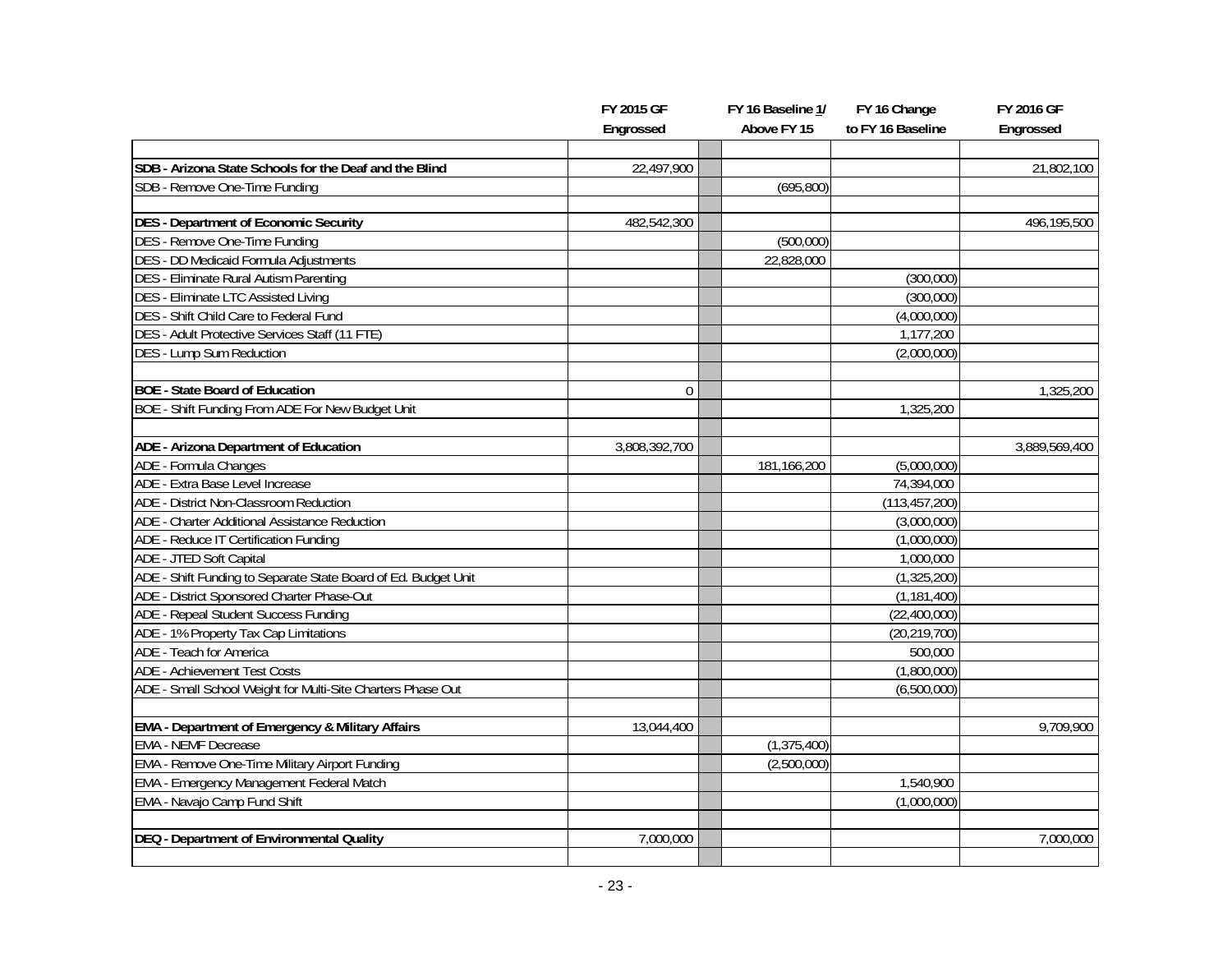| | FY 2015 GF Engrossed | FY 16 Baseline 1/ Above FY 15 | FY 16 Change to FY 16 Baseline | FY 2016 GF Engrossed |
|---|---|---|---|---|
| **SDB - Arizona State Schools for the Deaf and the Blind** | 22,497,900 | | | 21,802,100 |
| SDB - Remove One-Time Funding | | (695,800) | | |
| | | | | |
| **DES - Department of Economic Security** | 482,542,300 | | | 496,195,500 |
| DES - Remove One-Time Funding | | (500,000) | | |
| DES - DD Medicaid Formula Adjustments | | 22,828,000 | | |
| DES - Eliminate Rural Autism Parenting | | | (300,000) | |
| DES - Eliminate LTC Assisted Living | | | (300,000) | |
| DES - Shift Child Care to Federal Fund | | | (4,000,000) | |
| DES - Adult Protective Services Staff (11 FTE) | | | 1,177,200 | |
| DES - Lump Sum Reduction | | | (2,000,000) | |
| | | | | |
| **BOE - State Board of Education** | 0 | | | 1,325,200 |
| BOE - Shift Funding From ADE For New Budget Unit | | | 1,325,200 | |
| | | | | |
| **ADE - Arizona Department of Education** | 3,808,392,700 | | | 3,889,569,400 |
| ADE - Formula Changes | | 181,166,200 | (5,000,000) | |
| ADE - Extra Base Level Increase | | | 74,394,000 | |
| ADE - District Non-Classroom Reduction | | | (113,457,200) | |
| ADE - Charter Additional Assistance Reduction | | | (3,000,000) | |
| ADE - Reduce IT Certification Funding | | | (1,000,000) | |
| ADE - JTED Soft Capital | | | 1,000,000 | |
| ADE - Shift Funding to Separate State Board of Ed. Budget Unit | | | (1,325,200) | |
| ADE - District Sponsored Charter Phase-Out | | | (1,181,400) | |
| ADE - Repeal Student Success Funding | | | (22,400,000) | |
| ADE - 1% Property Tax Cap Limitations | | | (20,219,700) | |
| ADE - Teach for America | | | 500,000 | |
| ADE - Achievement Test Costs | | | (1,800,000) | |
| ADE - Small School Weight for Multi-Site Charters Phase Out | | | (6,500,000) | |
| | | | | |
| **EMA - Department of Emergency & Military Affairs** | 13,044,400 | | | 9,709,900 |
| EMA - NEMF Decrease | | (1,375,400) | | |
| EMA - Remove One-Time Military Airport Funding | | (2,500,000) | | |
| EMA - Emergency Management Federal Match | | | 1,540,900 | |
| EMA - Navajo Camp Fund Shift | | | (1,000,000) | |
| | | | | |
| **DEQ - Department of Environmental Quality** | 7,000,000 | | | 7,000,000 |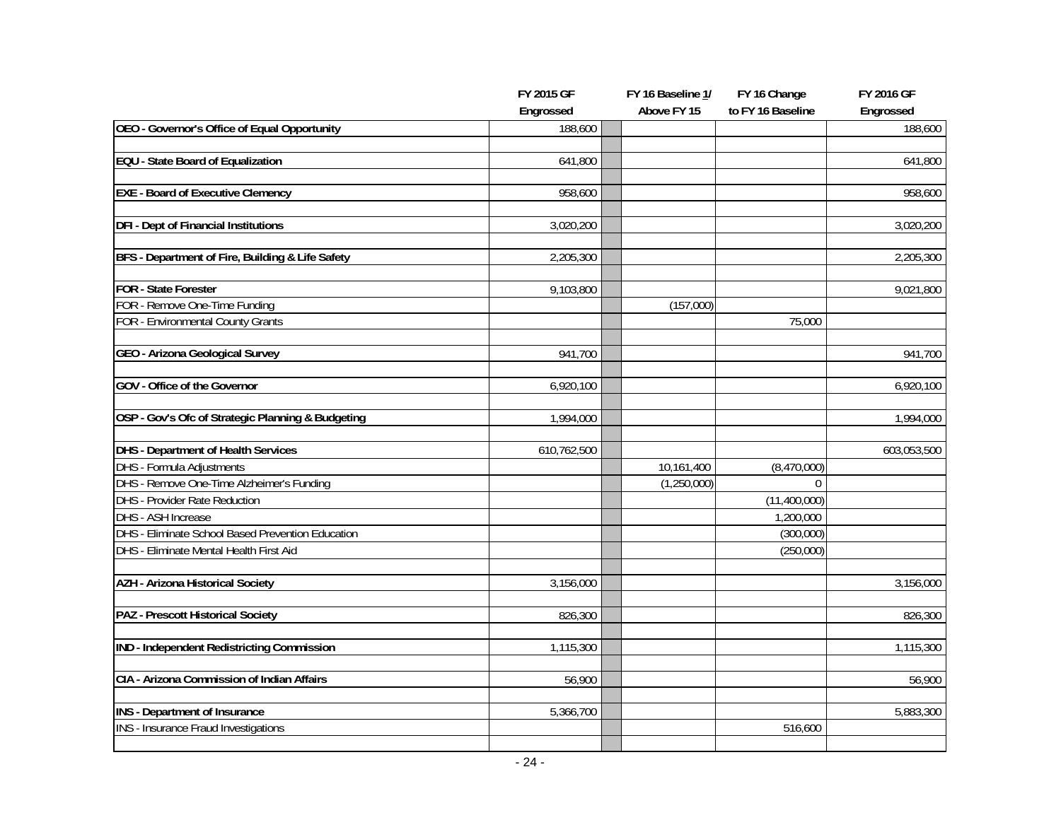| | FY 2015 GF Engrossed | | FY 16 Baseline 1/ Above FY 15 | FY 16 Change to FY 16 Baseline | FY 2016 GF Engrossed |
|---|---|---|---|---|---|
| **OEO - Governor's Office of Equal Opportunity** | 188,600 | | | | 188,600 |
| | | | | | |
| **EQU - State Board of Equalization** | 641,800 | | | | 641,800 |
| | | | | | |
| **EXE - Board of Executive Clemency** | 958,600 | | | | 958,600 |
| | | | | | |
| **DFI - Dept of Financial Institutions** | 3,020,200 | | | | 3,020,200 |
| | | | | | |
| **BFS - Department of Fire, Building & Life Safety** | 2,205,300 | | | | 2,205,300 |
| | | | | | |
| **FOR - State Forester** | 9,103,800 | | | | 9,021,800 |
| FOR - Remove One-Time Funding | | | (157,000) | | |
| FOR - Environmental County Grants | | | | 75,000 | |
| | | | | | |
| **GEO - Arizona Geological Survey** | 941,700 | | | | 941,700 |
| | | | | | |
| **GOV - Office of the Governor** | 6,920,100 | | | | 6,920,100 |
| | | | | | |
| **OSP - Gov's Ofc of Strategic Planning & Budgeting** | 1,994,000 | | | | 1,994,000 |
| | | | | | |
| **DHS - Department of Health Services** | 610,762,500 | | | | 603,053,500 |
| DHS - Formula Adjustments | | | 10,161,400 | (8,470,000) | |
| DHS - Remove One-Time Alzheimer's Funding | | | (1,250,000) | 0 | |
| DHS - Provider Rate Reduction | | | | (11,400,000) | |
| DHS - ASH Increase | | | | 1,200,000 | |
| DHS - Eliminate School Based Prevention Education | | | | (300,000) | |
| DHS - Eliminate Mental Health First Aid | | | | (250,000) | |
| | | | | | |
| **AZH - Arizona Historical Society** | 3,156,000 | | | | 3,156,000 |
| | | | | | |
| **PAZ - Prescott Historical Society** | 826,300 | | | | 826,300 |
| | | | | | |
| **IND - Independent Redistricting Commission** | 1,115,300 | | | | 1,115,300 |
| | | | | | |
| **CIA - Arizona Commission of Indian Affairs** | 56,900 | | | | 56,900 |
| | | | | | |
| **INS - Department of Insurance** | 5,366,700 | | | | 5,883,300 |
| INS - Insurance Fraud Investigations | | | | 516,600 | |
| | | | | | |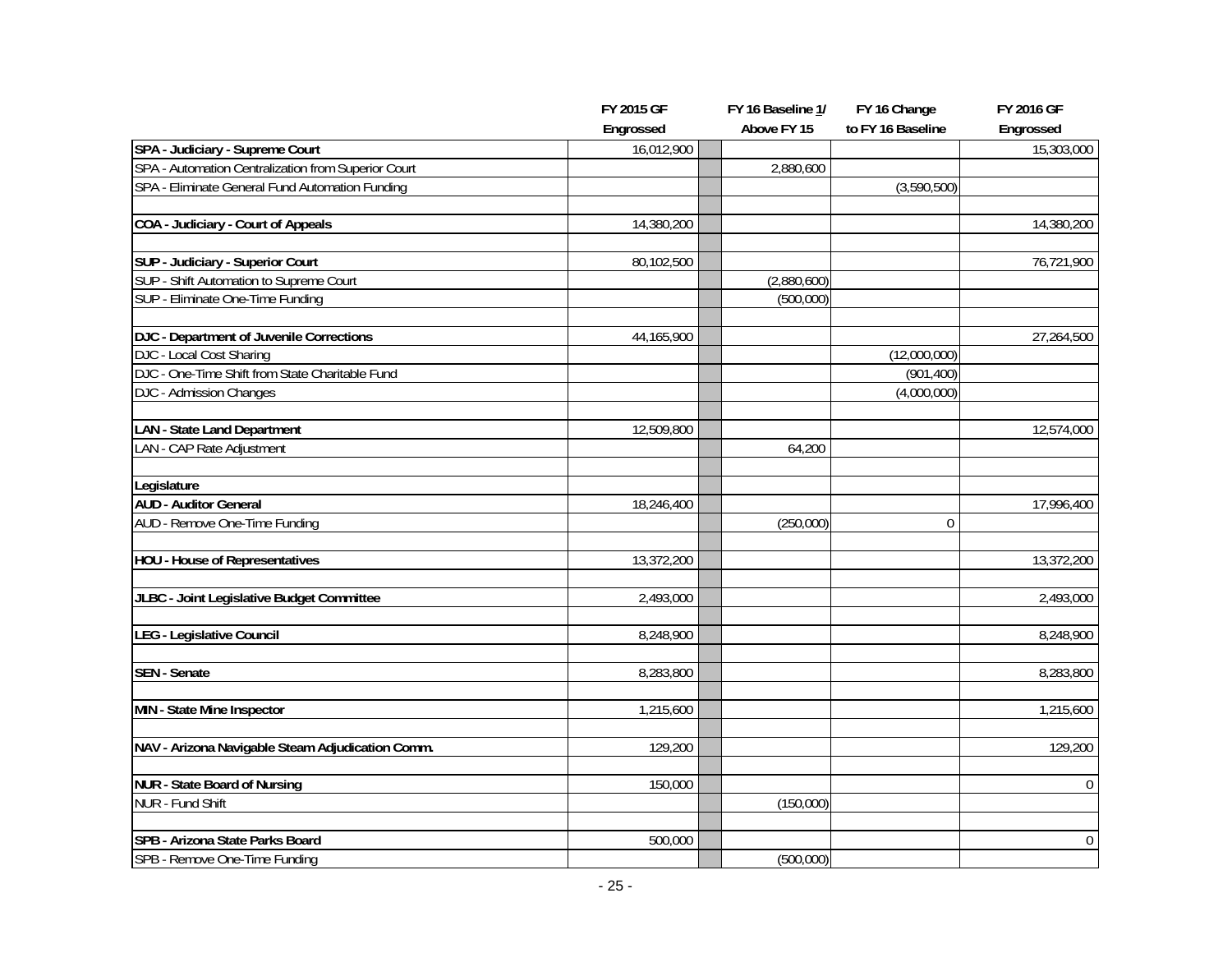| | FY 2015 GF Engrossed | FY 16 Baseline 1/ Above FY 15 | FY 16 Change to FY 16 Baseline | FY 2016 GF Engrossed |
|---|---|---|---|---|
| **SPA - Judiciary - Supreme Court** | 16,012,900 | | | 15,303,000 |
| SPA - Automation Centralization from Superior Court | | 2,880,600 | | |
| SPA - Eliminate General Fund Automation Funding | | | (3,590,500) | |
| | | | | |
| **COA - Judiciary - Court of Appeals** | 14,380,200 | | | 14,380,200 |
| | | | | |
| **SUP - Judiciary - Superior Court** | 80,102,500 | | | 76,721,900 |
| SUP - Shift Automation to Supreme Court | | (2,880,600) | | |
| SUP - Eliminate One-Time Funding | | (500,000) | | |
| | | | | |
| **DJC - Department of Juvenile Corrections** | 44,165,900 | | | 27,264,500 |
| DJC - Local Cost Sharing | | | (12,000,000) | |
| DJC - One-Time Shift from State Charitable Fund | | | (901,400) | |
| DJC - Admission Changes | | | (4,000,000) | |
| | | | | |
| **LAN - State Land Department** | 12,509,800 | | | 12,574,000 |
| LAN - CAP Rate Adjustment | | 64,200 | | |
| | | | | |
| **Legislature** | | | | |
| **AUD - Auditor General** | 18,246,400 | | | 17,996,400 |
| AUD - Remove One-Time Funding | | (250,000) | 0 | |
| | | | | |
| **HOU - House of Representatives** | 13,372,200 | | | 13,372,200 |
| | | | | |
| **JLBC - Joint Legislative Budget Committee** | 2,493,000 | | | 2,493,000 |
| | | | | |
| **LEG - Legislative Council** | 8,248,900 | | | 8,248,900 |
| | | | | |
| **SEN - Senate** | 8,283,800 | | | 8,283,800 |
| | | | | |
| **MIN - State Mine Inspector** | 1,215,600 | | | 1,215,600 |
| | | | | |
| **NAV - Arizona Navigable Steam Adjudication Comm.** | 129,200 | | | 129,200 |
| | | | | |
| **NUR - State Board of Nursing** | 150,000 | | | 0 |
| NUR - Fund Shift | | (150,000) | | |
| | | | | |
| **SPB - Arizona State Parks Board** | 500,000 | | | 0 |
| SPB - Remove One-Time Funding | | (500,000) | | |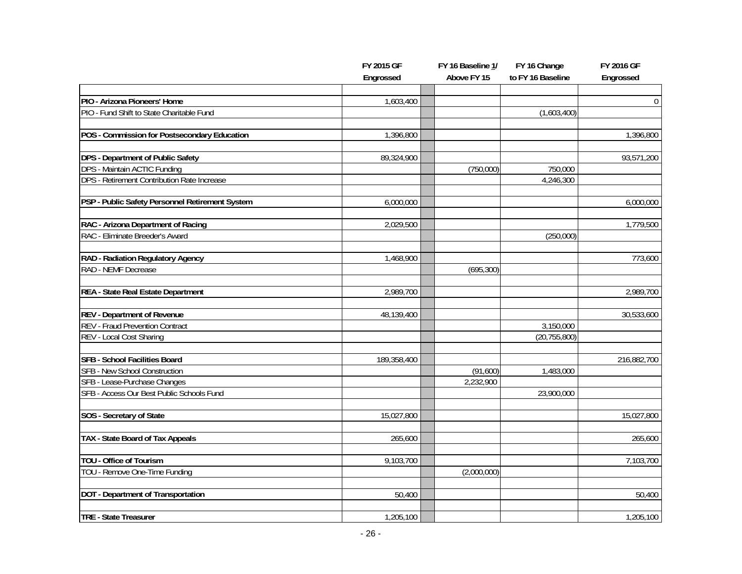| | FY 2015 GF Engrossed | | FY 16 Baseline 1/ Above FY 15 | FY 16 Change to FY 16 Baseline | FY 2016 GF Engrossed |
|---|---|---|---|---|---|
| | | | | | |
| **PIO - Arizona Pioneers' Home** | 1,603,400 | | | | 0 |
| PIO - Fund Shift to State Charitable Fund | | | | (1,603,400) | |
| | | | | | |
| **POS - Commission for Postsecondary Education** | 1,396,800 | | | | 1,396,800 |
| | | | | | |
| **DPS - Department of Public Safety** | 89,324,900 | | | | 93,571,200 |
| DPS - Maintain ACTIC Funding | | | (750,000) | 750,000 | |
| DPS - Retirement Contribution Rate Increase | | | | 4,246,300 | |
| | | | | | |
| **PSP - Public Safety Personnel Retirement System** | 6,000,000 | | | | 6,000,000 |
| | | | | | |
| **RAC - Arizona Department of Racing** | 2,029,500 | | | | 1,779,500 |
| RAC - Eliminate Breeder's Award | | | | (250,000) | |
| | | | | | |
| **RAD - Radiation Regulatory Agency** | 1,468,900 | | | | 773,600 |
| RAD - NEMF Decrease | | | (695,300) | | |
| | | | | | |
| **REA - State Real Estate Department** | 2,989,700 | | | | 2,989,700 |
| | | | | | |
| **REV - Department of Revenue** | 48,139,400 | | | | 30,533,600 |
| REV - Fraud Prevention Contract | | | | 3,150,000 | |
| REV - Local Cost Sharing | | | | (20,755,800) | |
| | | | | | |
| **SFB - School Facilities Board** | 189,358,400 | | | | 216,882,700 |
| SFB - New School Construction | | | (91,600) | 1,483,000 | |
| SFB - Lease-Purchase Changes | | | 2,232,900 | | |
| SFB - Access Our Best Public Schools Fund | | | | 23,900,000 | |
| | | | | | |
| **SOS - Secretary of State** | 15,027,800 | | | | 15,027,800 |
| | | | | | |
| **TAX - State Board of Tax Appeals** | 265,600 | | | | 265,600 |
| | | | | | |
| **TOU - Office of Tourism** | 9,103,700 | | | | 7,103,700 |
| TOU - Remove One-Time Funding | | | (2,000,000) | | |
| | | | | | |
| **DOT - Department of Transportation** | 50,400 | | | | 50,400 |
| | | | | | |
| **TRE - State Treasurer** | 1,205,100 | | | | 1,205,100 |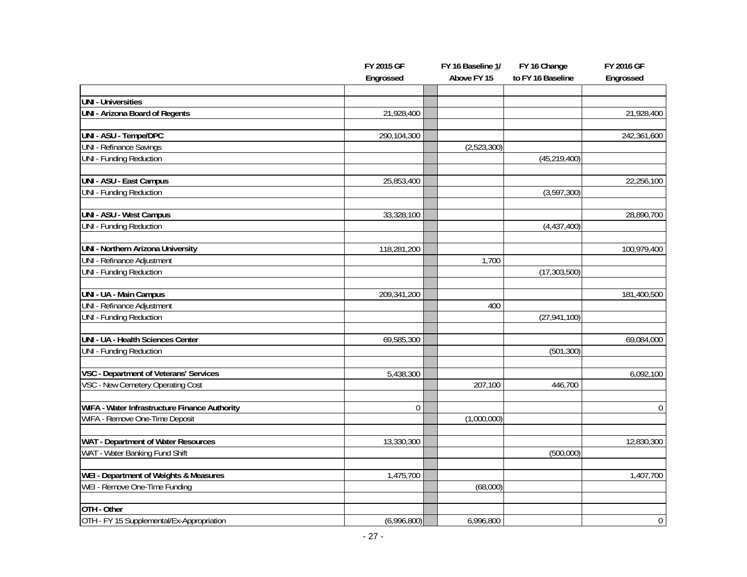| | FY 2015 GF Engrossed | FY 16 Baseline 1/ Above FY 15 | FY 16 Change to FY 16 Baseline | FY 2016 GF Engrossed |
|---|---|---|---|---|
| **UNI - Universities** | | | | |
| **UNI - Arizona Board of Regents** | 21,928,400 | | | 21,928,400 |
| | | | | |
| **UNI - ASU - Tempe/DPC** | 290,104,300 | | | 242,361,600 |
| UNI - Refinance Savings | | (2,523,300) | | |
| UNI - Funding Reduction | | | (45,219,400) | |
| | | | | |
| **UNI - ASU - East Campus** | 25,853,400 | | | 22,256,100 |
| UNI - Funding Reduction | | | (3,597,300) | |
| | | | | |
| **UNI - ASU - West Campus** | 33,328,100 | | | 28,890,700 |
| UNI - Funding Reduction | | | (4,437,400) | |
| | | | | |
| **UNI - Northern Arizona University** | 118,281,200 | | | 100,979,400 |
| UNI - Refinance Adjustment | | 1,700 | | |
| UNI - Funding Reduction | | | (17,303,500) | |
| | | | | |
| **UNI - UA - Main Campus** | 209,341,200 | | | 181,400,500 |
| UNI - Refinance Adjustment | | 400 | | |
| UNI - Funding Reduction | | | (27,941,100) | |
| | | | | |
| **UNI - UA - Health Sciences Center** | 69,585,300 | | | 69,084,000 |
| UNI - Funding Reduction | | | (501,300) | |
| | | | | |
| **VSC - Department of Veterans' Services** | 5,438,300 | | | 6,092,100 |
| VSC - New Cemetery Operating Cost | | 207,100 | 446,700 | |
| | | | | |
| **WIFA - Water Infrastructure Finance Authority** | 0 | | | 0 |
| WIFA - Remove One-Time Deposit | | (1,000,000) | | |
| | | | | |
| **WAT - Department of Water Resources** | 13,330,300 | | | 12,830,300 |
| WAT - Water Banking Fund Shift | | | (500,000) | |
| | | | | |
| **WEI - Department of Weights & Measures** | 1,475,700 | | | 1,407,700 |
| WEI - Remove One-Time Funding | | (68,000) | | |
| | | | | |
| **OTH - Other** | | | | |
| OTH - FY 15 Supplemental/Ex-Appropriation | (6,996,800) | 6,996,800 | | 0 |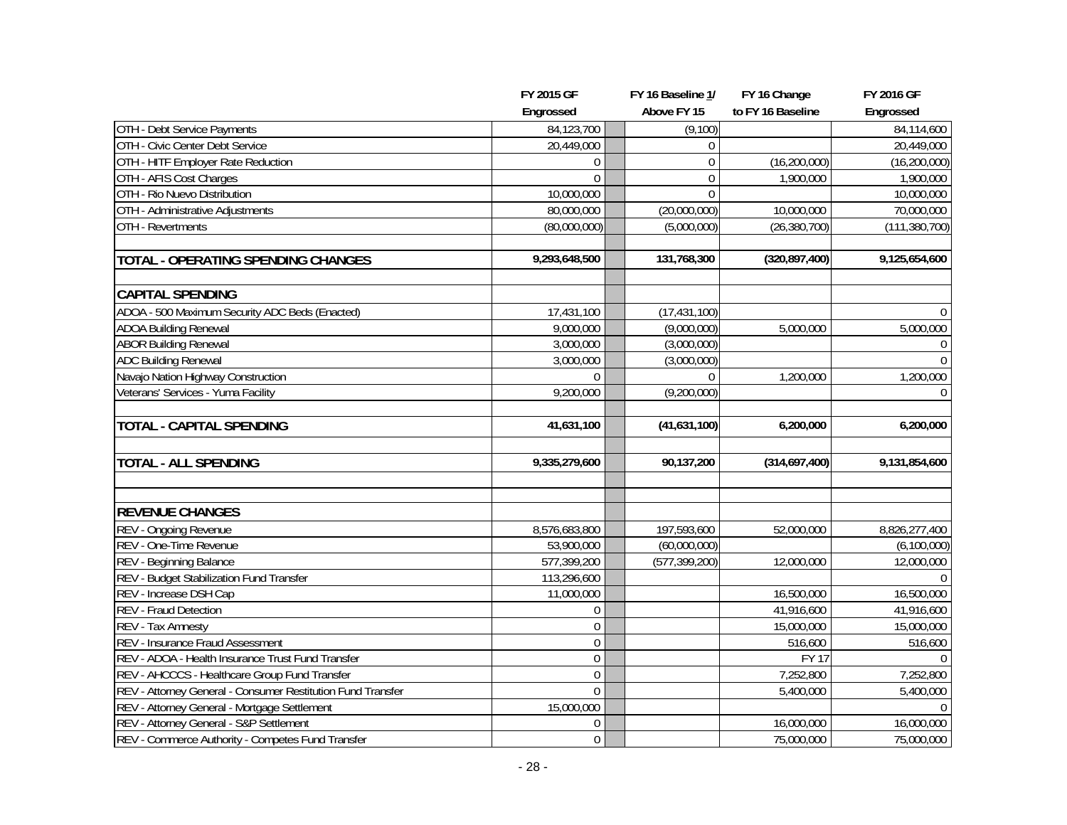| | FY 2015 GF Engrossed | FY 16 Baseline 1/ Above FY 15 | FY 16 Change to FY 16 Baseline | FY 2016 GF Engrossed |
|---|---|---|---|---|
| OTH - Debt Service Payments | 84,123,700 | (9,100) | | 84,114,600 |
| OTH - Civic Center Debt Service | 20,449,000 | 0 | | 20,449,000 |
| OTH - HITF Employer Rate Reduction | 0 | 0 | (16,200,000) | (16,200,000) |
| OTH - AFIS Cost Charges | 0 | 0 | 1,900,000 | 1,900,000 |
| OTH - Rio Nuevo Distribution | 10,000,000 | 0 | | 10,000,000 |
| OTH - Administrative Adjustments | 80,000,000 | (20,000,000) | 10,000,000 | 70,000,000 |
| OTH - Revertments | (80,000,000) | (5,000,000) | (26,380,700) | (111,380,700) |
| | | | | |
| **TOTAL - OPERATING SPENDING CHANGES** | **9,293,648,500** | **131,768,300** | **(320,897,400)** | **9,125,654,600** |
| | | | | |
| **CAPITAL SPENDING** | | | | |
| ADOA - 500 Maximum Security ADC Beds (Enacted) | 17,431,100 | (17,431,100) | | 0 |
| ADOA Building Renewal | 9,000,000 | (9,000,000) | 5,000,000 | 5,000,000 |
| ABOR Building Renewal | 3,000,000 | (3,000,000) | | 0 |
| ADC Building Renewal | 3,000,000 | (3,000,000) | | 0 |
| Navajo Nation Highway Construction | 0 | 0 | 1,200,000 | 1,200,000 |
| Veterans' Services - Yuma Facility | 9,200,000 | (9,200,000) | | 0 |
| | | | | |
| **TOTAL - CAPITAL SPENDING** | **41,631,100** | **(41,631,100)** | **6,200,000** | **6,200,000** |
| | | | | |
| **TOTAL - ALL SPENDING** | **9,335,279,600** | **90,137,200** | **(314,697,400)** | **9,131,854,600** |
| | | | | |
| | | | | |
| **REVENUE CHANGES** | | | | |
| REV - Ongoing Revenue | 8,576,683,800 | 197,593,600 | 52,000,000 | 8,826,277,400 |
| REV - One-Time Revenue | 53,900,000 | (60,000,000) | | (6,100,000) |
| REV - Beginning Balance | 577,399,200 | (577,399,200) | 12,000,000 | 12,000,000 |
| REV - Budget Stabilization Fund Transfer | 113,296,600 | | | 0 |
| REV - Increase DSH Cap | 11,000,000 | | 16,500,000 | 16,500,000 |
| REV - Fraud Detection | 0 | | 41,916,600 | 41,916,600 |
| REV - Tax Amnesty | 0 | | 15,000,000 | 15,000,000 |
| REV - Insurance Fraud Assessment | 0 | | 516,600 | 516,600 |
| REV - ADOA - Health Insurance Trust Fund Transfer | 0 | | FY 17 | 0 |
| REV - AHCCCS - Healthcare Group Fund Transfer | 0 | | 7,252,800 | 7,252,800 |
| REV - Attorney General - Consumer Restitution Fund Transfer | 0 | | 5,400,000 | 5,400,000 |
| REV - Attorney General - Mortgage Settlement | 15,000,000 | | | 0 |
| REV - Attorney General - S&P Settlement | 0 | | 16,000,000 | 16,000,000 |
| REV - Commerce Authority - Competes Fund Transfer | 0 | | 75,000,000 | 75,000,000 |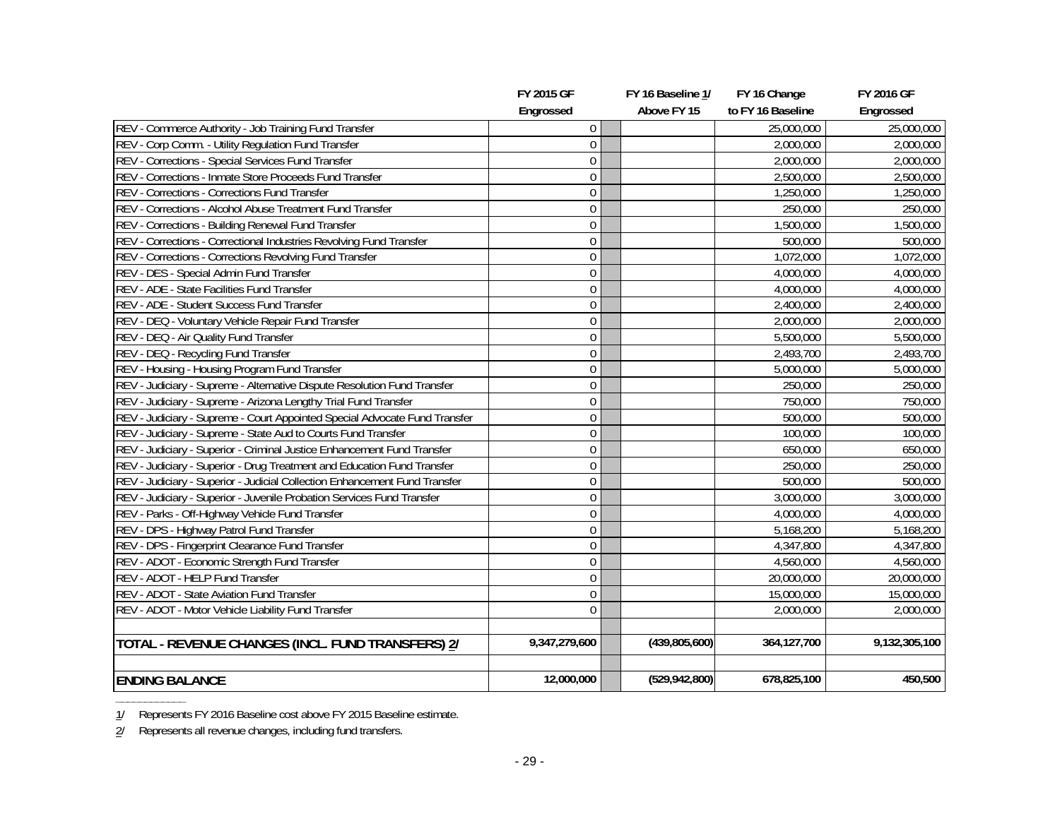| | FY 2015 GF Engrossed | | FY 16 Baseline 1/ Above FY 15 | FY 16 Change to FY 16 Baseline | FY 2016 GF Engrossed |
|---|---|---|---|---|---|
| REV - Commerce Authority - Job Training Fund Transfer | 0 | | | 25,000,000 | 25,000,000 |
| REV - Corp Comm. - Utility Regulation Fund Transfer | 0 | | | 2,000,000 | 2,000,000 |
| REV - Corrections - Special Services Fund Transfer | 0 | | | 2,000,000 | 2,000,000 |
| REV - Corrections - Inmate Store Proceeds Fund Transfer | 0 | | | 2,500,000 | 2,500,000 |
| REV - Corrections - Corrections Fund Transfer | 0 | | | 1,250,000 | 1,250,000 |
| REV - Corrections - Alcohol Abuse Treatment Fund Transfer | 0 | | | 250,000 | 250,000 |
| REV - Corrections - Building Renewal Fund Transfer | 0 | | | 1,500,000 | 1,500,000 |
| REV - Corrections - Correctional Industries Revolving Fund Transfer | 0 | | | 500,000 | 500,000 |
| REV - Corrections - Corrections Revolving Fund Transfer | 0 | | | 1,072,000 | 1,072,000 |
| REV - DES - Special Admin Fund Transfer | 0 | | | 4,000,000 | 4,000,000 |
| REV - ADE - State Facilities Fund Transfer | 0 | | | 4,000,000 | 4,000,000 |
| REV - ADE - Student Success Fund Transfer | 0 | | | 2,400,000 | 2,400,000 |
| REV - DEQ - Voluntary Vehicle Repair Fund Transfer | 0 | | | 2,000,000 | 2,000,000 |
| REV - DEQ - Air Quality Fund Transfer | 0 | | | 5,500,000 | 5,500,000 |
| REV - DEQ - Recycling Fund Transfer | 0 | | | 2,493,700 | 2,493,700 |
| REV - Housing - Housing Program Fund Transfer | 0 | | | 5,000,000 | 5,000,000 |
| REV - Judiciary - Supreme - Alternative Dispute Resolution Fund Transfer | 0 | | | 250,000 | 250,000 |
| REV - Judiciary - Supreme - Arizona Lengthy Trial Fund Transfer | 0 | | | 750,000 | 750,000 |
| REV - Judiciary - Supreme - Court Appointed Special Advocate Fund Transfer | 0 | | | 500,000 | 500,000 |
| REV - Judiciary - Supreme - State Aud to Courts Fund Transfer | 0 | | | 100,000 | 100,000 |
| REV - Judiciary - Superior - Criminal Justice Enhancement Fund Transfer | 0 | | | 650,000 | 650,000 |
| REV - Judiciary - Superior - Drug Treatment and Education Fund Transfer | 0 | | | 250,000 | 250,000 |
| REV - Judiciary - Superior - Judicial Collection Enhancement Fund Transfer | 0 | | | 500,000 | 500,000 |
| REV - Judiciary - Superior - Juvenile Probation Services Fund Transfer | 0 | | | 3,000,000 | 3,000,000 |
| REV - Parks - Off-Highway Vehicle Fund Transfer | 0 | | | 4,000,000 | 4,000,000 |
| REV - DPS - Highway Patrol Fund Transfer | 0 | | | 5,168,200 | 5,168,200 |
| REV - DPS - Fingerprint Clearance Fund Transfer | 0 | | | 4,347,800 | 4,347,800 |
| REV - ADOT - Economic Strength Fund Transfer | 0 | | | 4,560,000 | 4,560,000 |
| REV - ADOT - HELP Fund Transfer | 0 | | | 20,000,000 | 20,000,000 |
| REV - ADOT - State Aviation Fund Transfer | 0 | | | 15,000,000 | 15,000,000 |
| REV - ADOT - Motor Vehicle Liability Fund Transfer | 0 | | | 2,000,000 | 2,000,000 |
| | | | | | |
| **TOTAL - REVENUE CHANGES (INCL. FUND TRANSFERS) 2/** | **9,347,279,600** | | **(439,805,600)** | **364,127,700** | **9,132,305,100** |
| | | | | | |
| **ENDING BALANCE** | **12,000,000** | | **(529,942,800)** | **678,825,100** | **450,500** |

1/ Represents FY 2016 Baseline cost above FY 2015 Baseline estimate.

2/ Represents all revenue changes, including fund transfers.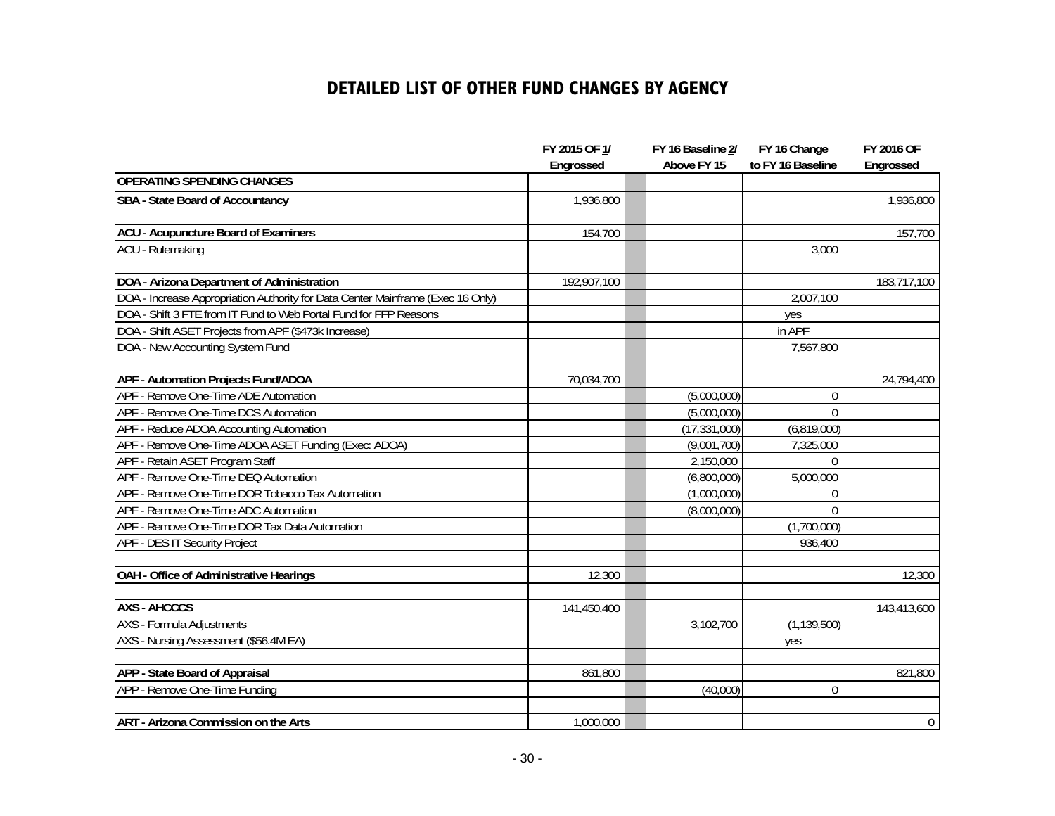# DETAILED LIST OF OTHER FUND CHANGES BY AGENCY

| | FY 2015 OF 1/ Engrossed | | FY 16 Baseline 2/ Above FY 15 | FY 16 Change to FY 16 Baseline | FY 2016 OF Engrossed |
|---|---|---|---|---|---|
| **OPERATING SPENDING CHANGES** | | | | | |
| **SBA - State Board of Accountancy** | 1,936,800 | | | | 1,936,800 |
| | | | | | |
| **ACU - Acupuncture Board of Examiners** | 154,700 | | | | 157,700 |
| ACU - Rulemaking | | | | 3,000 | |
| | | | | | |
| **DOA - Arizona Department of Administration** | 192,907,100 | | | | 183,717,100 |
| DOA - Increase Appropriation Authority for Data Center Mainframe (Exec 16 Only) | | | | 2,007,100 | |
| DOA - Shift 3 FTE from IT Fund to Web Portal Fund for FFP Reasons | | | | yes | |
| DOA - Shift ASET Projects from APF ($473k Increase) | | | | in APF | |
| DOA - New Accounting System Fund | | | | 7,567,800 | |
| | | | | | |
| **APF - Automation Projects Fund/ADOA** | 70,034,700 | | | | 24,794,400 |
| APF - Remove One-Time ADE Automation | | | (5,000,000) | 0 | |
| APF - Remove One-Time DCS Automation | | | (5,000,000) | 0 | |
| APF - Reduce ADOA Accounting Automation | | | (17,331,000) | (6,819,000) | |
| APF - Remove One-Time ADOA ASET Funding (Exec: ADOA) | | | (9,001,700) | 7,325,000 | |
| APF - Retain ASET Program Staff | | | 2,150,000 | 0 | |
| APF - Remove One-Time DEQ Automation | | | (6,800,000) | 5,000,000 | |
| APF - Remove One-Time DOR Tobacco Tax Automation | | | (1,000,000) | 0 | |
| APF - Remove One-Time ADC Automation | | | (8,000,000) | 0 | |
| APF - Remove One-Time DOR Tax Data Automation | | | | (1,700,000) | |
| APF - DES IT Security Project | | | | 936,400 | |
| | | | | | |
| **OAH - Office of Administrative Hearings** | 12,300 | | | | 12,300 |
| | | | | | |
| **AXS - AHCCCS** | 141,450,400 | | | | 143,413,600 |
| AXS - Formula Adjustments | | | 3,102,700 | (1,139,500) | |
| AXS - Nursing Assessment ($56.4M EA) | | | | yes | |
| | | | | | |
| **APP - State Board of Appraisal** | 861,800 | | | | 821,800 |
| APP - Remove One-Time Funding | | | (40,000) | 0 | |
| | | | | | |
| **ART - Arizona Commission on the Arts** | 1,000,000 | | | | 0 |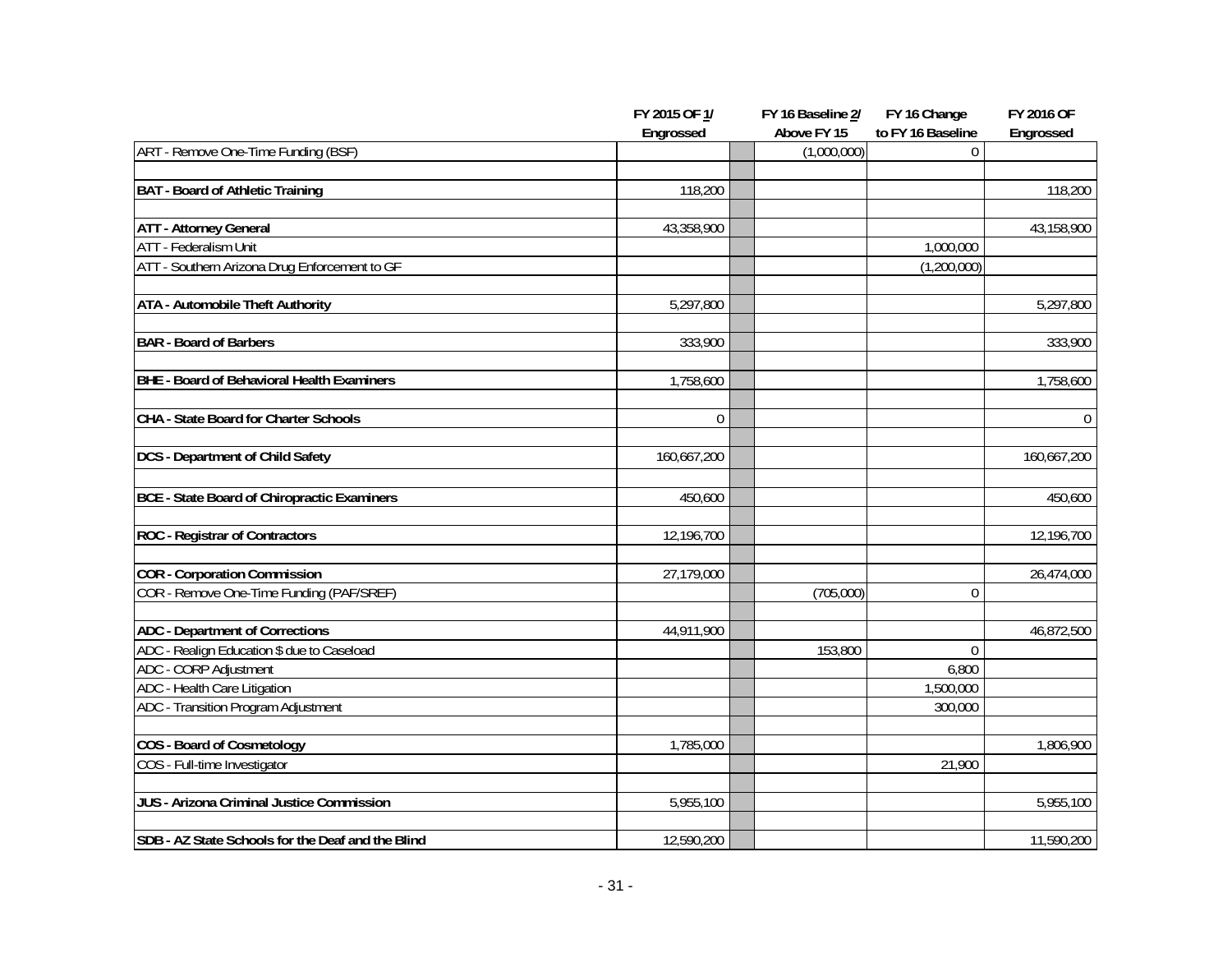| | FY 2015 OF 1/ Engrossed | | FY 16 Baseline 2/ Above FY 15 | FY 16 Change to FY 16 Baseline | FY 2016 OF Engrossed |
|---|---|---|---|---|---|
| ART - Remove One-Time Funding (BSF) | | | (1,000,000) | 0 | |
| | | | | | |
| **BAT - Board of Athletic Training** | 118,200 | | | | 118,200 |
| | | | | | |
| **ATT - Attorney General** | 43,358,900 | | | | 43,158,900 |
| ATT - Federalism Unit | | | | 1,000,000 | |
| ATT - Southern Arizona Drug Enforcement to GF | | | | (1,200,000) | |
| | | | | | |
| **ATA - Automobile Theft Authority** | 5,297,800 | | | | 5,297,800 |
| | | | | | |
| **BAR - Board of Barbers** | 333,900 | | | | 333,900 |
| | | | | | |
| **BHE - Board of Behavioral Health Examiners** | 1,758,600 | | | | 1,758,600 |
| | | | | | |
| **CHA - State Board for Charter Schools** | 0 | | | | 0 |
| | | | | | |
| **DCS - Department of Child Safety** | 160,667,200 | | | | 160,667,200 |
| | | | | | |
| **BCE - State Board of Chiropractic Examiners** | 450,600 | | | | 450,600 |
| | | | | | |
| **ROC - Registrar of Contractors** | 12,196,700 | | | | 12,196,700 |
| | | | | | |
| **COR - Corporation Commission** | 27,179,000 | | | | 26,474,000 |
| COR - Remove One-Time Funding (PAF/SREF) | | | (705,000) | 0 | |
| | | | | | |
| **ADC - Department of Corrections** | 44,911,900 | | | | 46,872,500 |
| ADC - Realign Education $ due to Caseload | | | 153,800 | 0 | |
| ADC - CORP Adjustment | | | | 6,800 | |
| ADC - Health Care Litigation | | | | 1,500,000 | |
| ADC - Transition Program Adjustment | | | | 300,000 | |
| | | | | | |
| **COS - Board of Cosmetology** | 1,785,000 | | | | 1,806,900 |
| COS - Full-time Investigator | | | | 21,900 | |
| | | | | | |
| **JUS - Arizona Criminal Justice Commission** | 5,955,100 | | | | 5,955,100 |
| | | | | | |
| **SDB - AZ State Schools for the Deaf and the Blind** | 12,590,200 | | | | 11,590,200 |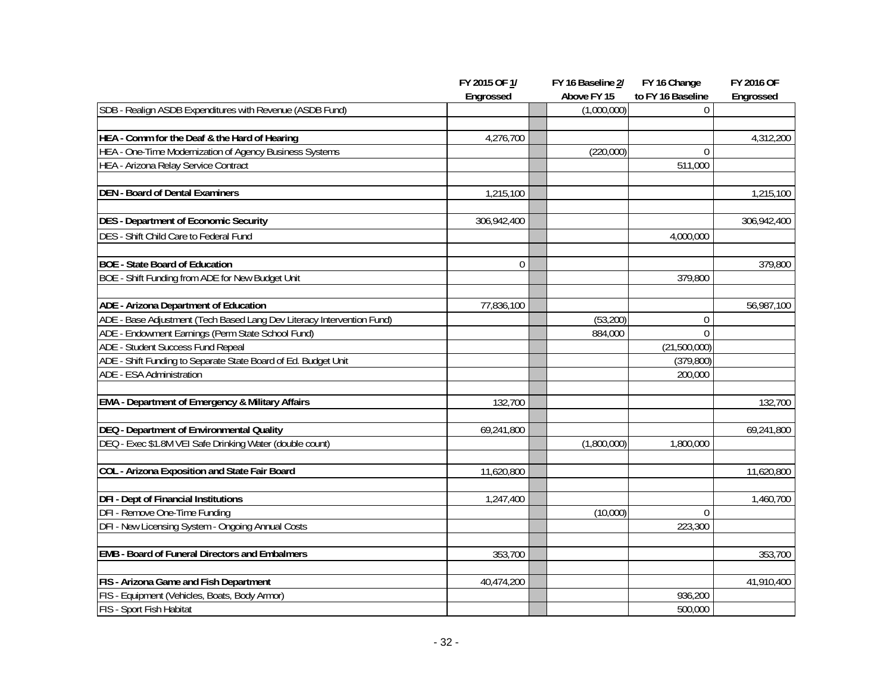| | FY 2015 OF 1/ Engrossed | | FY 16 Baseline 2/ Above FY 15 | FY 16 Change to FY 16 Baseline | FY 2016 OF Engrossed |
|---|---|---|---|---|---|
| SDB - Realign ASDB Expenditures with Revenue (ASDB Fund) | | | (1,000,000) | 0 | |
| | | | | | |
| **HEA - Comm for the Deaf & the Hard of Hearing** | 4,276,700 | | | | 4,312,200 |
| HEA - One-Time Modernization of Agency Business Systems | | | (220,000) | 0 | |
| HEA - Arizona Relay Service Contract | | | | 511,000 | |
| | | | | | |
| **DEN - Board of Dental Examiners** | 1,215,100 | | | | 1,215,100 |
| | | | | | |
| **DES - Department of Economic Security** | 306,942,400 | | | | 306,942,400 |
| DES - Shift Child Care to Federal Fund | | | | 4,000,000 | |
| | | | | | |
| **BOE - State Board of Education** | 0 | | | | 379,800 |
| BOE - Shift Funding from ADE for New Budget Unit | | | | 379,800 | |
| | | | | | |
| **ADE - Arizona Department of Education** | 77,836,100 | | | | 56,987,100 |
| ADE - Base Adjustment (Tech Based Lang Dev Literacy Intervention Fund) | | | (53,200) | 0 | |
| ADE - Endowment Earnings (Perm State School Fund) | | | 884,000 | 0 | |
| ADE - Student Success Fund Repeal | | | | (21,500,000) | |
| ADE - Shift Funding to Separate State Board of Ed. Budget Unit | | | | (379,800) | |
| ADE - ESA Administration | | | | 200,000 | |
| | | | | | |
| **EMA - Department of Emergency & Military Affairs** | 132,700 | | | | 132,700 |
| | | | | | |
| **DEQ - Department of Environmental Quality** | 69,241,800 | | | | 69,241,800 |
| DEQ - Exec $1.8M VEI Safe Drinking Water (double count) | | | (1,800,000) | 1,800,000 | |
| | | | | | |
| **COL - Arizona Exposition and State Fair Board** | 11,620,800 | | | | 11,620,800 |
| | | | | | |
| **DFI - Dept of Financial Institutions** | 1,247,400 | | | | 1,460,700 |
| DFI - Remove One-Time Funding | | | (10,000) | 0 | |
| DFI - New Licensing System - Ongoing Annual Costs | | | | 223,300 | |
| | | | | | |
| **EMB - Board of Funeral Directors and Embalmers** | 353,700 | | | | 353,700 |
| | | | | | |
| **FIS - Arizona Game and Fish Department** | 40,474,200 | | | | 41,910,400 |
| FIS - Equipment (Vehicles, Boats, Body Armor) | | | | 936,200 | |
| FIS - Sport Fish Habitat | | | | 500,000 | |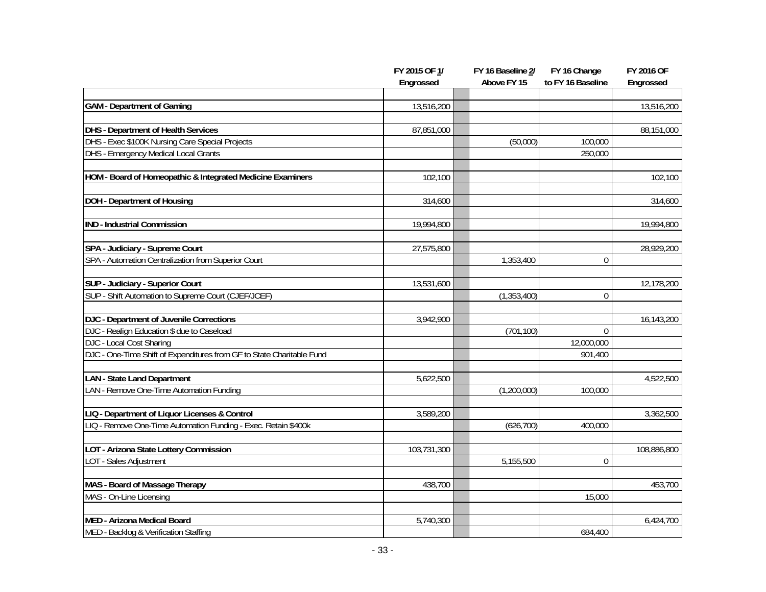| | FY 2015 OF 1/ Engrossed | | FY 16 Baseline 2/ Above FY 15 | FY 16 Change to FY 16 Baseline | FY 2016 OF Engrossed |
|---|---|---|---|---|---|
| | | | | | |
| **GAM - Department of Gaming** | 13,516,200 | | | | 13,516,200 |
| | | | | | |
| **DHS - Department of Health Services** | 87,851,000 | | | | 88,151,000 |
| DHS - Exec $100K Nursing Care Special Projects | | | (50,000) | 100,000 | |
| DHS - Emergency Medical Local Grants | | | | 250,000 | |
| | | | | | |
| **HOM - Board of Homeopathic & Integrated Medicine Examiners** | 102,100 | | | | 102,100 |
| | | | | | |
| **DOH - Department of Housing** | 314,600 | | | | 314,600 |
| | | | | | |
| **IND - Industrial Commission** | 19,994,800 | | | | 19,994,800 |
| | | | | | |
| **SPA - Judiciary - Supreme Court** | 27,575,800 | | | | 28,929,200 |
| SPA - Automation Centralization from Superior Court | | | 1,353,400 | 0 | |
| | | | | | |
| **SUP - Judiciary - Superior Court** | 13,531,600 | | | | 12,178,200 |
| SUP - Shift Automation to Supreme Court (CJEF/JCEF) | | | (1,353,400) | 0 | |
| | | | | | |
| **DJC - Department of Juvenile Corrections** | 3,942,900 | | | | 16,143,200 |
| DJC - Realign Education $ due to Caseload | | | (701,100) | 0 | |
| DJC - Local Cost Sharing | | | | 12,000,000 | |
| DJC - One-Time Shift of Expenditures from GF to State Charitable Fund | | | | 901,400 | |
| | | | | | |
| **LAN - State Land Department** | 5,622,500 | | | | 4,522,500 |
| LAN - Remove One-Time Automation Funding | | | (1,200,000) | 100,000 | |
| | | | | | |
| **LIQ - Department of Liquor Licenses & Control** | 3,589,200 | | | | 3,362,500 |
| LIQ - Remove One-Time Automation Funding - Exec. Retain $400k | | | (626,700) | 400,000 | |
| | | | | | |
| **LOT - Arizona State Lottery Commission** | 103,731,300 | | | | 108,886,800 |
| LOT - Sales Adjustment | | | 5,155,500 | 0 | |
| | | | | | |
| **MAS - Board of Massage Therapy** | 438,700 | | | | 453,700 |
| MAS - On-Line Licensing | | | | 15,000 | |
| | | | | | |
| **MED - Arizona Medical Board** | 5,740,300 | | | | 6,424,700 |
| MED - Backlog & Verification Staffing | | | | 684,400 | |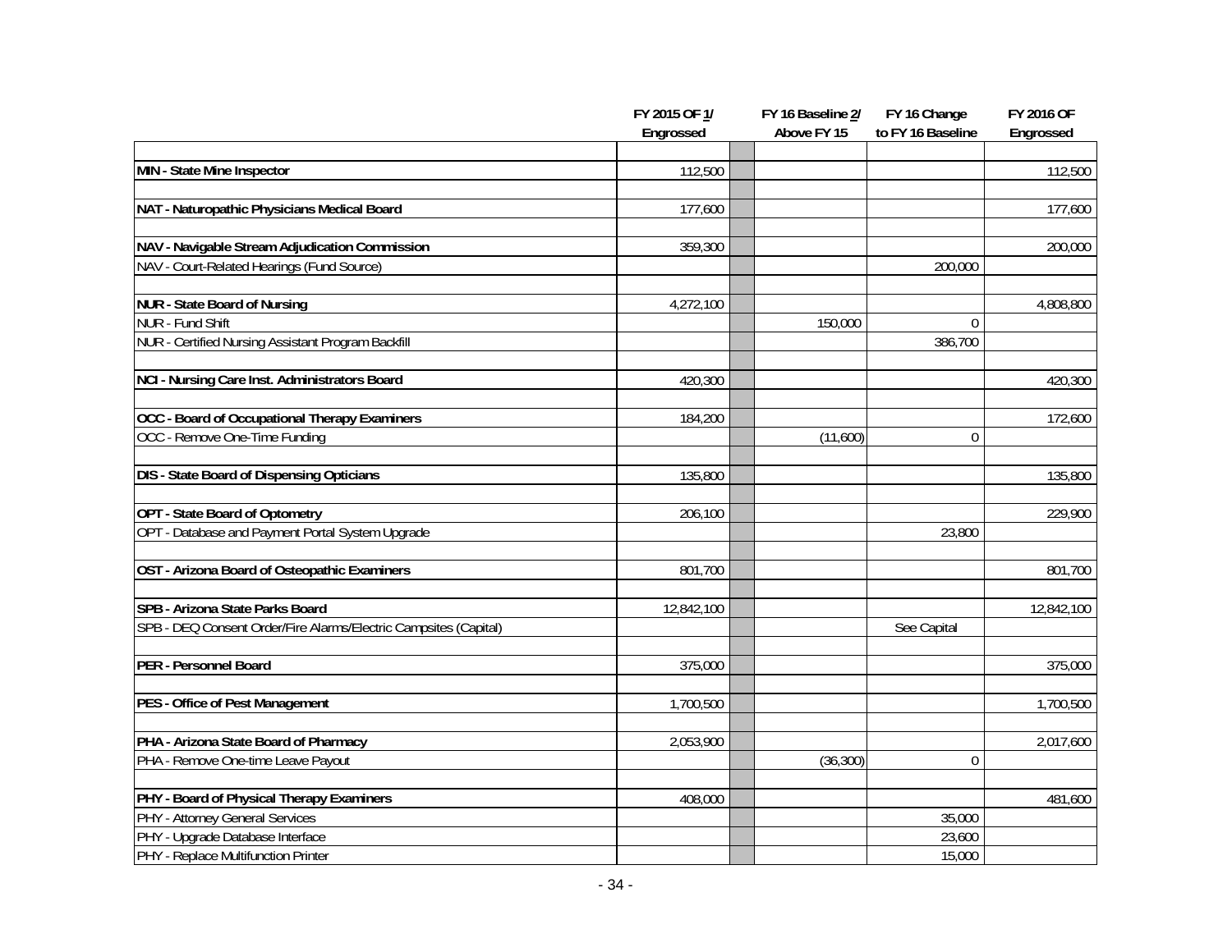| | FY 2015 OF 1/ Engrossed | FY 16 Baseline 2/ Above FY 15 | FY 16 Change to FY 16 Baseline | FY 2016 OF Engrossed |
|---|---|---|---|---|
| | | | | |
| **MIN - State Mine Inspector** | 112,500 | | | 112,500 |
| | | | | |
| **NAT - Naturopathic Physicians Medical Board** | 177,600 | | | 177,600 |
| | | | | |
| **NAV - Navigable Stream Adjudication Commission** | 359,300 | | | 200,000 |
| NAV - Court-Related Hearings (Fund Source) | | | 200,000 | |
| | | | | |
| **NUR - State Board of Nursing** | 4,272,100 | | | 4,808,800 |
| NUR - Fund Shift | | 150,000 | 0 | |
| NUR - Certified Nursing Assistant Program Backfill | | | 386,700 | |
| | | | | |
| **NCI - Nursing Care Inst. Administrators Board** | 420,300 | | | 420,300 |
| | | | | |
| **OCC - Board of Occupational Therapy Examiners** | 184,200 | | | 172,600 |
| OCC - Remove One-Time Funding | | (11,600) | 0 | |
| | | | | |
| **DIS - State Board of Dispensing Opticians** | 135,800 | | | 135,800 |
| | | | | |
| **OPT - State Board of Optometry** | 206,100 | | | 229,900 |
| OPT - Database and Payment Portal System Upgrade | | | 23,800 | |
| | | | | |
| **OST - Arizona Board of Osteopathic Examiners** | 801,700 | | | 801,700 |
| | | | | |
| **SPB - Arizona State Parks Board** | 12,842,100 | | | 12,842,100 |
| SPB - DEQ Consent Order/Fire Alarms/Electric Campsites (Capital) | | | See Capital | |
| | | | | |
| **PER - Personnel Board** | 375,000 | | | 375,000 |
| | | | | |
| **PES - Office of Pest Management** | 1,700,500 | | | 1,700,500 |
| | | | | |
| **PHA - Arizona State Board of Pharmacy** | 2,053,900 | | | 2,017,600 |
| PHA - Remove One-time Leave Payout | | (36,300) | 0 | |
| | | | | |
| **PHY - Board of Physical Therapy Examiners** | 408,000 | | | 481,600 |
| PHY - Attorney General Services | | | 35,000 | |
| PHY - Upgrade Database Interface | | | 23,600 | |
| PHY - Replace Multifunction Printer | | | 15,000 | |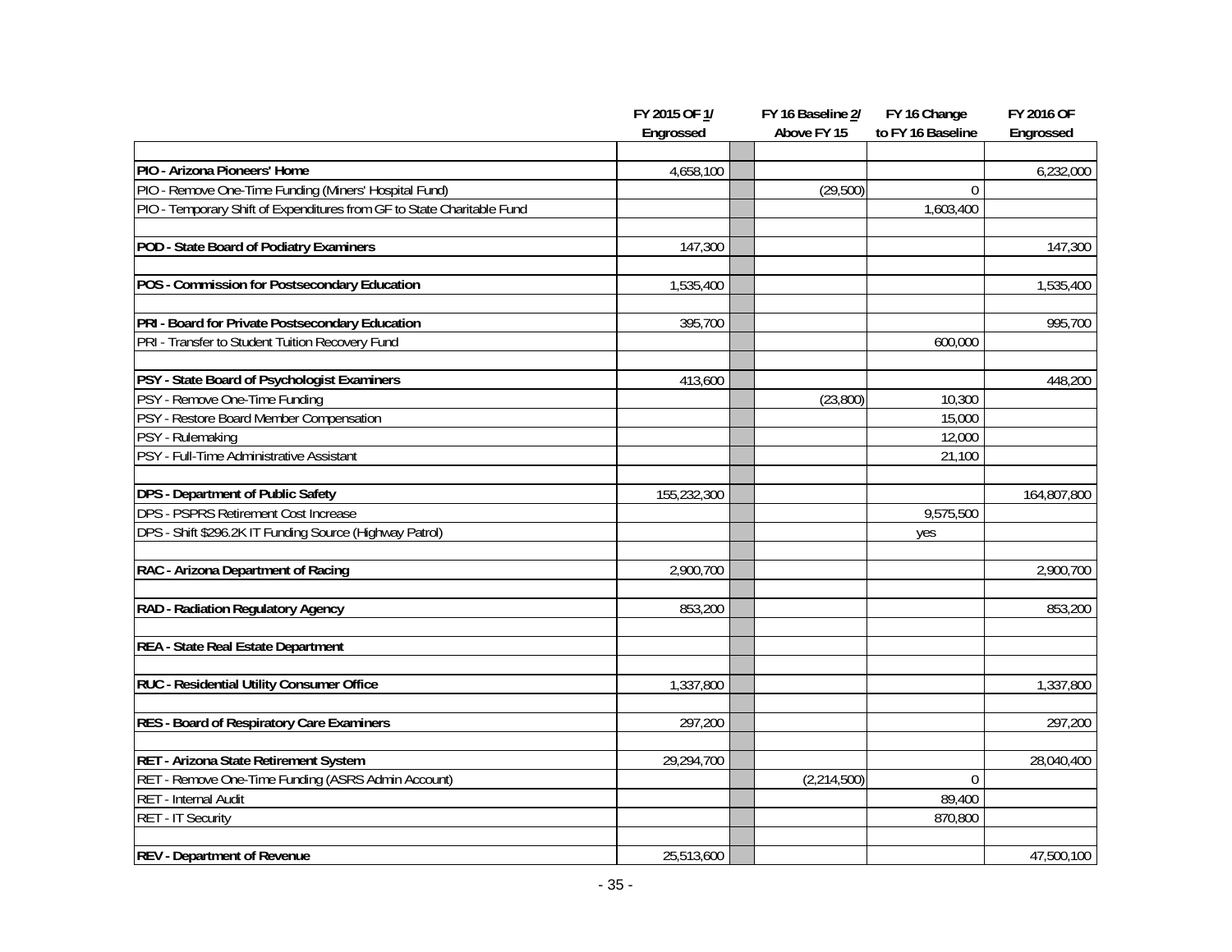| | FY 2015 OF 1/ Engrossed | | FY 16 Baseline 2/ Above FY 15 | FY 16 Change to FY 16 Baseline | FY 2016 OF Engrossed |
|---|---|---|---|---|---|
| | | | | | |
| **PIO - Arizona Pioneers' Home** | 4,658,100 | | | | 6,232,000 |
| PIO - Remove One-Time Funding (Miners' Hospital Fund) | | | (29,500) | 0 | |
| PIO - Temporary Shift of Expenditures from GF to State Charitable Fund | | | | 1,603,400 | |
| | | | | | |
| **POD - State Board of Podiatry Examiners** | 147,300 | | | | 147,300 |
| | | | | | |
| **POS - Commission for Postsecondary Education** | 1,535,400 | | | | 1,535,400 |
| | | | | | |
| **PRI - Board for Private Postsecondary Education** | 395,700 | | | | 995,700 |
| PRI - Transfer to Student Tuition Recovery Fund | | | | 600,000 | |
| | | | | | |
| **PSY - State Board of Psychologist Examiners** | 413,600 | | | | 448,200 |
| PSY - Remove One-Time Funding | | | (23,800) | 10,300 | |
| PSY - Restore Board Member Compensation | | | | 15,000 | |
| PSY - Rulemaking | | | | 12,000 | |
| PSY - Full-Time Administrative Assistant | | | | 21,100 | |
| | | | | | |
| **DPS - Department of Public Safety** | 155,232,300 | | | | 164,807,800 |
| DPS - PSPRS Retirement Cost Increase | | | | 9,575,500 | |
| DPS - Shift $296.2K IT Funding Source (Highway Patrol) | | | | yes | |
| | | | | | |
| **RAC - Arizona Department of Racing** | 2,900,700 | | | | 2,900,700 |
| | | | | | |
| **RAD - Radiation Regulatory Agency** | 853,200 | | | | 853,200 |
| | | | | | |
| **REA - State Real Estate Department** | | | | | |
| | | | | | |
| **RUC - Residential Utility Consumer Office** | 1,337,800 | | | | 1,337,800 |
| | | | | | |
| **RES - Board of Respiratory Care Examiners** | 297,200 | | | | 297,200 |
| | | | | | |
| **RET - Arizona State Retirement System** | 29,294,700 | | | | 28,040,400 |
| RET - Remove One-Time Funding (ASRS Admin Account) | | | (2,214,500) | 0 | |
| RET - Internal Audit | | | | 89,400 | |
| RET - IT Security | | | | 870,800 | |
| | | | | | |
| **REV - Department of Revenue** | 25,513,600 | | | | 47,500,100 |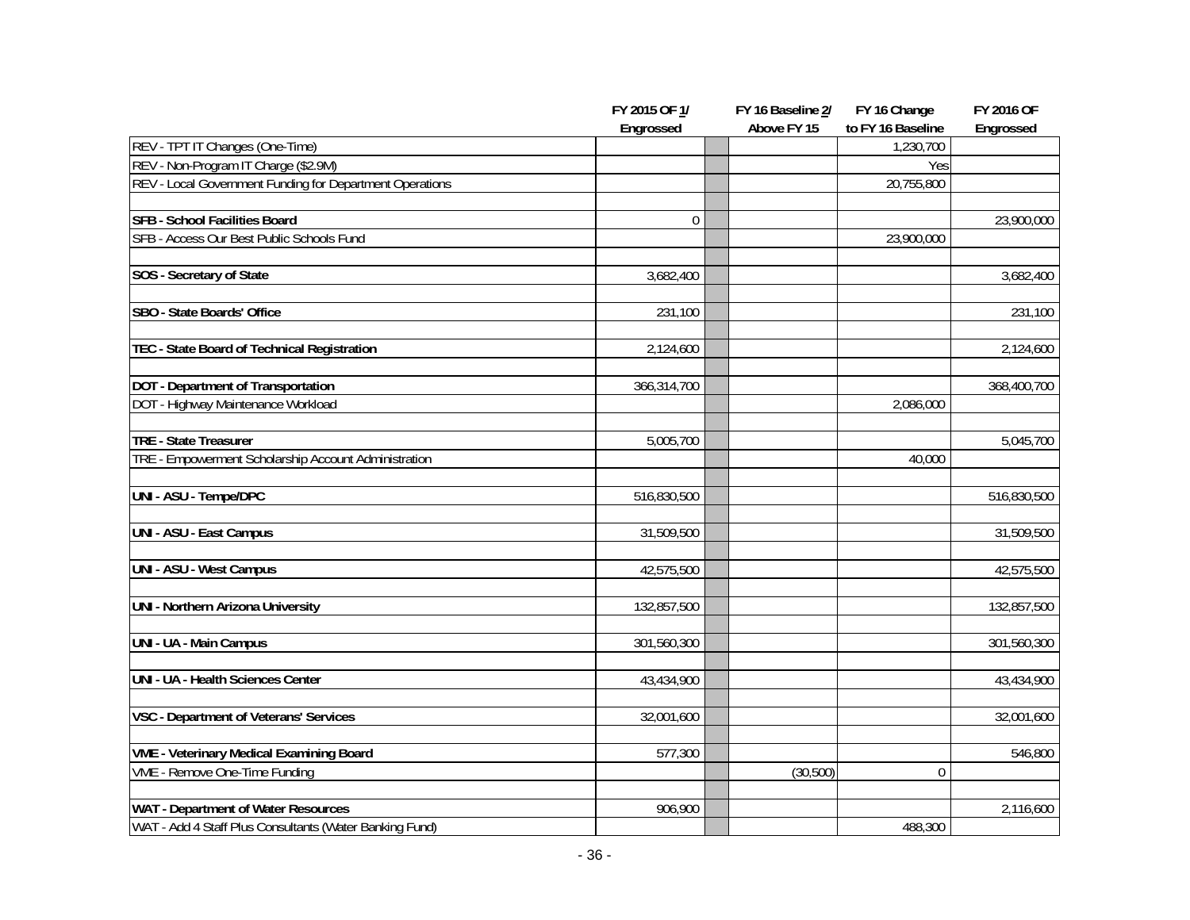| | FY 2015 OF 1/ Engrossed | | FY 16 Baseline 2/ Above FY 15 | FY 16 Change to FY 16 Baseline | FY 2016 OF Engrossed |
|---|---|---|---|---|---|
| REV - TPT IT Changes (One-Time) | | | | 1,230,700 | |
| REV - Non-Program IT Charge ($2.9M) | | | | Yes | |
| REV - Local Government Funding for Department Operations | | | | 20,755,800 | |
| | | | | | |
| **SFB - School Facilities Board** | 0 | | | | 23,900,000 |
| SFB - Access Our Best Public Schools Fund | | | | 23,900,000 | |
| | | | | | |
| **SOS - Secretary of State** | 3,682,400 | | | | 3,682,400 |
| | | | | | |
| **SBO - State Boards' Office** | 231,100 | | | | 231,100 |
| | | | | | |
| **TEC - State Board of Technical Registration** | 2,124,600 | | | | 2,124,600 |
| | | | | | |
| **DOT - Department of Transportation** | 366,314,700 | | | | 368,400,700 |
| DOT - Highway Maintenance Workload | | | | 2,086,000 | |
| | | | | | |
| **TRE - State Treasurer** | 5,005,700 | | | | 5,045,700 |
| TRE - Empowerment Scholarship Account Administration | | | | 40,000 | |
| | | | | | |
| **UNI - ASU - Tempe/DPC** | 516,830,500 | | | | 516,830,500 |
| | | | | | |
| **UNI - ASU - East Campus** | 31,509,500 | | | | 31,509,500 |
| | | | | | |
| **UNI - ASU - West Campus** | 42,575,500 | | | | 42,575,500 |
| | | | | | |
| **UNI - Northern Arizona University** | 132,857,500 | | | | 132,857,500 |
| | | | | | |
| **UNI - UA - Main Campus** | 301,560,300 | | | | 301,560,300 |
| | | | | | |
| **UNI - UA - Health Sciences Center** | 43,434,900 | | | | 43,434,900 |
| | | | | | |
| **VSC - Department of Veterans' Services** | 32,001,600 | | | | 32,001,600 |
| | | | | | |
| **VME - Veterinary Medical Examining Board** | 577,300 | | | | 546,800 |
| VME - Remove One-Time Funding | | | (30,500) | 0 | |
| | | | | | |
| **WAT - Department of Water Resources** | 906,900 | | | | 2,116,600 |
| WAT - Add 4 Staff Plus Consultants (Water Banking Fund) | | | | 488,300 | |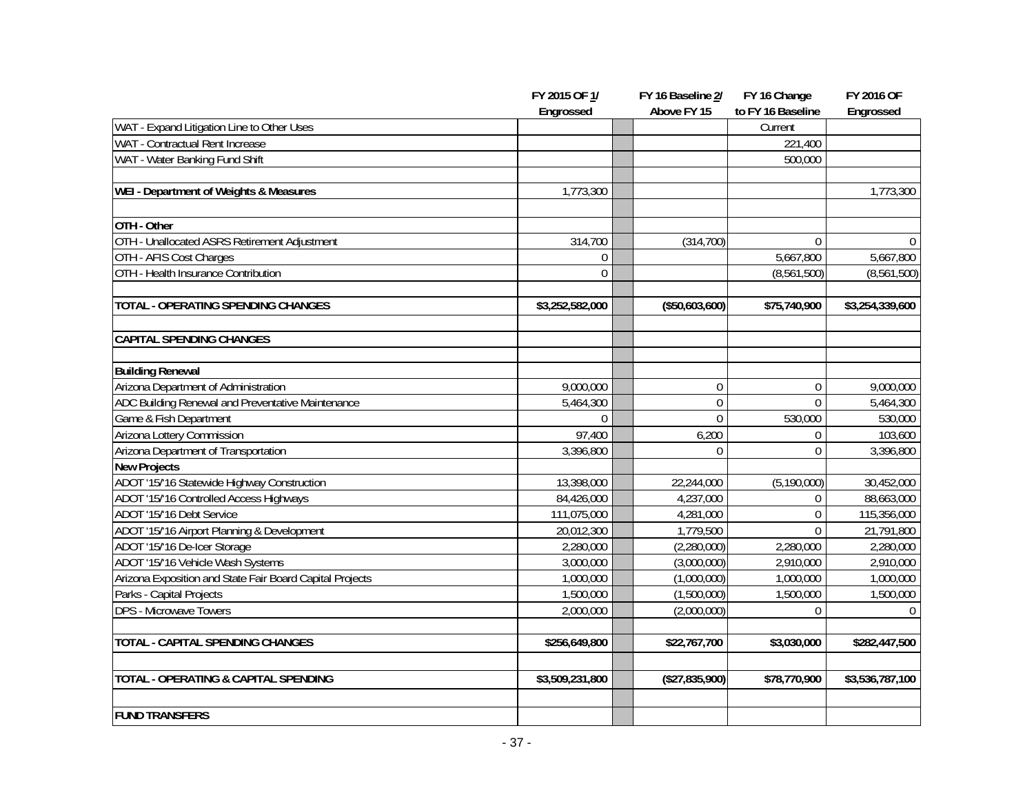| | FY 2015 OF 1/ Engrossed | | FY 16 Baseline 2/ Above FY 15 | FY 16 Change to FY 16 Baseline | FY 2016 OF Engrossed |
|---|---|---|---|---|---|
| WAT - Expand Litigation Line to Other Uses | | | | Current | |
| WAT - Contractual Rent Increase | | | | 221,400 | |
| WAT - Water Banking Fund Shift | | | | 500,000 | |
| | | | | | |
| **WEI - Department of Weights & Measures** | 1,773,300 | | | | 1,773,300 |
| | | | | | |
| **OTH - Other** | | | | | |
| OTH - Unallocated ASRS Retirement Adjustment | 314,700 | | (314,700) | 0 | 0 |
| OTH - AFIS Cost Charges | 0 | | | 5,667,800 | 5,667,800 |
| OTH - Health Insurance Contribution | 0 | | | (8,561,500) | (8,561,500) |
| | | | | | |
| **TOTAL - OPERATING SPENDING CHANGES** | **$3,252,582,000** | | **($50,603,600)** | **$75,740,900** | **$3,254,339,600** |
| | | | | | |
| **CAPITAL SPENDING CHANGES** | | | | | |
| | | | | | |
| **Building Renewal** | | | | | |
| Arizona Department of Administration | 9,000,000 | | 0 | 0 | 9,000,000 |
| ADC Building Renewal and Preventative Maintenance | 5,464,300 | | 0 | 0 | 5,464,300 |
| Game & Fish Department | 0 | | 0 | 530,000 | 530,000 |
| Arizona Lottery Commission | 97,400 | | 6,200 | 0 | 103,600 |
| Arizona Department of Transportation | 3,396,800 | | 0 | 0 | 3,396,800 |
| **New Projects** | | | | | |
| ADOT '15/'16 Statewide Highway Construction | 13,398,000 | | 22,244,000 | (5,190,000) | 30,452,000 |
| ADOT '15/'16 Controlled Access Highways | 84,426,000 | | 4,237,000 | 0 | 88,663,000 |
| ADOT '15/'16 Debt Service | 111,075,000 | | 4,281,000 | 0 | 115,356,000 |
| ADOT '15/'16 Airport Planning & Development | 20,012,300 | | 1,779,500 | 0 | 21,791,800 |
| ADOT '15/'16 De-Icer Storage | 2,280,000 | | (2,280,000) | 2,280,000 | 2,280,000 |
| ADOT '15/'16 Vehicle Wash Systems | 3,000,000 | | (3,000,000) | 2,910,000 | 2,910,000 |
| Arizona Exposition and State Fair Board Capital Projects | 1,000,000 | | (1,000,000) | 1,000,000 | 1,000,000 |
| Parks - Capital Projects | 1,500,000 | | (1,500,000) | 1,500,000 | 1,500,000 |
| DPS - Microwave Towers | 2,000,000 | | (2,000,000) | 0 | 0 |
| | | | | | |
| **TOTAL - CAPITAL SPENDING CHANGES** | **$256,649,800** | | **$22,767,700** | **$3,030,000** | **$282,447,500** |
| | | | | | |
| **TOTAL - OPERATING & CAPITAL SPENDING** | **$3,509,231,800** | | **($27,835,900)** | **$78,770,900** | **$3,536,787,100** |
| | | | | | |
| **FUND TRANSFERS** | | | | | |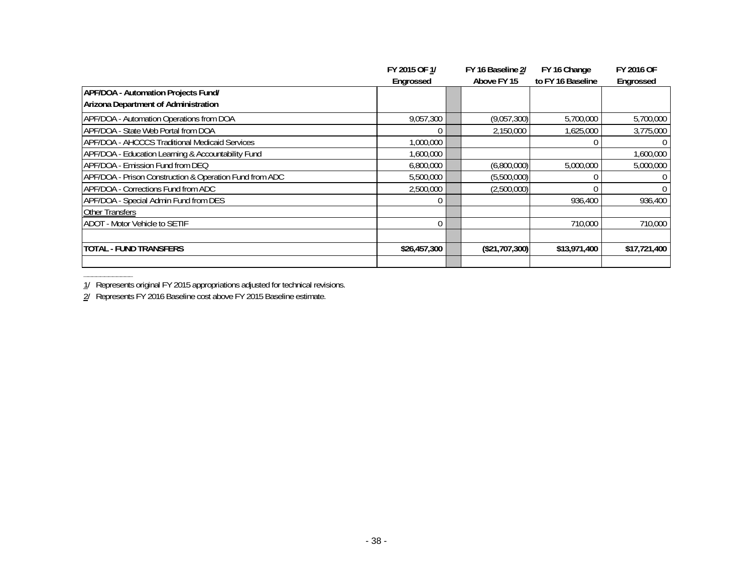| | FY 2015 OF 1/ Engrossed | | FY 16 Baseline 2/ Above FY 15 | FY 16 Change to FY 16 Baseline | FY 2016 OF Engrossed |
|---|---|---|---|---|---|
| **APF/DOA - Automation Projects Fund/ Arizona Department of Administration** | | | | | |
| APF/DOA - Automation Operations from DOA | 9,057,300 | | (9,057,300) | 5,700,000 | 5,700,000 |
| APF/DOA - State Web Portal from DOA | 0 | | 2,150,000 | 1,625,000 | 3,775,000 |
| APF/DOA - AHCCCS Traditional Medicaid Services | 1,000,000 | | | 0 | 0 |
| APF/DOA - Education Learning & Accountability Fund | 1,600,000 | | | | 1,600,000 |
| APF/DOA - Emission Fund from DEQ | 6,800,000 | | (6,800,000) | 5,000,000 | 5,000,000 |
| APF/DOA - Prison Construction & Operation Fund from ADC | 5,500,000 | | (5,500,000) | 0 | 0 |
| APF/DOA - Corrections Fund from ADC | 2,500,000 | | (2,500,000) | 0 | 0 |
| APF/DOA - Special Admin Fund from DES | 0 | | | 936,400 | 936,400 |
| Other Transfers | | | | | |
| ADOT - Motor Vehicle to SETIF | 0 | | | 710,000 | 710,000 |
| | | | | | |
| **TOTAL - FUND TRANSFERS** | **$26,457,300** | | **($21,707,300)** | **$13,971,400** | **$17,721,400** |

1/ Represents original FY 2015 appropriations adjusted for technical revisions.

2/ Represents FY 2016 Baseline cost above FY 2015 Baseline estimate.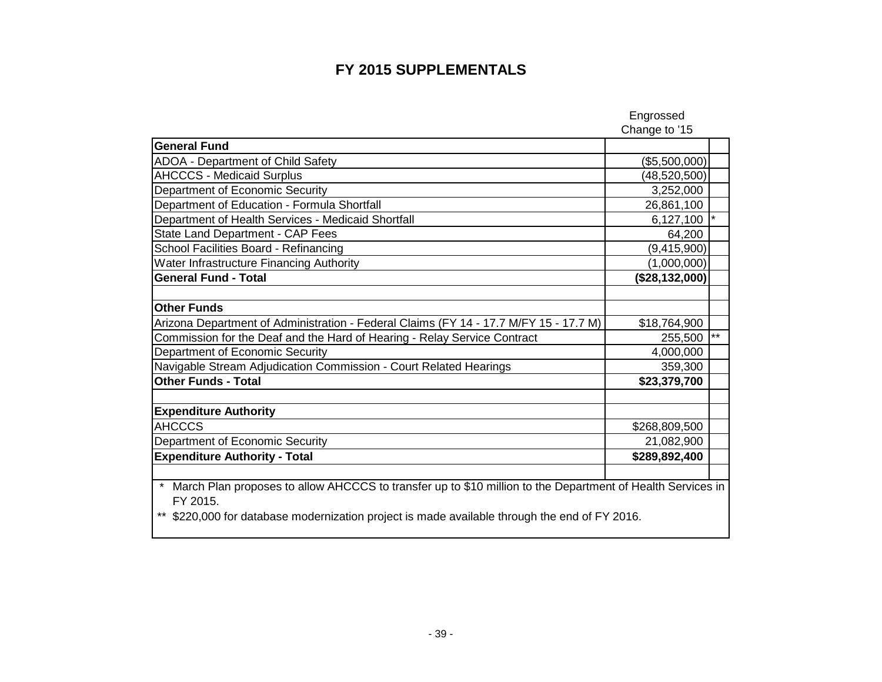# FY 2015 SUPPLEMENTALS

| | Engrossed Change to '15 | |
|---|---|---|
| **General Fund** | | |
| ADOA - Department of Child Safety | ($5,500,000) | |
| AHCCCS - Medicaid Surplus | (48,520,500) | |
| Department of Economic Security | 3,252,000 | |
| Department of Education - Formula Shortfall | 26,861,100 | |
| Department of Health Services - Medicaid Shortfall | 6,127,100 | * |
| State Land Department - CAP Fees | 64,200 | |
| School Facilities Board - Refinancing | (9,415,900) | |
| Water Infrastructure Financing Authority | (1,000,000) | |
| **General Fund - Total** | **($28,132,000)** | |
| | | |
| **Other Funds** | | |
| Arizona Department of Administration - Federal Claims (FY 14 - 17.7 M/FY 15 - 17.7 M) | $18,764,900 | |
| Commission for the Deaf and the Hard of Hearing - Relay Service Contract | 255,500 | ** |
| Department of Economic Security | 4,000,000 | |
| Navigable Stream Adjudication Commission - Court Related Hearings | 359,300 | |
| **Other Funds - Total** | **$23,379,700** | |
| | | |
| **Expenditure Authority** | | |
| AHCCCS | $268,809,500 | |
| Department of Economic Security | 21,082,900 | |
| **Expenditure Authority - Total** | **$289,892,400** | |

\* March Plan proposes to allow AHCCCS to transfer up to $10 million to the Department of Health Services in FY 2015.

\** $220,000 for database modernization project is made available through the end of FY 2016.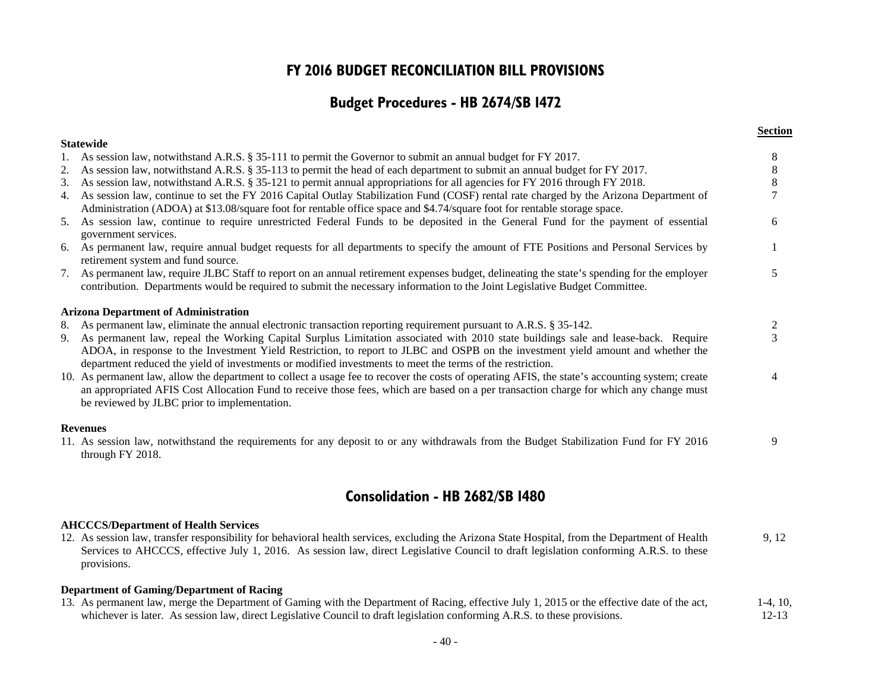# FY 2016 BUDGET RECONCILIATION BILL PROVISIONS

## Budget Procedures - HB 2674/SB 1472

| | Section |
|---|---|
| **Statewide** | |
| 1. As session law, notwithstand A.R.S. § 35-111 to permit the Governor to submit an annual budget for FY 2017. | 8 |
| 2. As session law, notwithstand A.R.S. § 35-113 to permit the head of each department to submit an annual budget for FY 2017. | 8 |
| 3. As session law, notwithstand A.R.S. § 35-121 to permit annual appropriations for all agencies for FY 2016 through FY 2018. | 8 |
| 4. As session law, continue to set the FY 2016 Capital Outlay Stabilization Fund (COSF) rental rate charged by the Arizona Department of Administration (ADOA) at $13.08/square foot for rentable office space and $4.74/square foot for rentable storage space. | 7 |
| 5. As session law, continue to require unrestricted Federal Funds to be deposited in the General Fund for the payment of essential government services. | 6 |
| 6. As permanent law, require annual budget requests for all departments to specify the amount of FTE Positions and Personal Services by retirement system and fund source. | 1 |
| 7. As permanent law, require JLBC Staff to report on an annual retirement expenses budget, delineating the state's spending for the employer contribution. Departments would be required to submit the necessary information to the Joint Legislative Budget Committee. | 5 |
| **Arizona Department of Administration** | |
| 8. As permanent law, eliminate the annual electronic transaction reporting requirement pursuant to A.R.S. § 35-142. | 2 |
| 9. As permanent law, repeal the Working Capital Surplus Limitation associated with 2010 state buildings sale and lease-back. Require ADOA, in response to the Investment Yield Restriction, to report to JLBC and OSPB on the investment yield amount and whether the department reduced the yield of investments or modified investments to meet the terms of the restriction. | 3 |
| 10. As permanent law, allow the department to collect a usage fee to recover the costs of operating AFIS, the state's accounting system; create an appropriated AFIS Cost Allocation Fund to receive those fees, which are based on a per transaction charge for which any change must be reviewed by JLBC prior to implementation. | 4 |
| **Revenues** | |
| 11. As session law, notwithstand the requirements for any deposit to or any withdrawals from the Budget Stabilization Fund for FY 2016 through FY 2018. | 9 |

## Consolidation - HB 2682/SB 1480

| | Section |
|---|---|
| **AHCCCS/Department of Health Services** | |
| 12. As session law, transfer responsibility for behavioral health services, excluding the Arizona State Hospital, from the Department of Health Services to AHCCCS, effective July 1, 2016. As session law, direct Legislative Council to draft legislation conforming A.R.S. to these provisions. | 9, 12 |
| **Department of Gaming/Department of Racing** | |
| 13. As permanent law, merge the Department of Gaming with the Department of Racing, effective July 1, 2015 or the effective date of the act, whichever is later. As session law, direct Legislative Council to draft legislation conforming A.R.S. to these provisions. | 1-4, 10, 12-13 |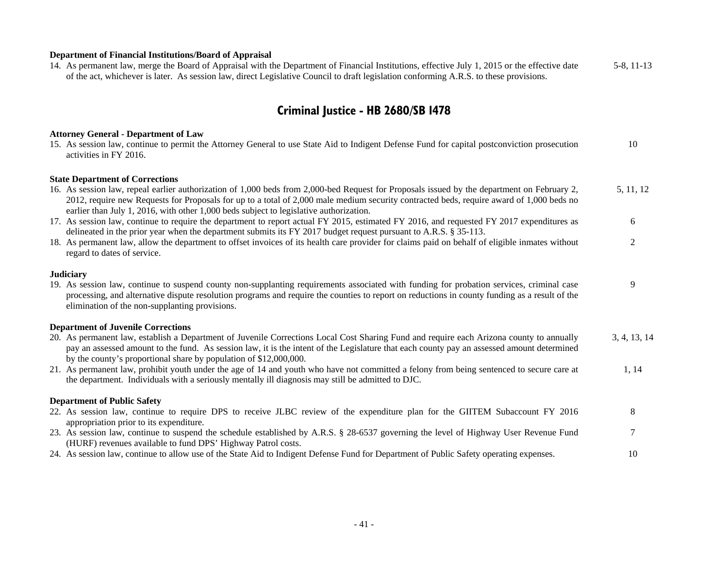**Department of Financial Institutions/Board of Appraisal**

14. As permanent law, merge the Board of Appraisal with the Department of Financial Institutions, effective July 1, 2015 or the effective date of the act, whichever is later. As session law, direct Legislative Council to draft legislation conforming A.R.S. to these provisions. — 5-8, 11-13

## Criminal Justice - HB 2680/SB 1478

**Attorney General - Department of Law**

15. As session law, continue to permit the Attorney General to use State Aid to Indigent Defense Fund for capital postconviction prosecution activities in FY 2016. — 10

**State Department of Corrections**

16. As session law, repeal earlier authorization of 1,000 beds from 2,000-bed Request for Proposals issued by the department on February 2, 2012, require new Requests for Proposals for up to a total of 2,000 male medium security contracted beds, require award of 1,000 beds no earlier than July 1, 2016, with other 1,000 beds subject to legislative authorization. — 5, 11, 12
17. As session law, continue to require the department to report actual FY 2015, estimated FY 2016, and requested FY 2017 expenditures as delineated in the prior year when the department submits its FY 2017 budget request pursuant to A.R.S. § 35-113. — 6
18. As permanent law, allow the department to offset invoices of its health care provider for claims paid on behalf of eligible inmates without regard to dates of service. — 2

**Judiciary**

19. As session law, continue to suspend county non-supplanting requirements associated with funding for probation services, criminal case processing, and alternative dispute resolution programs and require the counties to report on reductions in county funding as a result of the elimination of the non-supplanting provisions. — 9

**Department of Juvenile Corrections**

20. As permanent law, establish a Department of Juvenile Corrections Local Cost Sharing Fund and require each Arizona county to annually pay an assessed amount to the fund. As session law, it is the intent of the Legislature that each county pay an assessed amount determined by the county's proportional share by population of $12,000,000. — 3, 4, 13, 14
21. As permanent law, prohibit youth under the age of 14 and youth who have not committed a felony from being sentenced to secure care at the department. Individuals with a seriously mentally ill diagnosis may still be admitted to DJC. — 1, 14

**Department of Public Safety**

22. As session law, continue to require DPS to receive JLBC review of the expenditure plan for the GIITEM Subaccount FY 2016 appropriation prior to its expenditure. — 8
23. As session law, continue to suspend the schedule established by A.R.S. § 28-6537 governing the level of Highway User Revenue Fund (HURF) revenues available to fund DPS' Highway Patrol costs. — 7
24. As session law, continue to allow use of the State Aid to Indigent Defense Fund for Department of Public Safety operating expenses. — 10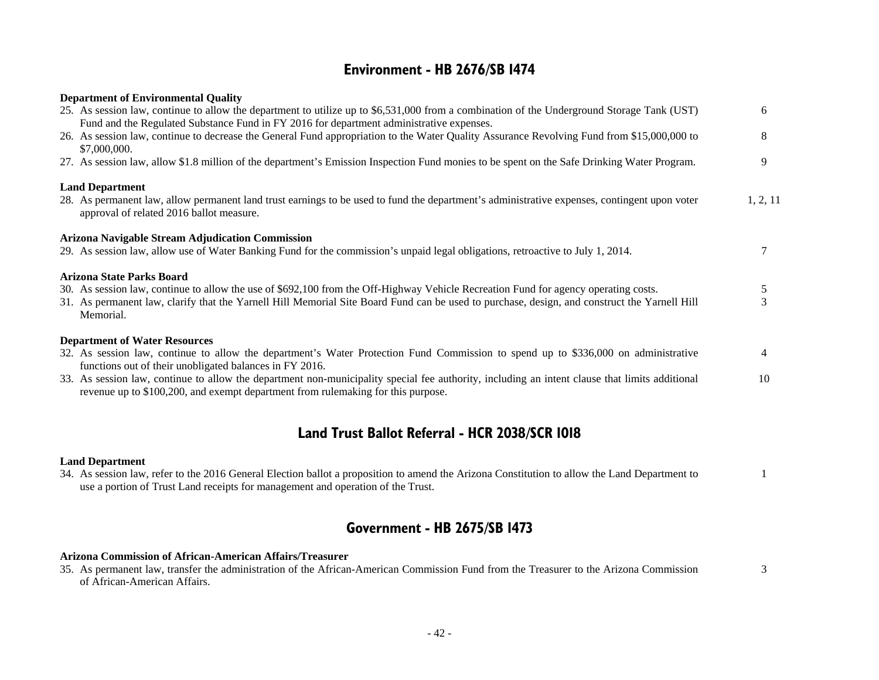## Environment - HB 2676/SB 1474

**Department of Environmental Quality**

| | |
|---|---|
| 25. As session law, continue to allow the department to utilize up to $6,531,000 from a combination of the Underground Storage Tank (UST) Fund and the Regulated Substance Fund in FY 2016 for department administrative expenses. | 6 |
| 26. As session law, continue to decrease the General Fund appropriation to the Water Quality Assurance Revolving Fund from $15,000,000 to $7,000,000. | 8 |
| 27. As session law, allow $1.8 million of the department's Emission Inspection Fund monies to be spent on the Safe Drinking Water Program. | 9 |

**Land Department**

| | |
|---|---|
| 28. As permanent law, allow permanent land trust earnings to be used to fund the department's administrative expenses, contingent upon voter approval of related 2016 ballot measure. | 1, 2, 11 |

**Arizona Navigable Stream Adjudication Commission**

| | |
|---|---|
| 29. As session law, allow use of Water Banking Fund for the commission's unpaid legal obligations, retroactive to July 1, 2014. | 7 |

**Arizona State Parks Board**

| | |
|---|---|
| 30. As session law, continue to allow the use of $692,100 from the Off-Highway Vehicle Recreation Fund for agency operating costs. | 5 |
| 31. As permanent law, clarify that the Yarnell Hill Memorial Site Board Fund can be used to purchase, design, and construct the Yarnell Hill Memorial. | 3 |

**Department of Water Resources**

| | |
|---|---|
| 32. As session law, continue to allow the department's Water Protection Fund Commission to spend up to $336,000 on administrative functions out of their unobligated balances in FY 2016. | 4 |
| 33. As session law, continue to allow the department non-municipality special fee authority, including an intent clause that limits additional revenue up to $100,200, and exempt department from rulemaking for this purpose. | 10 |

## Land Trust Ballot Referral - HCR 2038/SCR 1018

**Land Department**

| | |
|---|---|
| 34. As session law, refer to the 2016 General Election ballot a proposition to amend the Arizona Constitution to allow the Land Department to use a portion of Trust Land receipts for management and operation of the Trust. | 1 |

## Government - HB 2675/SB 1473

**Arizona Commission of African-American Affairs/Treasurer**

| | |
|---|---|
| 35. As permanent law, transfer the administration of the African-American Commission Fund from the Treasurer to the Arizona Commission of African-American Affairs. | 3 |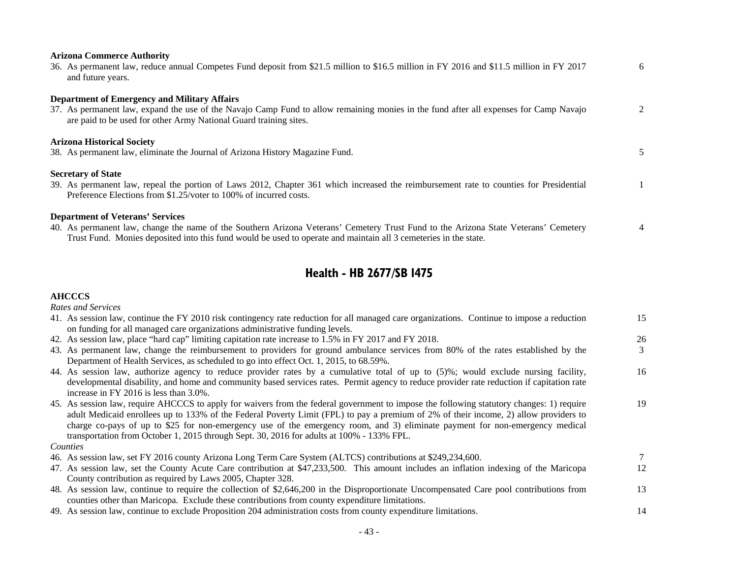**Arizona Commerce Authority**

36. As permanent law, reduce annual Competes Fund deposit from $21.5 million to $16.5 million in FY 2016 and $11.5 million in FY 2017 and future years. 6

**Department of Emergency and Military Affairs**

37. As permanent law, expand the use of the Navajo Camp Fund to allow remaining monies in the fund after all expenses for Camp Navajo are paid to be used for other Army National Guard training sites. 2

**Arizona Historical Society**

38. As permanent law, eliminate the Journal of Arizona History Magazine Fund. 5

**Secretary of State**

39. As permanent law, repeal the portion of Laws 2012, Chapter 361 which increased the reimbursement rate to counties for Presidential Preference Elections from $1.25/voter to 100% of incurred costs. 1

**Department of Veterans' Services**

40. As permanent law, change the name of the Southern Arizona Veterans' Cemetery Trust Fund to the Arizona State Veterans' Cemetery Trust Fund. Monies deposited into this fund would be used to operate and maintain all 3 cemeteries in the state. 4

## Health - HB 2677/SB 1475

**AHCCCS**

*Rates and Services*

41. As session law, continue the FY 2010 risk contingency rate reduction for all managed care organizations. Continue to impose a reduction on funding for all managed care organizations administrative funding levels. 15
42. As session law, place "hard cap" limiting capitation rate increase to 1.5% in FY 2017 and FY 2018. 26
43. As permanent law, change the reimbursement to providers for ground ambulance services from 80% of the rates established by the Department of Health Services, as scheduled to go into effect Oct. 1, 2015, to 68.59%. 3
44. As session law, authorize agency to reduce provider rates by a cumulative total of up to (5)%; would exclude nursing facility, developmental disability, and home and community based services rates. Permit agency to reduce provider rate reduction if capitation rate increase in FY 2016 is less than 3.0%. 16
45. As session law, require AHCCCS to apply for waivers from the federal government to impose the following statutory changes: 1) require adult Medicaid enrollees up to 133% of the Federal Poverty Limit (FPL) to pay a premium of 2% of their income, 2) allow providers to charge co-pays of up to $25 for non-emergency use of the emergency room, and 3) eliminate payment for non-emergency medical transportation from October 1, 2015 through Sept. 30, 2016 for adults at 100% - 133% FPL. 19

*Counties*

46. As session law, set FY 2016 county Arizona Long Term Care System (ALTCS) contributions at $249,234,600. 7
47. As session law, set the County Acute Care contribution at $47,233,500. This amount includes an inflation indexing of the Maricopa County contribution as required by Laws 2005, Chapter 328. 12
48. As session law, continue to require the collection of $2,646,200 in the Disproportionate Uncompensated Care pool contributions from counties other than Maricopa. Exclude these contributions from county expenditure limitations. 13
49. As session law, continue to exclude Proposition 204 administration costs from county expenditure limitations. 14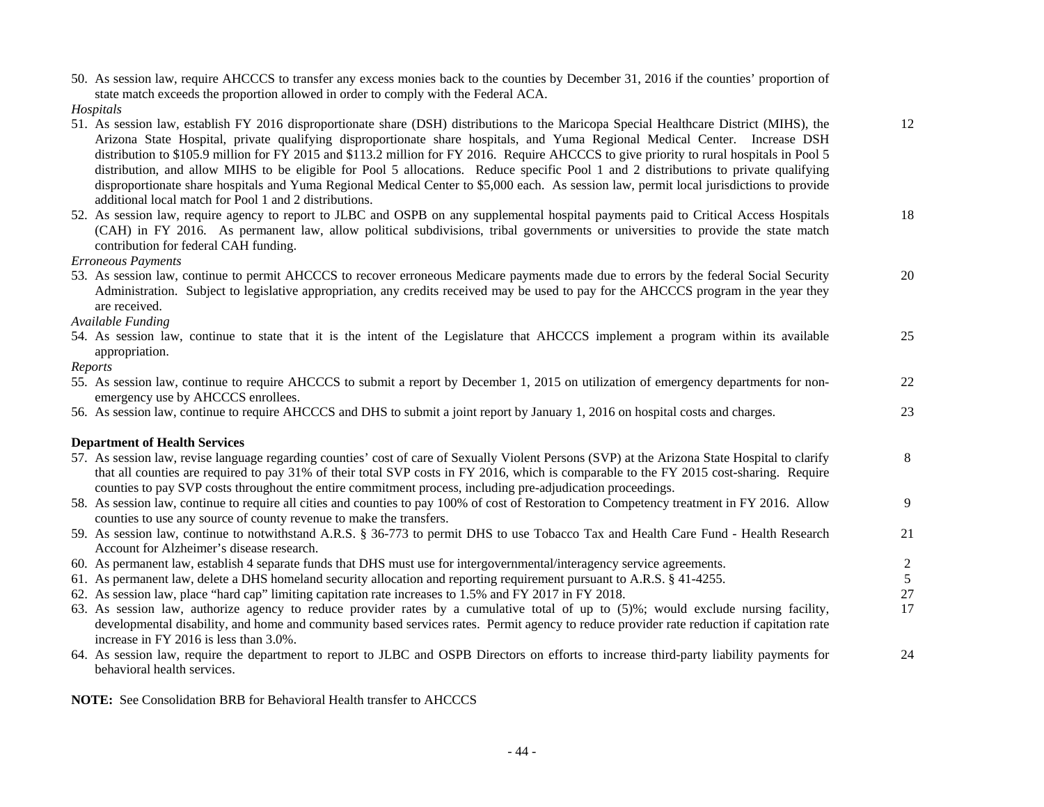50. As session law, require AHCCCS to transfer any excess monies back to the counties by December 31, 2016 if the counties' proportion of state match exceeds the proportion allowed in order to comply with the Federal ACA.

*Hospitals*

51. As session law, establish FY 2016 disproportionate share (DSH) distributions to the Maricopa Special Healthcare District (MIHS), the Arizona State Hospital, private qualifying disproportionate share hospitals, and Yuma Regional Medical Center. Increase DSH distribution to $105.9 million for FY 2015 and $113.2 million for FY 2016. Require AHCCCS to give priority to rural hospitals in Pool 5 distribution, and allow MIHS to be eligible for Pool 5 allocations. Reduce specific Pool 1 and 2 distributions to private qualifying disproportionate share hospitals and Yuma Regional Medical Center to $5,000 each. As session law, permit local jurisdictions to provide additional local match for Pool 1 and 2 distributions. — 12
52. As session law, require agency to report to JLBC and OSPB on any supplemental hospital payments paid to Critical Access Hospitals (CAH) in FY 2016. As permanent law, allow political subdivisions, tribal governments or universities to provide the state match contribution for federal CAH funding. — 18

*Erroneous Payments*

53. As session law, continue to permit AHCCCS to recover erroneous Medicare payments made due to errors by the federal Social Security Administration. Subject to legislative appropriation, any credits received may be used to pay for the AHCCCS program in the year they are received. — 20

*Available Funding*

54. As session law, continue to state that it is the intent of the Legislature that AHCCCS implement a program within its available appropriation. — 25

*Reports*

55. As session law, continue to require AHCCCS to submit a report by December 1, 2015 on utilization of emergency departments for non-emergency use by AHCCCS enrollees. — 22
56. As session law, continue to require AHCCCS and DHS to submit a joint report by January 1, 2016 on hospital costs and charges. — 23

**Department of Health Services**

57. As session law, revise language regarding counties' cost of care of Sexually Violent Persons (SVP) at the Arizona State Hospital to clarify that all counties are required to pay 31% of their total SVP costs in FY 2016, which is comparable to the FY 2015 cost-sharing. Require counties to pay SVP costs throughout the entire commitment process, including pre-adjudication proceedings. — 8
58. As session law, continue to require all cities and counties to pay 100% of cost of Restoration to Competency treatment in FY 2016. Allow counties to use any source of county revenue to make the transfers. — 9
59. As session law, continue to notwithstand A.R.S. § 36-773 to permit DHS to use Tobacco Tax and Health Care Fund - Health Research Account for Alzheimer's disease research. — 21
60. As permanent law, establish 4 separate funds that DHS must use for intergovernmental/interagency service agreements. — 2
61. As permanent law, delete a DHS homeland security allocation and reporting requirement pursuant to A.R.S. § 41-4255. — 5
62. As session law, place "hard cap" limiting capitation rate increases to 1.5% and FY 2017 in FY 2018. — 27
63. As session law, authorize agency to reduce provider rates by a cumulative total of up to (5)%; would exclude nursing facility, developmental disability, and home and community based services rates. Permit agency to reduce provider rate reduction if capitation rate increase in FY 2016 is less than 3.0%. — 17
64. As session law, require the department to report to JLBC and OSPB Directors on efforts to increase third-party liability payments for behavioral health services. — 24

**NOTE:** See Consolidation BRB for Behavioral Health transfer to AHCCCS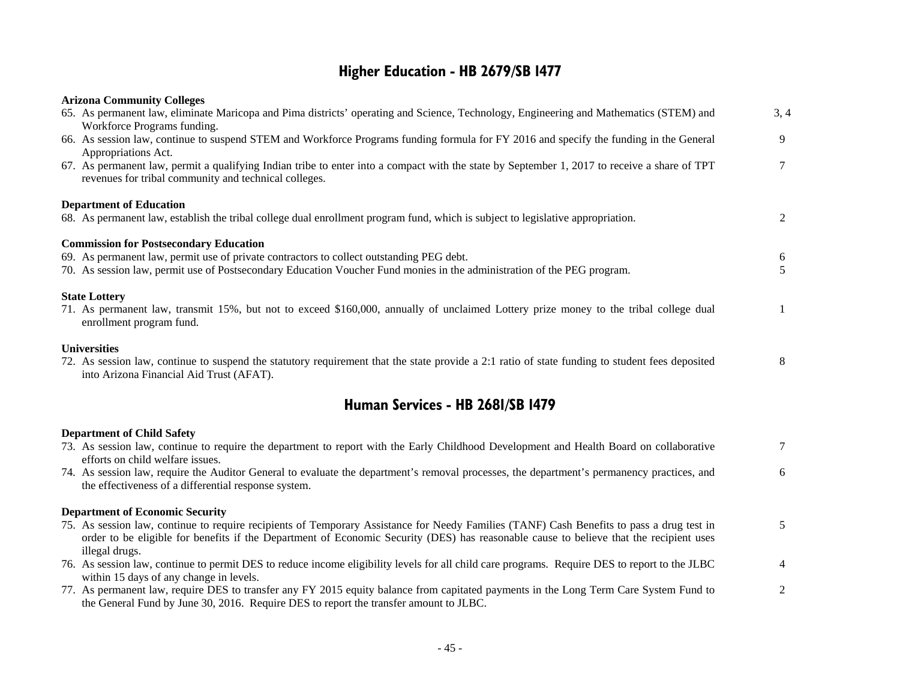## Higher Education - HB 2679/SB 1477

**Arizona Community Colleges**

65. As permanent law, eliminate Maricopa and Pima districts' operating and Science, Technology, Engineering and Mathematics (STEM) and Workforce Programs funding. — 3, 4
66. As session law, continue to suspend STEM and Workforce Programs funding formula for FY 2016 and specify the funding in the General Appropriations Act. — 9
67. As permanent law, permit a qualifying Indian tribe to enter into a compact with the state by September 1, 2017 to receive a share of TPT revenues for tribal community and technical colleges. — 7

**Department of Education**

68. As permanent law, establish the tribal college dual enrollment program fund, which is subject to legislative appropriation. — 2

**Commission for Postsecondary Education**

69. As permanent law, permit use of private contractors to collect outstanding PEG debt. — 6
70. As session law, permit use of Postsecondary Education Voucher Fund monies in the administration of the PEG program. — 5

**State Lottery**

71. As permanent law, transmit 15%, but not to exceed $160,000, annually of unclaimed Lottery prize money to the tribal college dual enrollment program fund. — 1

**Universities**

72. As session law, continue to suspend the statutory requirement that the state provide a 2:1 ratio of state funding to student fees deposited into Arizona Financial Aid Trust (AFAT). — 8

## Human Services - HB 2681/SB 1479

**Department of Child Safety**

73. As session law, continue to require the department to report with the Early Childhood Development and Health Board on collaborative efforts on child welfare issues. — 7
74. As session law, require the Auditor General to evaluate the department's removal processes, the department's permanency practices, and the effectiveness of a differential response system. — 6

**Department of Economic Security**

75. As session law, continue to require recipients of Temporary Assistance for Needy Families (TANF) Cash Benefits to pass a drug test in order to be eligible for benefits if the Department of Economic Security (DES) has reasonable cause to believe that the recipient uses illegal drugs. — 5
76. As session law, continue to permit DES to reduce income eligibility levels for all child care programs. Require DES to report to the JLBC within 15 days of any change in levels. — 4
77. As permanent law, require DES to transfer any FY 2015 equity balance from capitated payments in the Long Term Care System Fund to the General Fund by June 30, 2016. Require DES to report the transfer amount to JLBC. — 2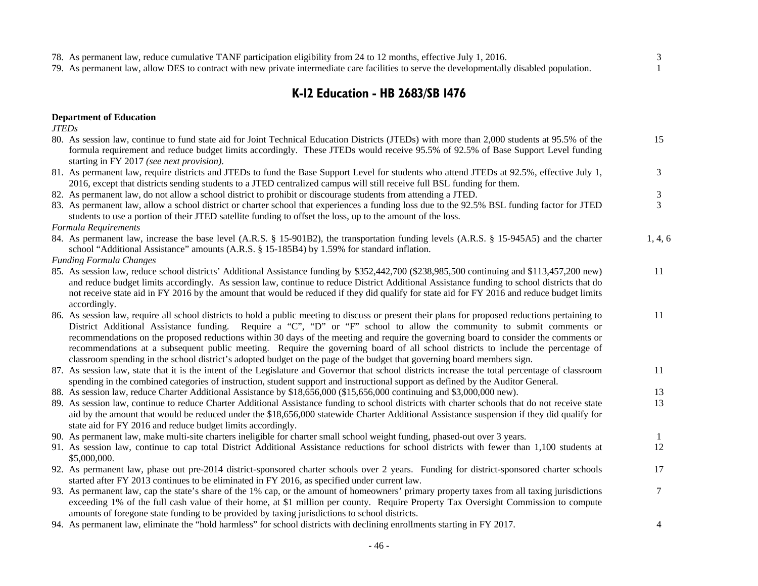78. As permanent law, reduce cumulative TANF participation eligibility from 24 to 12 months, effective July 1, 2016. — 3
79. As permanent law, allow DES to contract with new private intermediate care facilities to serve the developmentally disabled population. — 1

## K-12 Education - HB 2683/SB 1476

**Department of Education**

*JTEDs*

80. As session law, continue to fund state aid for Joint Technical Education Districts (JTEDs) with more than 2,000 students at 95.5% of the formula requirement and reduce budget limits accordingly. These JTEDs would receive 95.5% of 92.5% of Base Support Level funding starting in FY 2017 *(see next provision)*. — 15
81. As permanent law, require districts and JTEDs to fund the Base Support Level for students who attend JTEDs at 92.5%, effective July 1, 2016, except that districts sending students to a JTED centralized campus will still receive full BSL funding for them. — 3
82. As permanent law, do not allow a school district to prohibit or discourage students from attending a JTED. — 3
83. As permanent law, allow a school district or charter school that experiences a funding loss due to the 92.5% BSL funding factor for JTED students to use a portion of their JTED satellite funding to offset the loss, up to the amount of the loss. — 3

*Formula Requirements*

84. As permanent law, increase the base level (A.R.S. § 15-901B2), the transportation funding levels (A.R.S. § 15-945A5) and the charter school "Additional Assistance" amounts (A.R.S. § 15-185B4) by 1.59% for standard inflation. — 1, 4, 6

*Funding Formula Changes*

85. As session law, reduce school districts' Additional Assistance funding by $352,442,700 ($238,985,500 continuing and $113,457,200 new) and reduce budget limits accordingly. As session law, continue to reduce District Additional Assistance funding to school districts that do not receive state aid in FY 2016 by the amount that would be reduced if they did qualify for state aid for FY 2016 and reduce budget limits accordingly. — 11
86. As session law, require all school districts to hold a public meeting to discuss or present their plans for proposed reductions pertaining to District Additional Assistance funding. Require a "C", "D" or "F" school to allow the community to submit comments or recommendations on the proposed reductions within 30 days of the meeting and require the governing board to consider the comments or recommendations at a subsequent public meeting. Require the governing board of all school districts to include the percentage of classroom spending in the school district's adopted budget on the page of the budget that governing board members sign. — 11
87. As session law, state that it is the intent of the Legislature and Governor that school districts increase the total percentage of classroom spending in the combined categories of instruction, student support and instructional support as defined by the Auditor General. — 11
88. As session law, reduce Charter Additional Assistance by $18,656,000 ($15,656,000 continuing and $3,000,000 new). — 13
89. As session law, continue to reduce Charter Additional Assistance funding to school districts with charter schools that do not receive state aid by the amount that would be reduced under the $18,656,000 statewide Charter Additional Assistance suspension if they did qualify for state aid for FY 2016 and reduce budget limits accordingly. — 13
90. As permanent law, make multi-site charters ineligible for charter small school weight funding, phased-out over 3 years. — 1
91. As session law, continue to cap total District Additional Assistance reductions for school districts with fewer than 1,100 students at $5,000,000. — 12
92. As permanent law, phase out pre-2014 district-sponsored charter schools over 2 years. Funding for district-sponsored charter schools started after FY 2013 continues to be eliminated in FY 2016, as specified under current law. — 17
93. As permanent law, cap the state's share of the 1% cap, or the amount of homeowners' primary property taxes from all taxing jurisdictions exceeding 1% of the full cash value of their home, at $1 million per county. Require Property Tax Oversight Commission to compute amounts of foregone state funding to be provided by taxing jurisdictions to school districts. — 7
94. As permanent law, eliminate the "hold harmless" for school districts with declining enrollments starting in FY 2017. — 4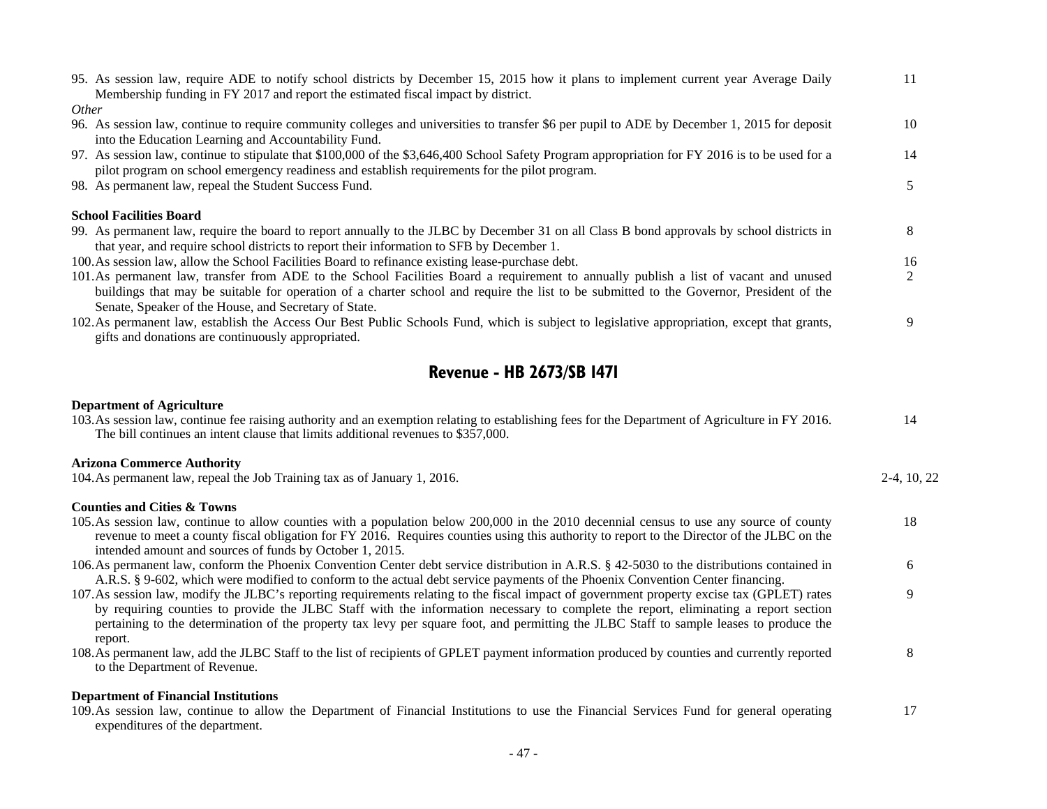95. As session law, require ADE to notify school districts by December 15, 2015 how it plans to implement current year Average Daily Membership funding in FY 2017 and report the estimated fiscal impact by district. — 11

*Other*

96. As session law, continue to require community colleges and universities to transfer $6 per pupil to ADE by December 1, 2015 for deposit into the Education Learning and Accountability Fund. — 10
97. As session law, continue to stipulate that $100,000 of the $3,646,400 School Safety Program appropriation for FY 2016 is to be used for a pilot program on school emergency readiness and establish requirements for the pilot program. — 14
98. As permanent law, repeal the Student Success Fund. — 5

**School Facilities Board**

99. As permanent law, require the board to report annually to the JLBC by December 31 on all Class B bond approvals by school districts in that year, and require school districts to report their information to SFB by December 1. — 8
100. As session law, allow the School Facilities Board to refinance existing lease-purchase debt. — 16
101. As permanent law, transfer from ADE to the School Facilities Board a requirement to annually publish a list of vacant and unused buildings that may be suitable for operation of a charter school and require the list to be submitted to the Governor, President of the Senate, Speaker of the House, and Secretary of State. — 2
102. As permanent law, establish the Access Our Best Public Schools Fund, which is subject to legislative appropriation, except that grants, gifts and donations are continuously appropriated. — 9

## Revenue - HB 2673/SB 1471

**Department of Agriculture**

103. As session law, continue fee raising authority and an exemption relating to establishing fees for the Department of Agriculture in FY 2016. The bill continues an intent clause that limits additional revenues to $357,000. — 14

**Arizona Commerce Authority**

104. As permanent law, repeal the Job Training tax as of January 1, 2016. — 2-4, 10, 22

**Counties and Cities & Towns**

105. As session law, continue to allow counties with a population below 200,000 in the 2010 decennial census to use any source of county revenue to meet a county fiscal obligation for FY 2016. Requires counties using this authority to report to the Director of the JLBC on the intended amount and sources of funds by October 1, 2015. — 18
106. As permanent law, conform the Phoenix Convention Center debt service distribution in A.R.S. § 42-5030 to the distributions contained in A.R.S. § 9-602, which were modified to conform to the actual debt service payments of the Phoenix Convention Center financing. — 6
107. As session law, modify the JLBC's reporting requirements relating to the fiscal impact of government property excise tax (GPLET) rates by requiring counties to provide the JLBC Staff with the information necessary to complete the report, eliminating a report section pertaining to the determination of the property tax levy per square foot, and permitting the JLBC Staff to sample leases to produce the report. — 9
108. As permanent law, add the JLBC Staff to the list of recipients of GPLET payment information produced by counties and currently reported to the Department of Revenue. — 8

**Department of Financial Institutions**

109. As session law, continue to allow the Department of Financial Institutions to use the Financial Services Fund for general operating expenditures of the department. — 17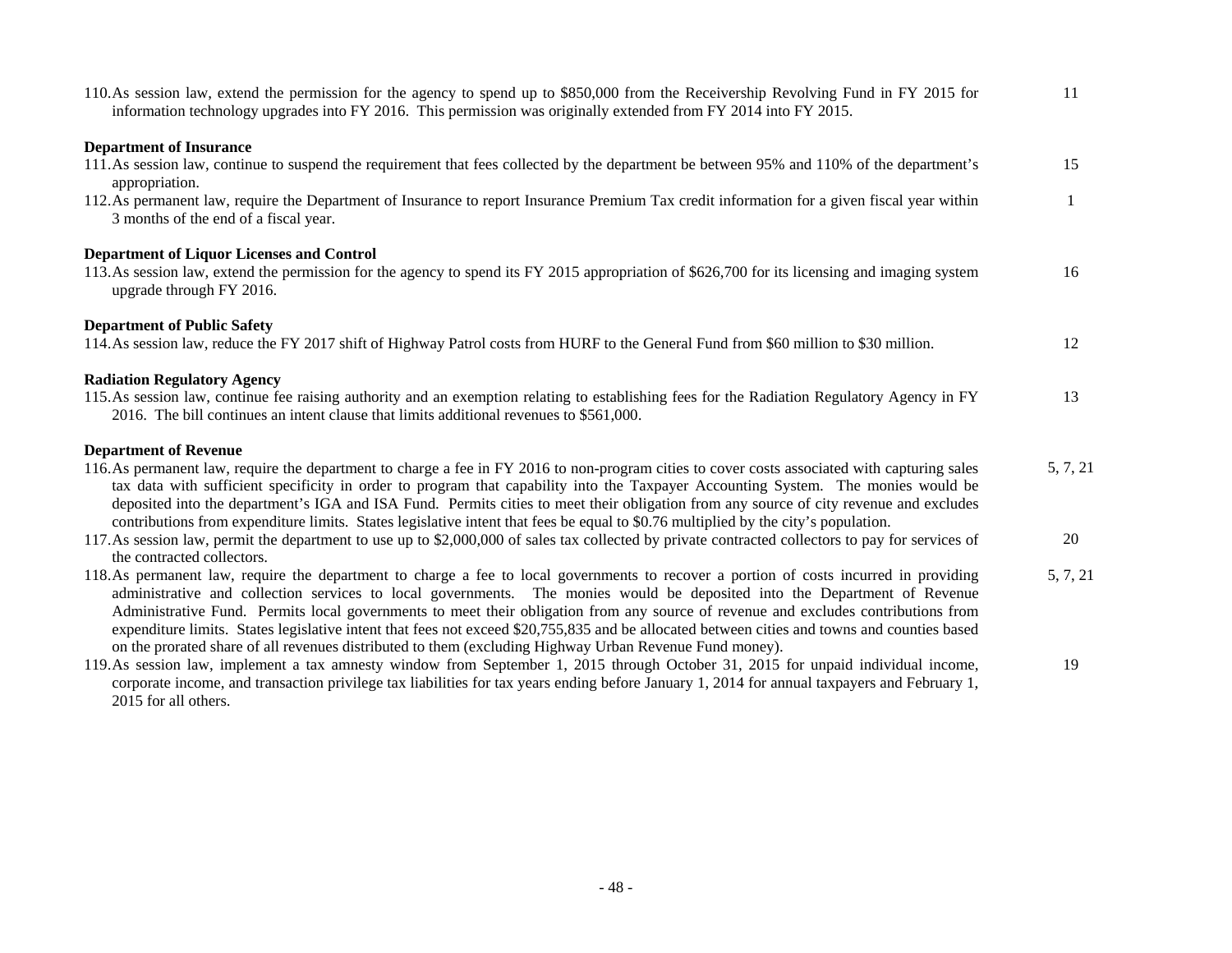110. As session law, extend the permission for the agency to spend up to $850,000 from the Receivership Revolving Fund in FY 2015 for information technology upgrades into FY 2016. This permission was originally extended from FY 2014 into FY 2015. — 11

**Department of Insurance**

111. As session law, continue to suspend the requirement that fees collected by the department be between 95% and 110% of the department's appropriation. — 15

112. As permanent law, require the Department of Insurance to report Insurance Premium Tax credit information for a given fiscal year within 3 months of the end of a fiscal year. — 1

**Department of Liquor Licenses and Control**

113. As session law, extend the permission for the agency to spend its FY 2015 appropriation of $626,700 for its licensing and imaging system upgrade through FY 2016. — 16

**Department of Public Safety**

114. As session law, reduce the FY 2017 shift of Highway Patrol costs from HURF to the General Fund from $60 million to $30 million. — 12

**Radiation Regulatory Agency**

115. As session law, continue fee raising authority and an exemption relating to establishing fees for the Radiation Regulatory Agency in FY 2016. The bill continues an intent clause that limits additional revenues to $561,000. — 13

**Department of Revenue**

116. As permanent law, require the department to charge a fee in FY 2016 to non-program cities to cover costs associated with capturing sales tax data with sufficient specificity in order to program that capability into the Taxpayer Accounting System. The monies would be deposited into the department's IGA and ISA Fund. Permits cities to meet their obligation from any source of city revenue and excludes contributions from expenditure limits. States legislative intent that fees be equal to $0.76 multiplied by the city's population. — 5, 7, 21

117. As session law, permit the department to use up to $2,000,000 of sales tax collected by private contracted collectors to pay for services of the contracted collectors. — 20

118. As permanent law, require the department to charge a fee to local governments to recover a portion of costs incurred in providing administrative and collection services to local governments. The monies would be deposited into the Department of Revenue Administrative Fund. Permits local governments to meet their obligation from any source of revenue and excludes contributions from expenditure limits. States legislative intent that fees not exceed $20,755,835 and be allocated between cities and towns and counties based on the prorated share of all revenues distributed to them (excluding Highway Urban Revenue Fund money). — 5, 7, 21

119. As session law, implement a tax amnesty window from September 1, 2015 through October 31, 2015 for unpaid individual income, corporate income, and transaction privilege tax liabilities for tax years ending before January 1, 2014 for annual taxpayers and February 1, 2015 for all others. — 19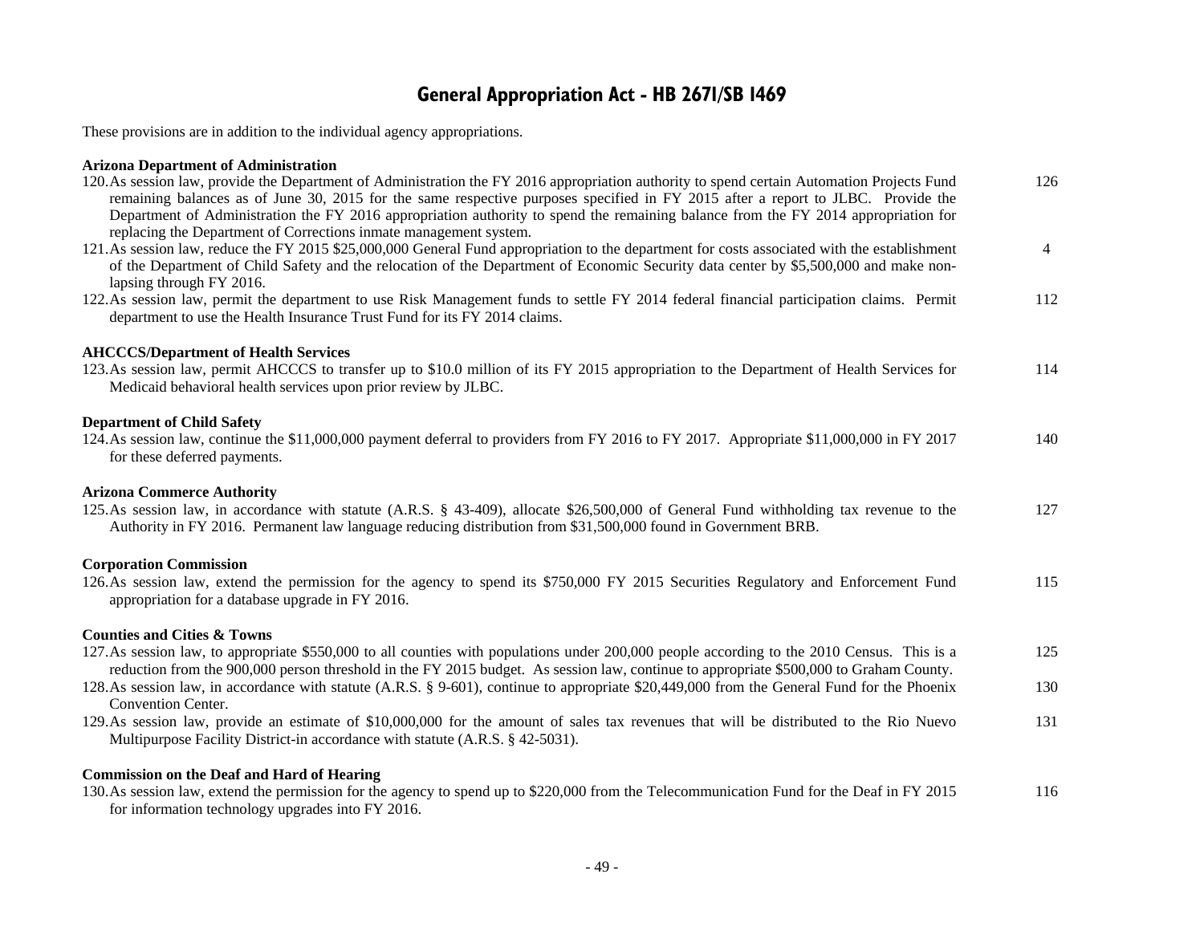# General Appropriation Act - HB 2671/SB 1469

These provisions are in addition to the individual agency appropriations.

**Arizona Department of Administration**

120. As session law, provide the Department of Administration the FY 2016 appropriation authority to spend certain Automation Projects Fund remaining balances as of June 30, 2015 for the same respective purposes specified in FY 2015 after a report to JLBC. Provide the Department of Administration the FY 2016 appropriation authority to spend the remaining balance from the FY 2014 appropriation for replacing the Department of Corrections inmate management system. — 126
121. As session law, reduce the FY 2015 $25,000,000 General Fund appropriation to the department for costs associated with the establishment of the Department of Child Safety and the relocation of the Department of Economic Security data center by $5,500,000 and make non-lapsing through FY 2016. — 4
122. As session law, permit the department to use Risk Management funds to settle FY 2014 federal financial participation claims. Permit department to use the Health Insurance Trust Fund for its FY 2014 claims. — 112

**AHCCCS/Department of Health Services**

123. As session law, permit AHCCCS to transfer up to $10.0 million of its FY 2015 appropriation to the Department of Health Services for Medicaid behavioral health services upon prior review by JLBC. — 114

**Department of Child Safety**

124. As session law, continue the $11,000,000 payment deferral to providers from FY 2016 to FY 2017. Appropriate $11,000,000 in FY 2017 for these deferred payments. — 140

**Arizona Commerce Authority**

125. As session law, in accordance with statute (A.R.S. § 43-409), allocate $26,500,000 of General Fund withholding tax revenue to the Authority in FY 2016. Permanent law language reducing distribution from $31,500,000 found in Government BRB. — 127

**Corporation Commission**

126. As session law, extend the permission for the agency to spend its $750,000 FY 2015 Securities Regulatory and Enforcement Fund appropriation for a database upgrade in FY 2016. — 115

**Counties and Cities & Towns**

127. As session law, to appropriate $550,000 to all counties with populations under 200,000 people according to the 2010 Census. This is a reduction from the 900,000 person threshold in the FY 2015 budget. As session law, continue to appropriate $500,000 to Graham County. — 125
128. As session law, in accordance with statute (A.R.S. § 9-601), continue to appropriate $20,449,000 from the General Fund for the Phoenix Convention Center. — 130
129. As session law, provide an estimate of $10,000,000 for the amount of sales tax revenues that will be distributed to the Rio Nuevo Multipurpose Facility District-in accordance with statute (A.R.S. § 42-5031). — 131

**Commission on the Deaf and Hard of Hearing**

130. As session law, extend the permission for the agency to spend up to $220,000 from the Telecommunication Fund for the Deaf in FY 2015 for information technology upgrades into FY 2016. — 116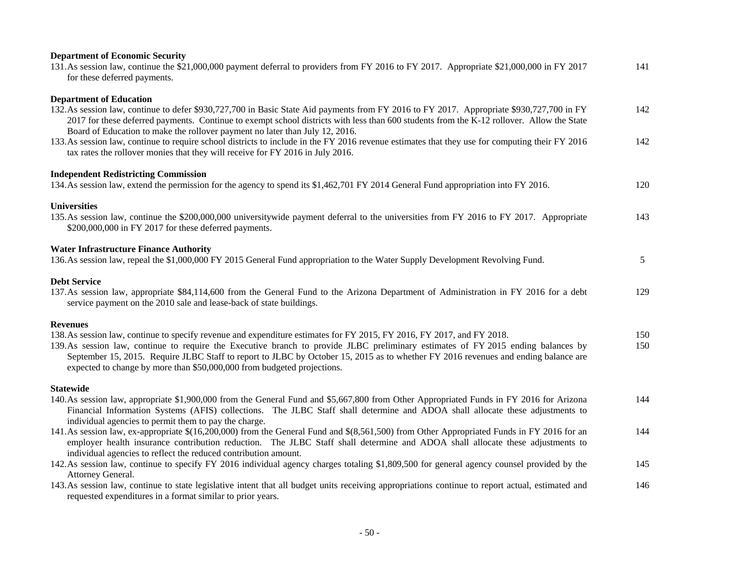**Department of Economic Security**

131. As session law, continue the $21,000,000 payment deferral to providers from FY 2016 to FY 2017. Appropriate $21,000,000 in FY 2017 for these deferred payments. 141

**Department of Education**

132. As session law, continue to defer $930,727,700 in Basic State Aid payments from FY 2016 to FY 2017. Appropriate $930,727,700 in FY 2017 for these deferred payments. Continue to exempt school districts with less than 600 students from the K-12 rollover. Allow the State Board of Education to make the rollover payment no later than July 12, 2016. 142
133. As session law, continue to require school districts to include in the FY 2016 revenue estimates that they use for computing their FY 2016 tax rates the rollover monies that they will receive for FY 2016 in July 2016. 142

**Independent Redistricting Commission**

134. As session law, extend the permission for the agency to spend its $1,462,701 FY 2014 General Fund appropriation into FY 2016. 120

**Universities**

135. As session law, continue the $200,000,000 universitywide payment deferral to the universities from FY 2016 to FY 2017. Appropriate $200,000,000 in FY 2017 for these deferred payments. 143

**Water Infrastructure Finance Authority**

136. As session law, repeal the $1,000,000 FY 2015 General Fund appropriation to the Water Supply Development Revolving Fund. 5

**Debt Service**

137. As session law, appropriate $84,114,600 from the General Fund to the Arizona Department of Administration in FY 2016 for a debt service payment on the 2010 sale and lease-back of state buildings. 129

**Revenues**

138. As session law, continue to specify revenue and expenditure estimates for FY 2015, FY 2016, FY 2017, and FY 2018. 150
139. As session law, continue to require the Executive branch to provide JLBC preliminary estimates of FY 2015 ending balances by September 15, 2015. Require JLBC Staff to report to JLBC by October 15, 2015 as to whether FY 2016 revenues and ending balance are expected to change by more than $50,000,000 from budgeted projections. 150

**Statewide**

140. As session law, appropriate $1,900,000 from the General Fund and $5,667,800 from Other Appropriated Funds in FY 2016 for Arizona Financial Information Systems (AFIS) collections. The JLBC Staff shall determine and ADOA shall allocate these adjustments to individual agencies to permit them to pay the charge. 144
141. As session law, ex-appropriate $(16,200,000) from the General Fund and $(8,561,500) from Other Appropriated Funds in FY 2016 for an employer health insurance contribution reduction. The JLBC Staff shall determine and ADOA shall allocate these adjustments to individual agencies to reflect the reduced contribution amount. 144
142. As session law, continue to specify FY 2016 individual agency charges totaling $1,809,500 for general agency counsel provided by the Attorney General. 145
143. As session law, continue to state legislative intent that all budget units receiving appropriations continue to report actual, estimated and requested expenditures in a format similar to prior years. 146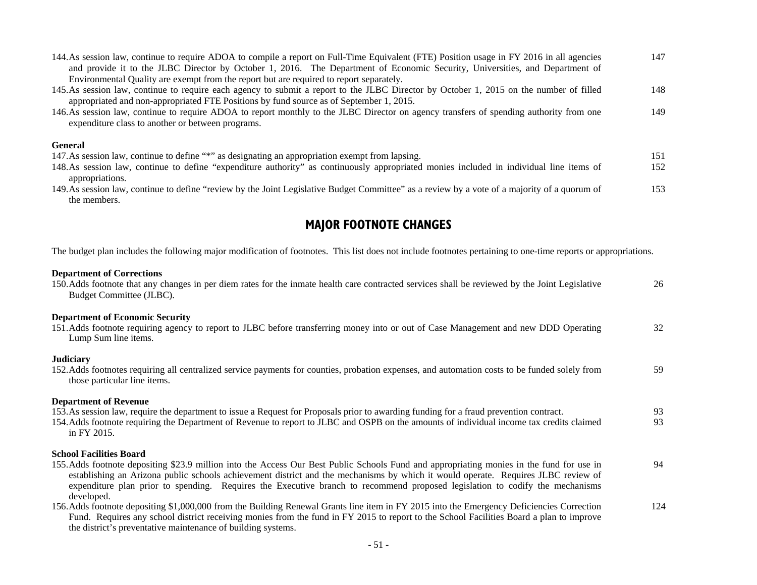144. As session law, continue to require ADOA to compile a report on Full-Time Equivalent (FTE) Position usage in FY 2016 in all agencies and provide it to the JLBC Director by October 1, 2016. The Department of Economic Security, Universities, and Department of Environmental Quality are exempt from the report but are required to report separately. 147
145. As session law, continue to require each agency to submit a report to the JLBC Director by October 1, 2015 on the number of filled appropriated and non-appropriated FTE Positions by fund source as of September 1, 2015. 148
146. As session law, continue to require ADOA to report monthly to the JLBC Director on agency transfers of spending authority from one expenditure class to another or between programs. 149

**General**

147. As session law, continue to define "*" as designating an appropriation exempt from lapsing. 151
148. As session law, continue to define "expenditure authority" as continuously appropriated monies included in individual line items of appropriations. 152
149. As session law, continue to define "review by the Joint Legislative Budget Committee" as a review by a vote of a majority of a quorum of the members. 153

## MAJOR FOOTNOTE CHANGES

The budget plan includes the following major modification of footnotes. This list does not include footnotes pertaining to one-time reports or appropriations.

**Department of Corrections**

150. Adds footnote that any changes in per diem rates for the inmate health care contracted services shall be reviewed by the Joint Legislative Budget Committee (JLBC). 26

**Department of Economic Security**

151. Adds footnote requiring agency to report to JLBC before transferring money into or out of Case Management and new DDD Operating Lump Sum line items. 32

**Judiciary**

152. Adds footnotes requiring all centralized service payments for counties, probation expenses, and automation costs to be funded solely from those particular line items. 59

**Department of Revenue**

153. As session law, require the department to issue a Request for Proposals prior to awarding funding for a fraud prevention contract. 93
154. Adds footnote requiring the Department of Revenue to report to JLBC and OSPB on the amounts of individual income tax credits claimed in FY 2015. 93

**School Facilities Board**

155. Adds footnote depositing $23.9 million into the Access Our Best Public Schools Fund and appropriating monies in the fund for use in establishing an Arizona public schools achievement district and the mechanisms by which it would operate. Requires JLBC review of expenditure plan prior to spending. Requires the Executive branch to recommend proposed legislation to codify the mechanisms developed. 94
156. Adds footnote depositing $1,000,000 from the Building Renewal Grants line item in FY 2015 into the Emergency Deficiencies Correction Fund. Requires any school district receiving monies from the fund in FY 2015 to report to the School Facilities Board a plan to improve the district's preventative maintenance of building systems. 124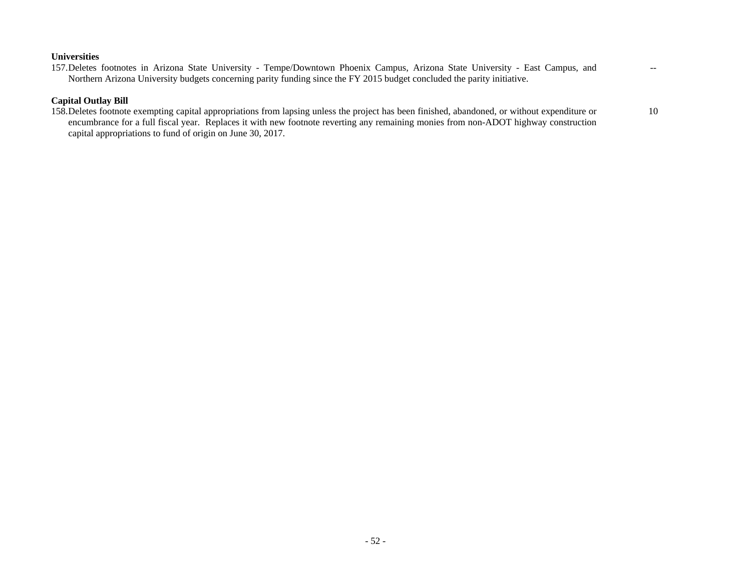**Universities**

157. Deletes footnotes in Arizona State University - Tempe/Downtown Phoenix Campus, Arizona State University - East Campus, and Northern Arizona University budgets concerning parity funding since the FY 2015 budget concluded the parity initiative. --

**Capital Outlay Bill**

158. Deletes footnote exempting capital appropriations from lapsing unless the project has been finished, abandoned, or without expenditure or encumbrance for a full fiscal year. Replaces it with new footnote reverting any remaining monies from non-ADOT highway construction capital appropriations to fund of origin on June 30, 2017. 10